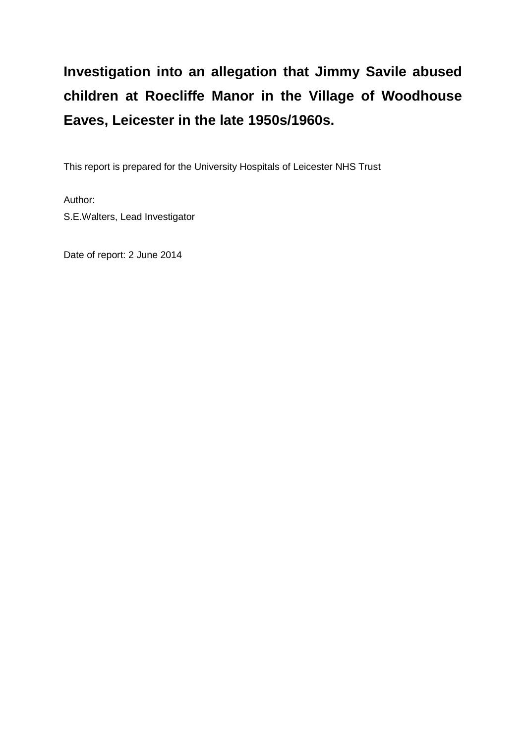# Investigation into an allegation that Jimmy Savile abused children at Roecliffe Manor in the Village of Woodhouse Eaves, Leicester in the late 1950s/1960s.

This report is prepared for the University Hospitals of Leicester NHS Trust

Author:
S.E.Walters, Lead Investigator

Date of report: 2 June 2014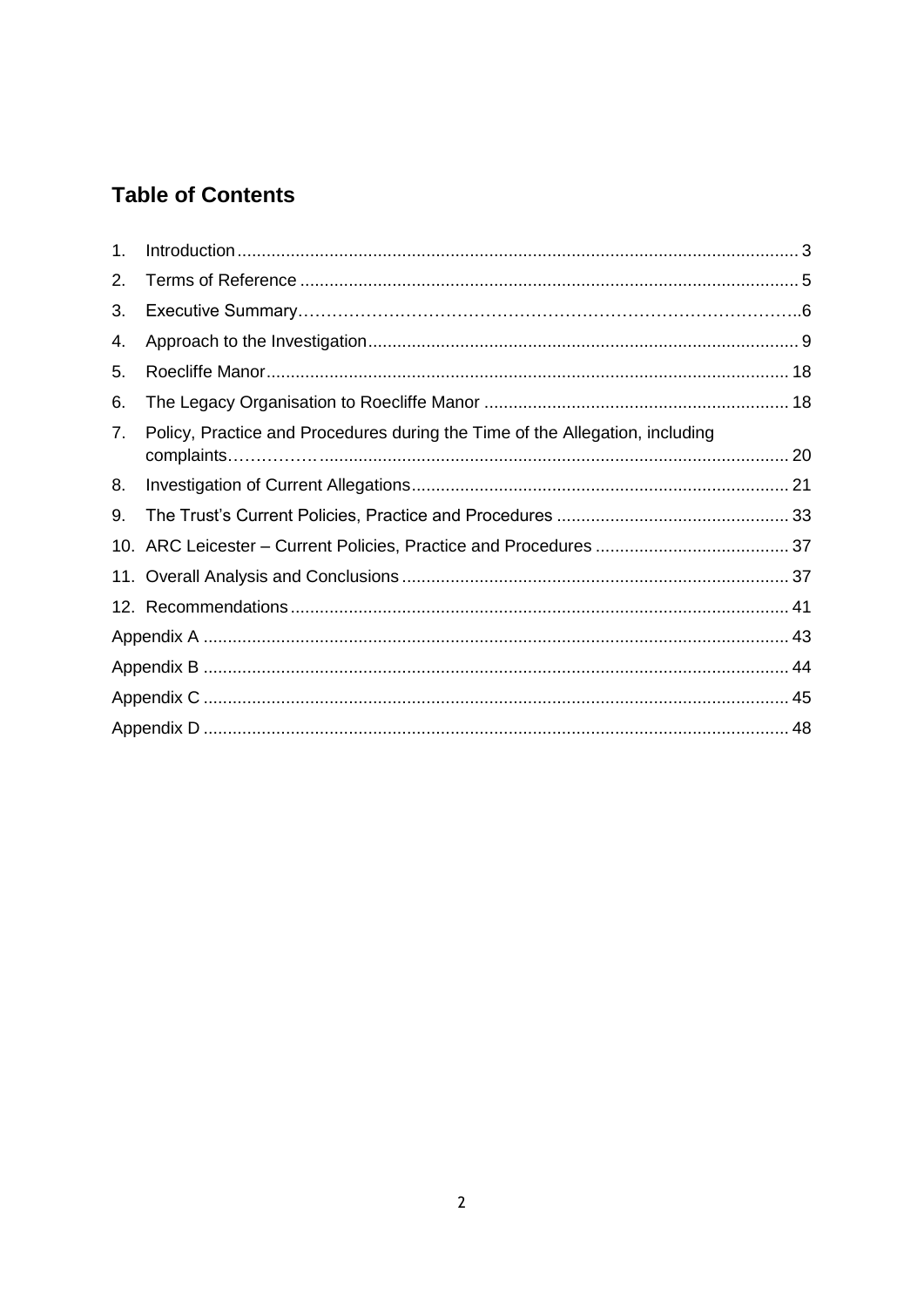## Table of Contents

1. Introduction .................................................................................................................. 3
2. Terms of Reference ..................................................................................................... 5
3. Executive Summary……………………………………………………………………………..6
4. Approach to the Investigation ....................................................................................... 9
5. Roecliffe Manor .......................................................................................................... 18
6. The Legacy Organisation to Roecliffe Manor .............................................................. 18
7. Policy, Practice and Procedures during the Time of the Allegation, including complaints……………................................................................................................ 20
8. Investigation of Current Allegations ............................................................................. 21
9. The Trust's Current Policies, Practice and Procedures ................................................ 33
10. ARC Leicester – Current Policies, Practice and Procedures ........................................ 37
11. Overall Analysis and Conclusions ................................................................................ 37
12. Recommendations ...................................................................................................... 41

Appendix A ........................................................................................................................ 43
Appendix B ........................................................................................................................ 44
Appendix C ........................................................................................................................ 45
Appendix D ........................................................................................................................ 48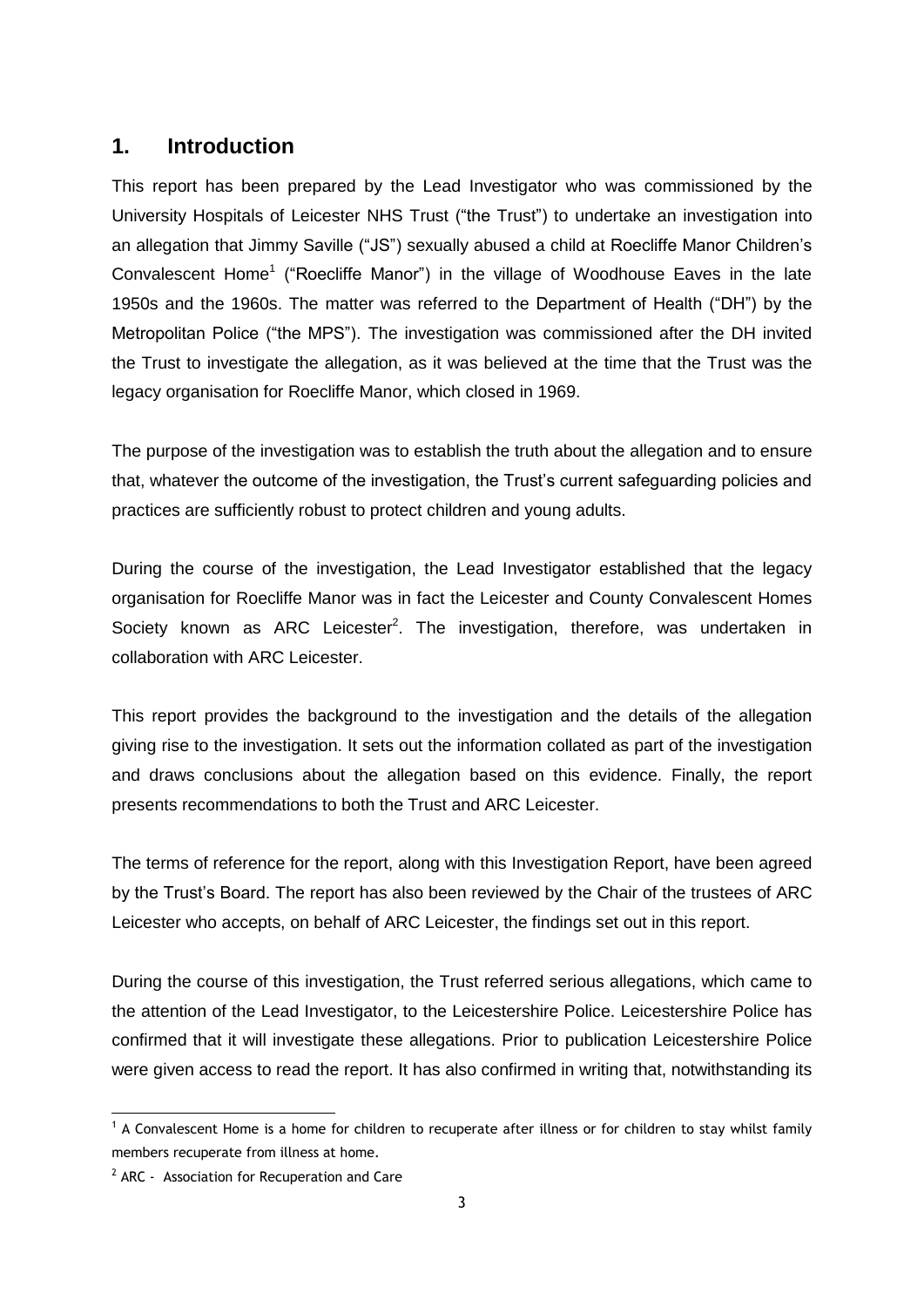## 1. Introduction

This report has been prepared by the Lead Investigator who was commissioned by the University Hospitals of Leicester NHS Trust ("the Trust") to undertake an investigation into an allegation that Jimmy Saville ("JS") sexually abused a child at Roecliffe Manor Children's Convalescent Home[1] ("Roecliffe Manor") in the village of Woodhouse Eaves in the late 1950s and the 1960s. The matter was referred to the Department of Health ("DH") by the Metropolitan Police ("the MPS"). The investigation was commissioned after the DH invited the Trust to investigate the allegation, as it was believed at the time that the Trust was the legacy organisation for Roecliffe Manor, which closed in 1969.

The purpose of the investigation was to establish the truth about the allegation and to ensure that, whatever the outcome of the investigation, the Trust's current safeguarding policies and practices are sufficiently robust to protect children and young adults.

During the course of the investigation, the Lead Investigator established that the legacy organisation for Roecliffe Manor was in fact the Leicester and County Convalescent Homes Society known as ARC Leicester[2]. The investigation, therefore, was undertaken in collaboration with ARC Leicester.

This report provides the background to the investigation and the details of the allegation giving rise to the investigation. It sets out the information collated as part of the investigation and draws conclusions about the allegation based on this evidence. Finally, the report presents recommendations to both the Trust and ARC Leicester.

The terms of reference for the report, along with this Investigation Report, have been agreed by the Trust's Board. The report has also been reviewed by the Chair of the trustees of ARC Leicester who accepts, on behalf of ARC Leicester, the findings set out in this report.

During the course of this investigation, the Trust referred serious allegations, which came to the attention of the Lead Investigator, to the Leicestershire Police. Leicestershire Police has confirmed that it will investigate these allegations. Prior to publication Leicestershire Police were given access to read the report. It has also confirmed in writing that, notwithstanding its

---

[1] A Convalescent Home is a home for children to recuperate after illness or for children to stay whilst family members recuperate from illness at home.

[2] ARC - Association for Recuperation and Care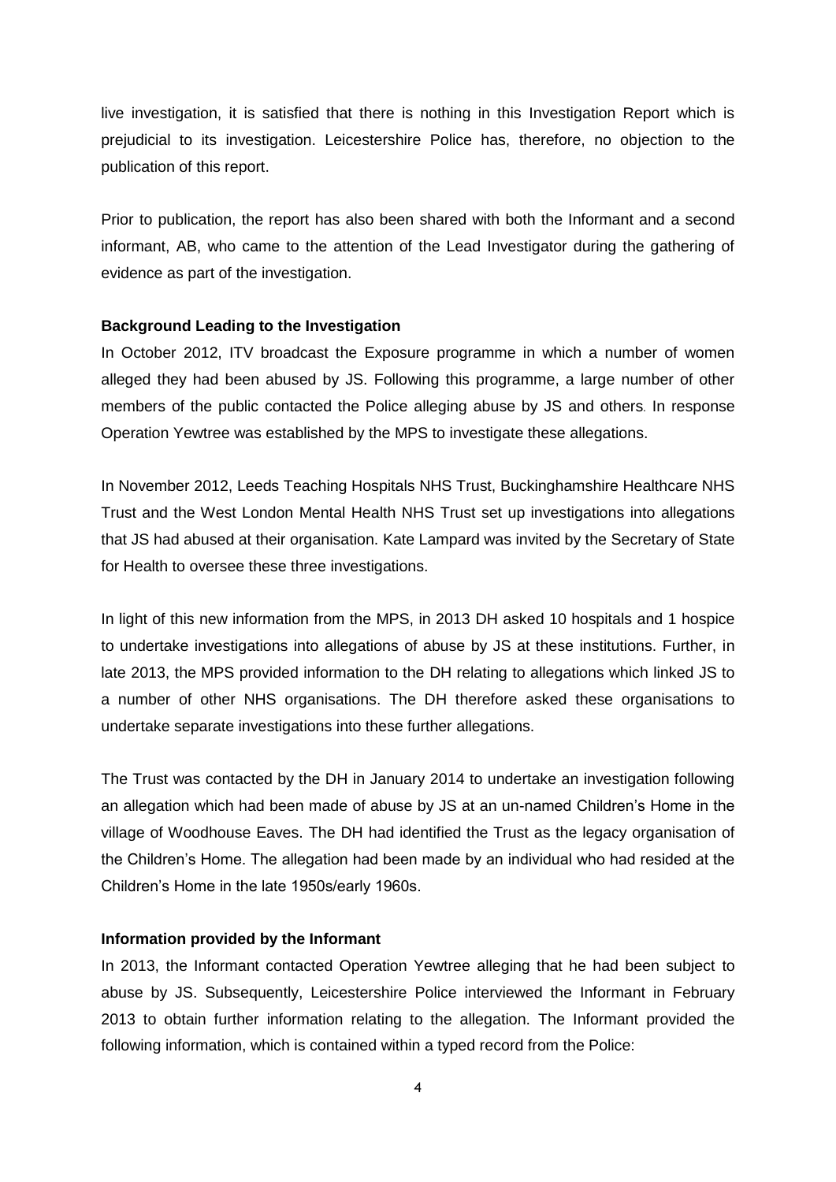live investigation, it is satisfied that there is nothing in this Investigation Report which is prejudicial to its investigation. Leicestershire Police has, therefore, no objection to the publication of this report.

Prior to publication, the report has also been shared with both the Informant and a second informant, AB, who came to the attention of the Lead Investigator during the gathering of evidence as part of the investigation.

**Background Leading to the Investigation**

In October 2012, ITV broadcast the Exposure programme in which a number of women alleged they had been abused by JS. Following this programme, a large number of other members of the public contacted the Police alleging abuse by JS and others. In response Operation Yewtree was established by the MPS to investigate these allegations.

In November 2012, Leeds Teaching Hospitals NHS Trust, Buckinghamshire Healthcare NHS Trust and the West London Mental Health NHS Trust set up investigations into allegations that JS had abused at their organisation. Kate Lampard was invited by the Secretary of State for Health to oversee these three investigations.

In light of this new information from the MPS, in 2013 DH asked 10 hospitals and 1 hospice to undertake investigations into allegations of abuse by JS at these institutions. Further, in late 2013, the MPS provided information to the DH relating to allegations which linked JS to a number of other NHS organisations. The DH therefore asked these organisations to undertake separate investigations into these further allegations.

The Trust was contacted by the DH in January 2014 to undertake an investigation following an allegation which had been made of abuse by JS at an un-named Children's Home in the village of Woodhouse Eaves. The DH had identified the Trust as the legacy organisation of the Children's Home. The allegation had been made by an individual who had resided at the Children's Home in the late 1950s/early 1960s.

**Information provided by the Informant**

In 2013, the Informant contacted Operation Yewtree alleging that he had been subject to abuse by JS. Subsequently, Leicestershire Police interviewed the Informant in February 2013 to obtain further information relating to the allegation. The Informant provided the following information, which is contained within a typed record from the Police: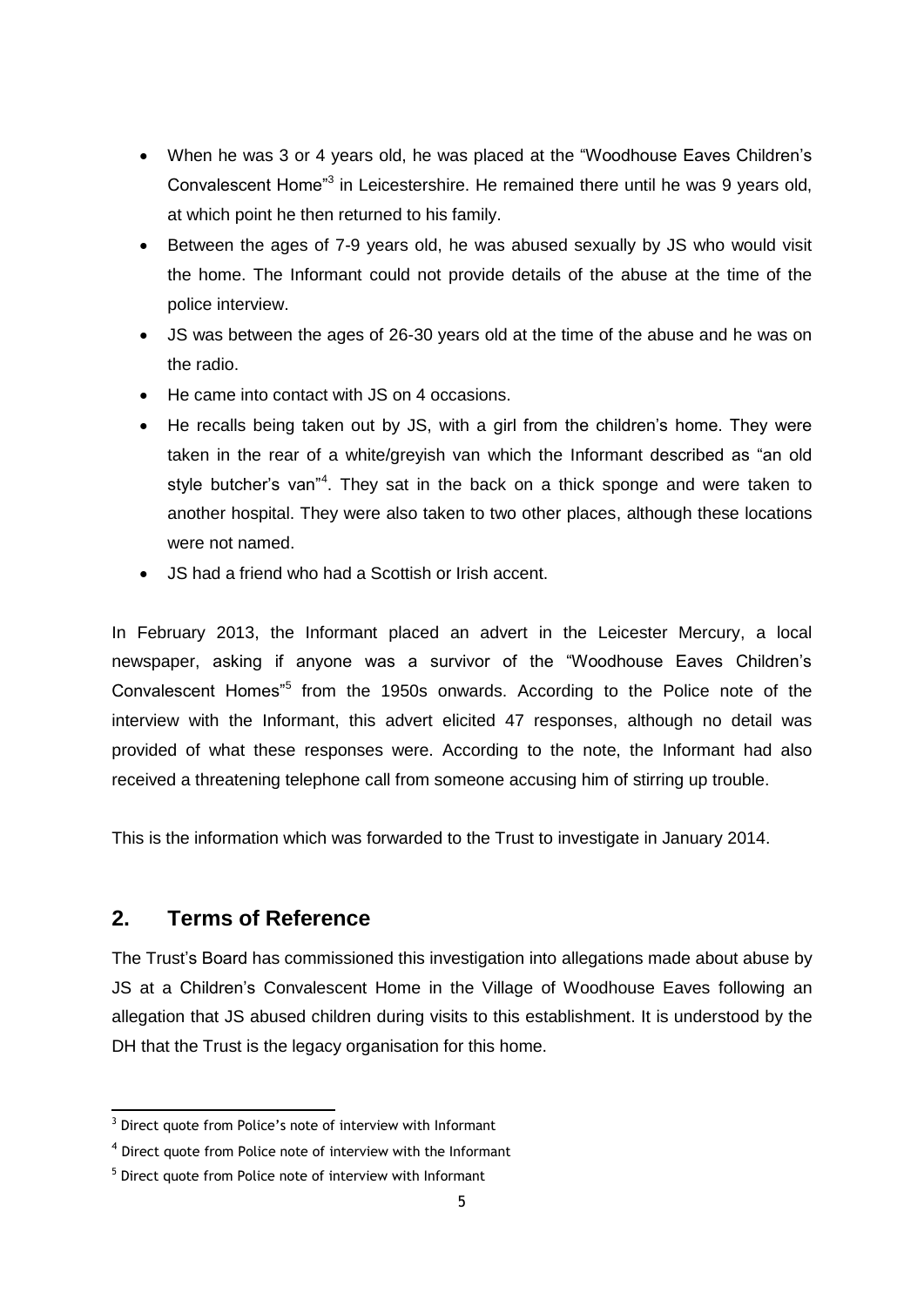- When he was 3 or 4 years old, he was placed at the "Woodhouse Eaves Children's Convalescent Home"[3] in Leicestershire. He remained there until he was 9 years old, at which point he then returned to his family.
- Between the ages of 7-9 years old, he was abused sexually by JS who would visit the home. The Informant could not provide details of the abuse at the time of the police interview.
- JS was between the ages of 26-30 years old at the time of the abuse and he was on the radio.
- He came into contact with JS on 4 occasions.
- He recalls being taken out by JS, with a girl from the children's home. They were taken in the rear of a white/greyish van which the Informant described as "an old style butcher's van"[4]. They sat in the back on a thick sponge and were taken to another hospital. They were also taken to two other places, although these locations were not named.
- JS had a friend who had a Scottish or Irish accent.

In February 2013, the Informant placed an advert in the Leicester Mercury, a local newspaper, asking if anyone was a survivor of the "Woodhouse Eaves Children's Convalescent Homes"[5] from the 1950s onwards. According to the Police note of the interview with the Informant, this advert elicited 47 responses, although no detail was provided of what these responses were. According to the note, the Informant had also received a threatening telephone call from someone accusing him of stirring up trouble.

This is the information which was forwarded to the Trust to investigate in January 2014.

## 2. Terms of Reference

The Trust's Board has commissioned this investigation into allegations made about abuse by JS at a Children's Convalescent Home in the Village of Woodhouse Eaves following an allegation that JS abused children during visits to this establishment. It is understood by the DH that the Trust is the legacy organisation for this home.

[3] Direct quote from Police's note of interview with Informant

[4] Direct quote from Police note of interview with the Informant

[5] Direct quote from Police note of interview with Informant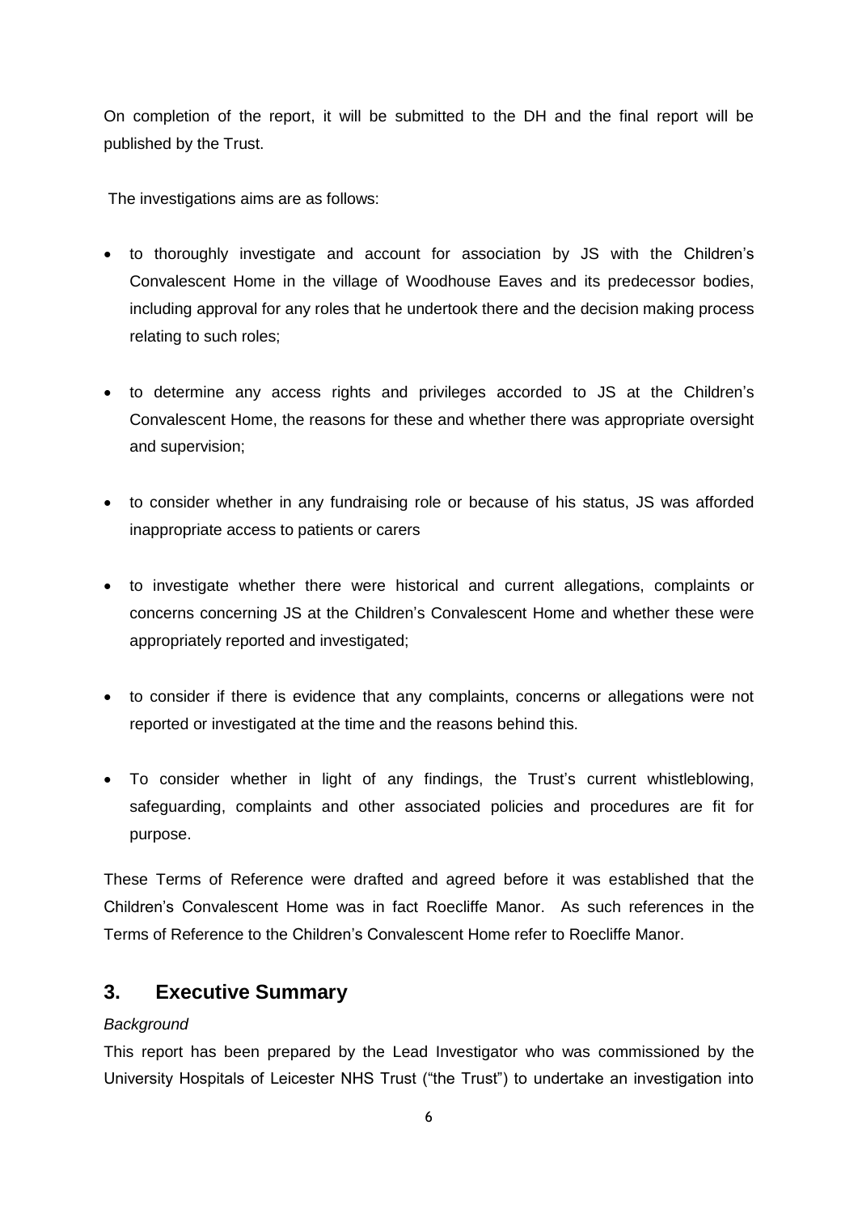On completion of the report, it will be submitted to the DH and the final report will be published by the Trust.

The investigations aims are as follows:

- to thoroughly investigate and account for association by JS with the Children's Convalescent Home in the village of Woodhouse Eaves and its predecessor bodies, including approval for any roles that he undertook there and the decision making process relating to such roles;
- to determine any access rights and privileges accorded to JS at the Children's Convalescent Home, the reasons for these and whether there was appropriate oversight and supervision;
- to consider whether in any fundraising role or because of his status, JS was afforded inappropriate access to patients or carers
- to investigate whether there were historical and current allegations, complaints or concerns concerning JS at the Children's Convalescent Home and whether these were appropriately reported and investigated;
- to consider if there is evidence that any complaints, concerns or allegations were not reported or investigated at the time and the reasons behind this.
- To consider whether in light of any findings, the Trust's current whistleblowing, safeguarding, complaints and other associated policies and procedures are fit for purpose.

These Terms of Reference were drafted and agreed before it was established that the Children's Convalescent Home was in fact Roecliffe Manor. As such references in the Terms of Reference to the Children's Convalescent Home refer to Roecliffe Manor.

## 3. Executive Summary

*Background*

This report has been prepared by the Lead Investigator who was commissioned by the University Hospitals of Leicester NHS Trust ("the Trust") to undertake an investigation into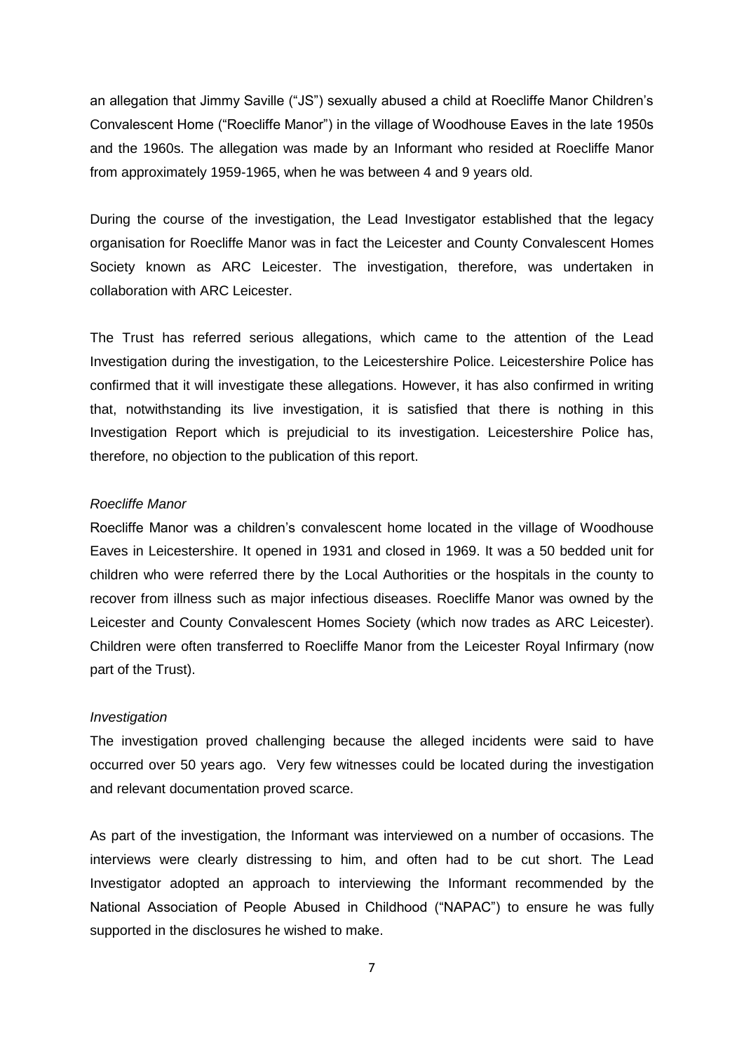an allegation that Jimmy Saville ("JS") sexually abused a child at Roecliffe Manor Children's Convalescent Home ("Roecliffe Manor") in the village of Woodhouse Eaves in the late 1950s and the 1960s. The allegation was made by an Informant who resided at Roecliffe Manor from approximately 1959-1965, when he was between 4 and 9 years old.

During the course of the investigation, the Lead Investigator established that the legacy organisation for Roecliffe Manor was in fact the Leicester and County Convalescent Homes Society known as ARC Leicester. The investigation, therefore, was undertaken in collaboration with ARC Leicester.

The Trust has referred serious allegations, which came to the attention of the Lead Investigation during the investigation, to the Leicestershire Police. Leicestershire Police has confirmed that it will investigate these allegations. However, it has also confirmed in writing that, notwithstanding its live investigation, it is satisfied that there is nothing in this Investigation Report which is prejudicial to its investigation. Leicestershire Police has, therefore, no objection to the publication of this report.

*Roecliffe Manor*

Roecliffe Manor was a children's convalescent home located in the village of Woodhouse Eaves in Leicestershire. It opened in 1931 and closed in 1969. It was a 50 bedded unit for children who were referred there by the Local Authorities or the hospitals in the county to recover from illness such as major infectious diseases. Roecliffe Manor was owned by the Leicester and County Convalescent Homes Society (which now trades as ARC Leicester). Children were often transferred to Roecliffe Manor from the Leicester Royal Infirmary (now part of the Trust).

*Investigation*

The investigation proved challenging because the alleged incidents were said to have occurred over 50 years ago. Very few witnesses could be located during the investigation and relevant documentation proved scarce.

As part of the investigation, the Informant was interviewed on a number of occasions. The interviews were clearly distressing to him, and often had to be cut short. The Lead Investigator adopted an approach to interviewing the Informant recommended by the National Association of People Abused in Childhood ("NAPAC") to ensure he was fully supported in the disclosures he wished to make.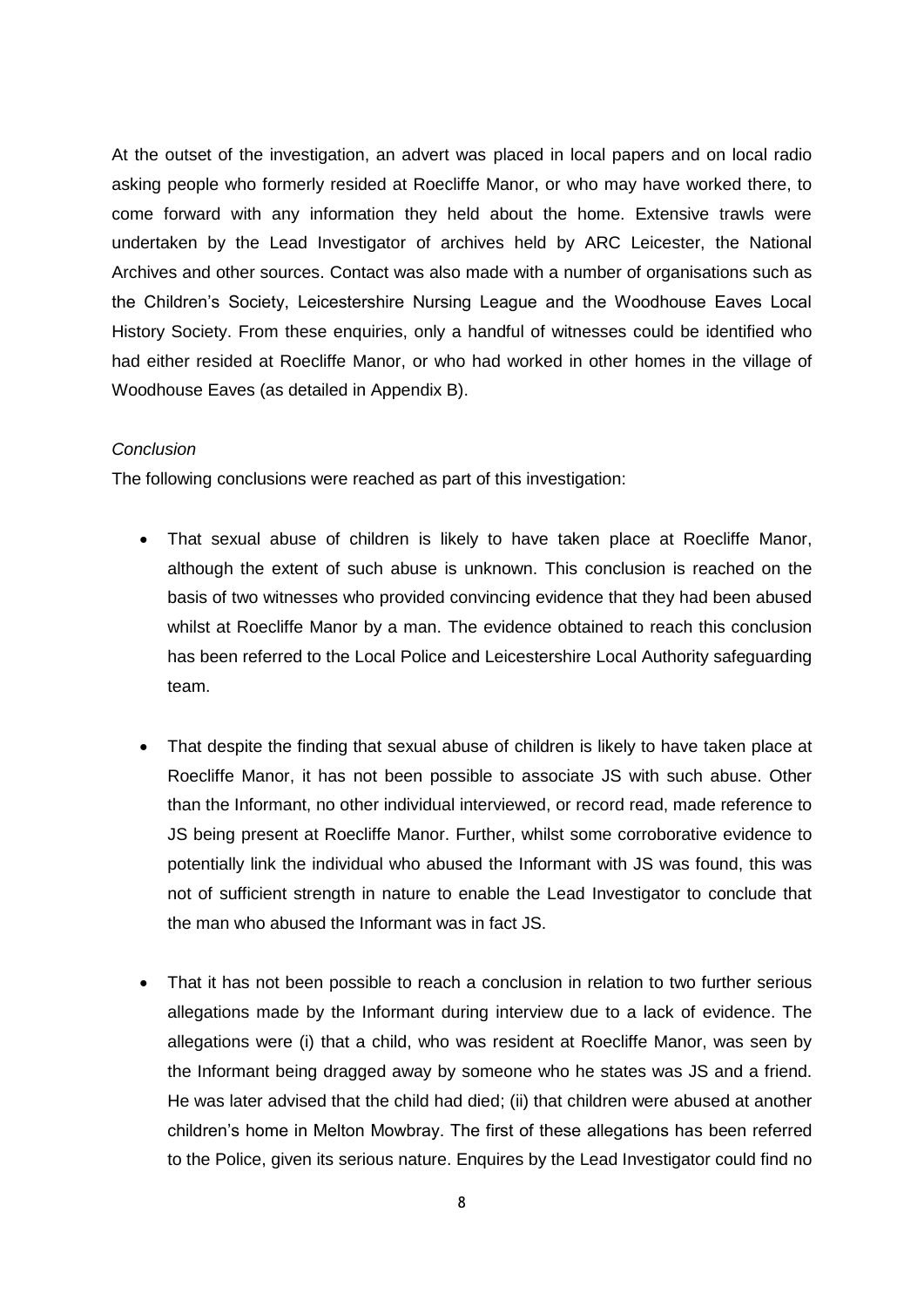At the outset of the investigation, an advert was placed in local papers and on local radio asking people who formerly resided at Roecliffe Manor, or who may have worked there, to come forward with any information they held about the home. Extensive trawls were undertaken by the Lead Investigator of archives held by ARC Leicester, the National Archives and other sources. Contact was also made with a number of organisations such as the Children's Society, Leicestershire Nursing League and the Woodhouse Eaves Local History Society. From these enquiries, only a handful of witnesses could be identified who had either resided at Roecliffe Manor, or who had worked in other homes in the village of Woodhouse Eaves (as detailed in Appendix B).

*Conclusion*

The following conclusions were reached as part of this investigation:

- That sexual abuse of children is likely to have taken place at Roecliffe Manor, although the extent of such abuse is unknown. This conclusion is reached on the basis of two witnesses who provided convincing evidence that they had been abused whilst at Roecliffe Manor by a man. The evidence obtained to reach this conclusion has been referred to the Local Police and Leicestershire Local Authority safeguarding team.

- That despite the finding that sexual abuse of children is likely to have taken place at Roecliffe Manor, it has not been possible to associate JS with such abuse. Other than the Informant, no other individual interviewed, or record read, made reference to JS being present at Roecliffe Manor. Further, whilst some corroborative evidence to potentially link the individual who abused the Informant with JS was found, this was not of sufficient strength in nature to enable the Lead Investigator to conclude that the man who abused the Informant was in fact JS.

- That it has not been possible to reach a conclusion in relation to two further serious allegations made by the Informant during interview due to a lack of evidence. The allegations were (i) that a child, who was resident at Roecliffe Manor, was seen by the Informant being dragged away by someone who he states was JS and a friend. He was later advised that the child had died; (ii) that children were abused at another children's home in Melton Mowbray. The first of these allegations has been referred to the Police, given its serious nature. Enquires by the Lead Investigator could find no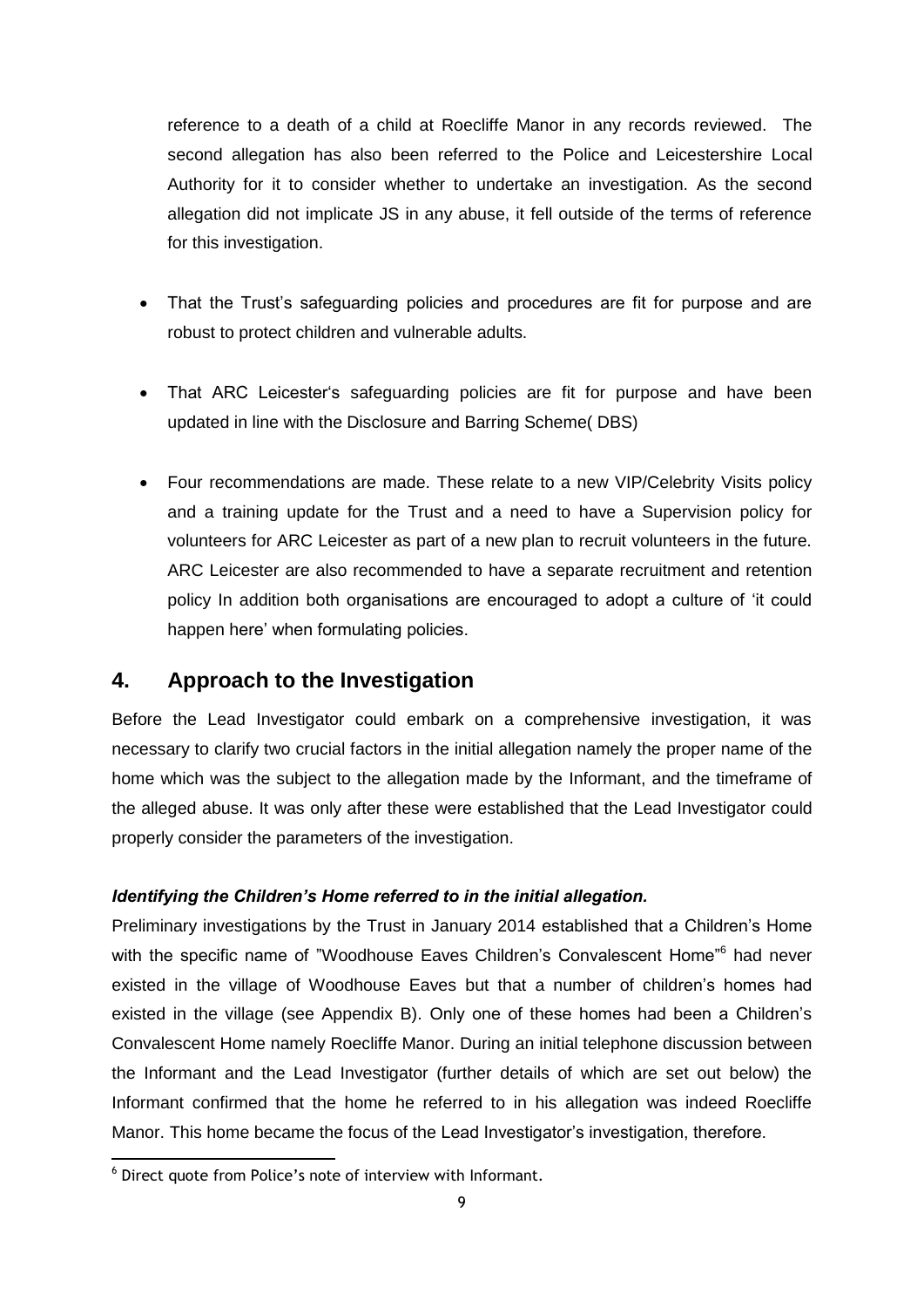reference to a death of a child at Roecliffe Manor in any records reviewed. The second allegation has also been referred to the Police and Leicestershire Local Authority for it to consider whether to undertake an investigation. As the second allegation did not implicate JS in any abuse, it fell outside of the terms of reference for this investigation.

- That the Trust's safeguarding policies and procedures are fit for purpose and are robust to protect children and vulnerable adults.
- That ARC Leicester's safeguarding policies are fit for purpose and have been updated in line with the Disclosure and Barring Scheme( DBS)
- Four recommendations are made. These relate to a new VIP/Celebrity Visits policy and a training update for the Trust and a need to have a Supervision policy for volunteers for ARC Leicester as part of a new plan to recruit volunteers in the future. ARC Leicester are also recommended to have a separate recruitment and retention policy In addition both organisations are encouraged to adopt a culture of 'it could happen here' when formulating policies.

## 4. Approach to the Investigation

Before the Lead Investigator could embark on a comprehensive investigation, it was necessary to clarify two crucial factors in the initial allegation namely the proper name of the home which was the subject to the allegation made by the Informant, and the timeframe of the alleged abuse. It was only after these were established that the Lead Investigator could properly consider the parameters of the investigation.

***Identifying the Children's Home referred to in the initial allegation.***

Preliminary investigations by the Trust in January 2014 established that a Children's Home with the specific name of "Woodhouse Eaves Children's Convalescent Home"[6] had never existed in the village of Woodhouse Eaves but that a number of children's homes had existed in the village (see Appendix B). Only one of these homes had been a Children's Convalescent Home namely Roecliffe Manor. During an initial telephone discussion between the Informant and the Lead Investigator (further details of which are set out below) the Informant confirmed that the home he referred to in his allegation was indeed Roecliffe Manor. This home became the focus of the Lead Investigator's investigation, therefore.

[6] Direct quote from Police's note of interview with Informant.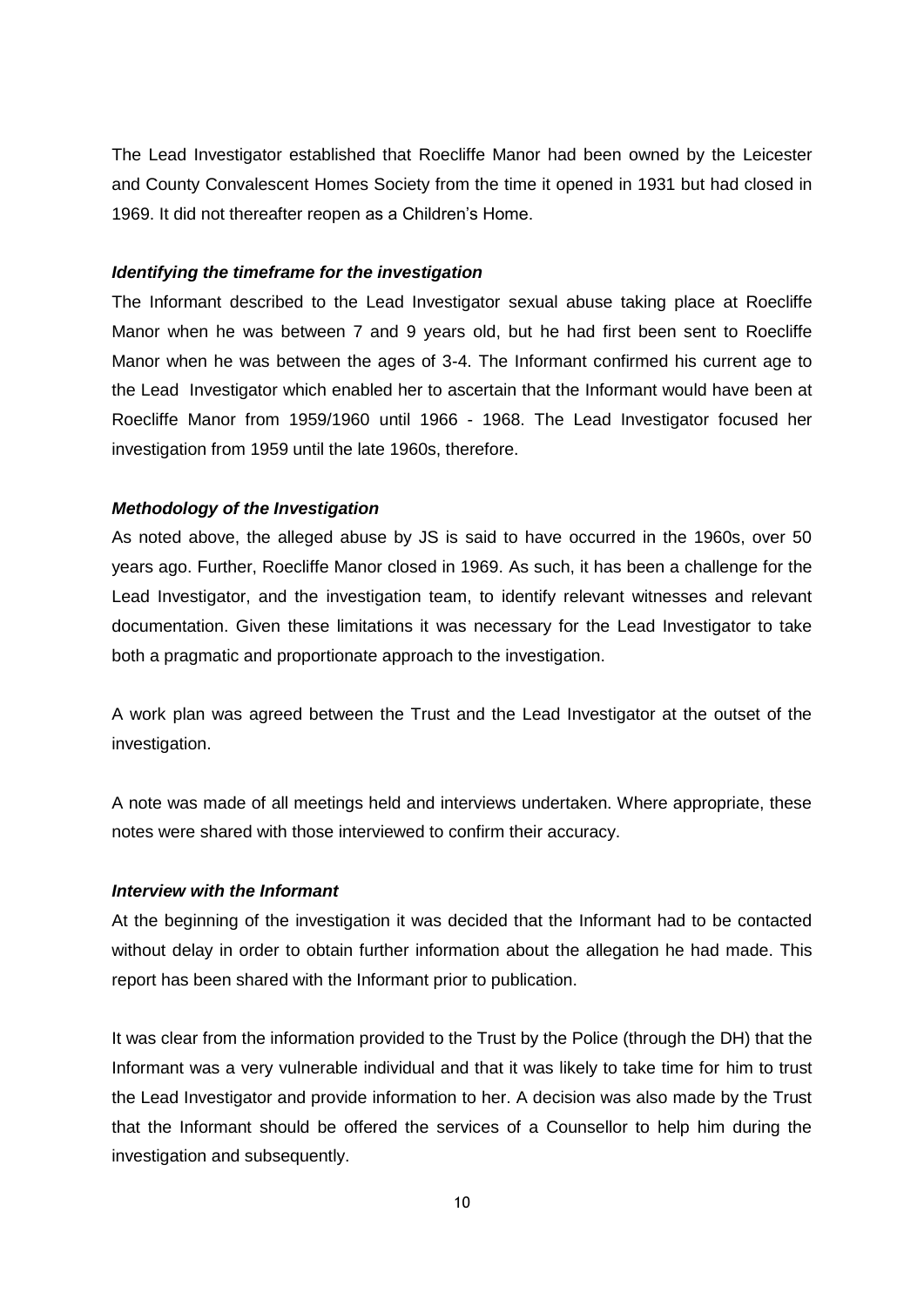The Lead Investigator established that Roecliffe Manor had been owned by the Leicester and County Convalescent Homes Society from the time it opened in 1931 but had closed in 1969. It did not thereafter reopen as a Children's Home.

***Identifying the timeframe for the investigation***

The Informant described to the Lead Investigator sexual abuse taking place at Roecliffe Manor when he was between 7 and 9 years old, but he had first been sent to Roecliffe Manor when he was between the ages of 3-4. The Informant confirmed his current age to the Lead Investigator which enabled her to ascertain that the Informant would have been at Roecliffe Manor from 1959/1960 until 1966 - 1968. The Lead Investigator focused her investigation from 1959 until the late 1960s, therefore.

***Methodology of the Investigation***

As noted above, the alleged abuse by JS is said to have occurred in the 1960s, over 50 years ago. Further, Roecliffe Manor closed in 1969. As such, it has been a challenge for the Lead Investigator, and the investigation team, to identify relevant witnesses and relevant documentation. Given these limitations it was necessary for the Lead Investigator to take both a pragmatic and proportionate approach to the investigation.

A work plan was agreed between the Trust and the Lead Investigator at the outset of the investigation.

A note was made of all meetings held and interviews undertaken. Where appropriate, these notes were shared with those interviewed to confirm their accuracy.

***Interview with the Informant***

At the beginning of the investigation it was decided that the Informant had to be contacted without delay in order to obtain further information about the allegation he had made. This report has been shared with the Informant prior to publication.

It was clear from the information provided to the Trust by the Police (through the DH) that the Informant was a very vulnerable individual and that it was likely to take time for him to trust the Lead Investigator and provide information to her. A decision was also made by the Trust that the Informant should be offered the services of a Counsellor to help him during the investigation and subsequently.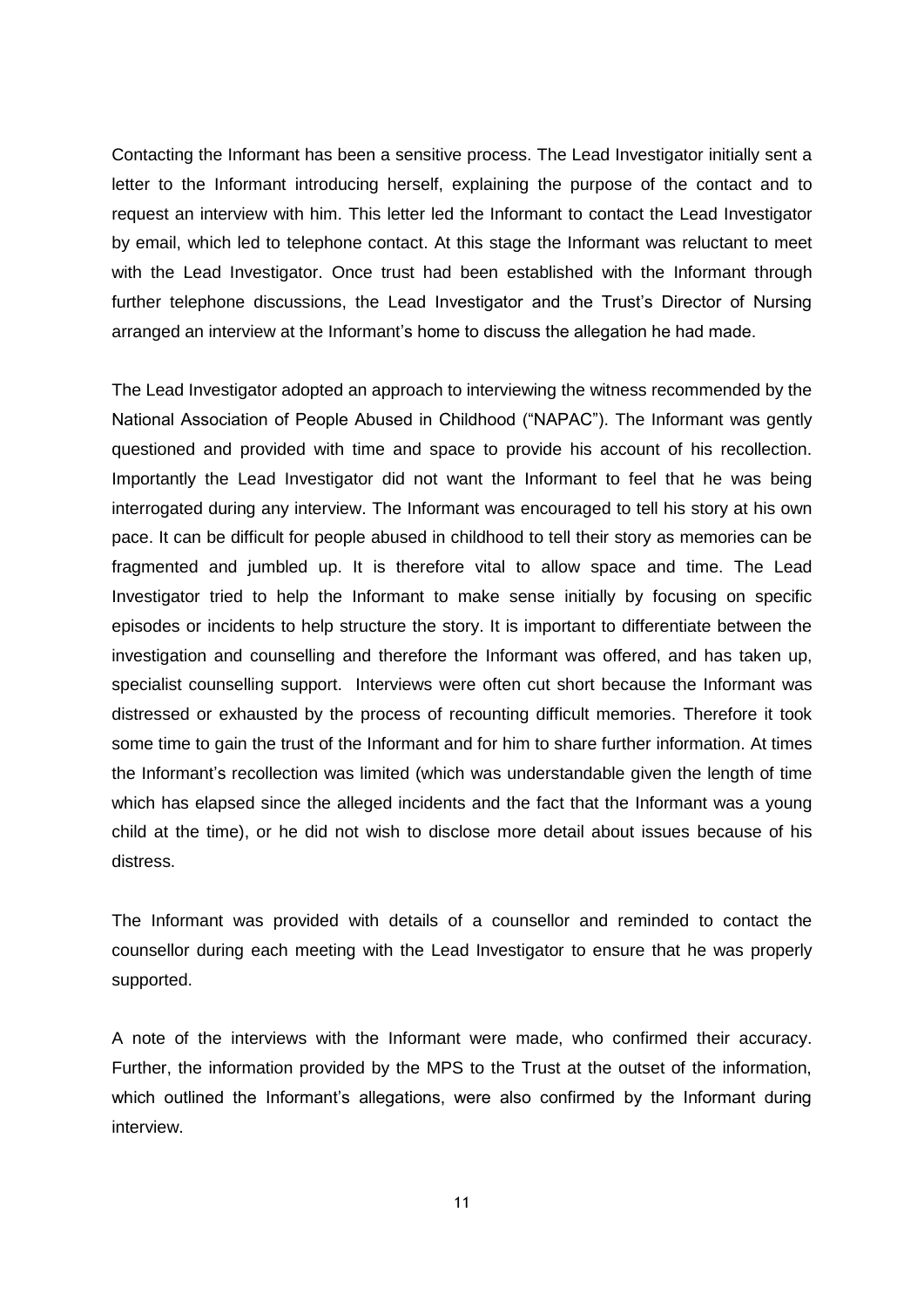Contacting the Informant has been a sensitive process. The Lead Investigator initially sent a letter to the Informant introducing herself, explaining the purpose of the contact and to request an interview with him. This letter led the Informant to contact the Lead Investigator by email, which led to telephone contact. At this stage the Informant was reluctant to meet with the Lead Investigator. Once trust had been established with the Informant through further telephone discussions, the Lead Investigator and the Trust's Director of Nursing arranged an interview at the Informant's home to discuss the allegation he had made.

The Lead Investigator adopted an approach to interviewing the witness recommended by the National Association of People Abused in Childhood ("NAPAC"). The Informant was gently questioned and provided with time and space to provide his account of his recollection. Importantly the Lead Investigator did not want the Informant to feel that he was being interrogated during any interview. The Informant was encouraged to tell his story at his own pace. It can be difficult for people abused in childhood to tell their story as memories can be fragmented and jumbled up. It is therefore vital to allow space and time. The Lead Investigator tried to help the Informant to make sense initially by focusing on specific episodes or incidents to help structure the story. It is important to differentiate between the investigation and counselling and therefore the Informant was offered, and has taken up, specialist counselling support. Interviews were often cut short because the Informant was distressed or exhausted by the process of recounting difficult memories. Therefore it took some time to gain the trust of the Informant and for him to share further information. At times the Informant's recollection was limited (which was understandable given the length of time which has elapsed since the alleged incidents and the fact that the Informant was a young child at the time), or he did not wish to disclose more detail about issues because of his distress.

The Informant was provided with details of a counsellor and reminded to contact the counsellor during each meeting with the Lead Investigator to ensure that he was properly supported.

A note of the interviews with the Informant were made, who confirmed their accuracy. Further, the information provided by the MPS to the Trust at the outset of the information, which outlined the Informant's allegations, were also confirmed by the Informant during interview.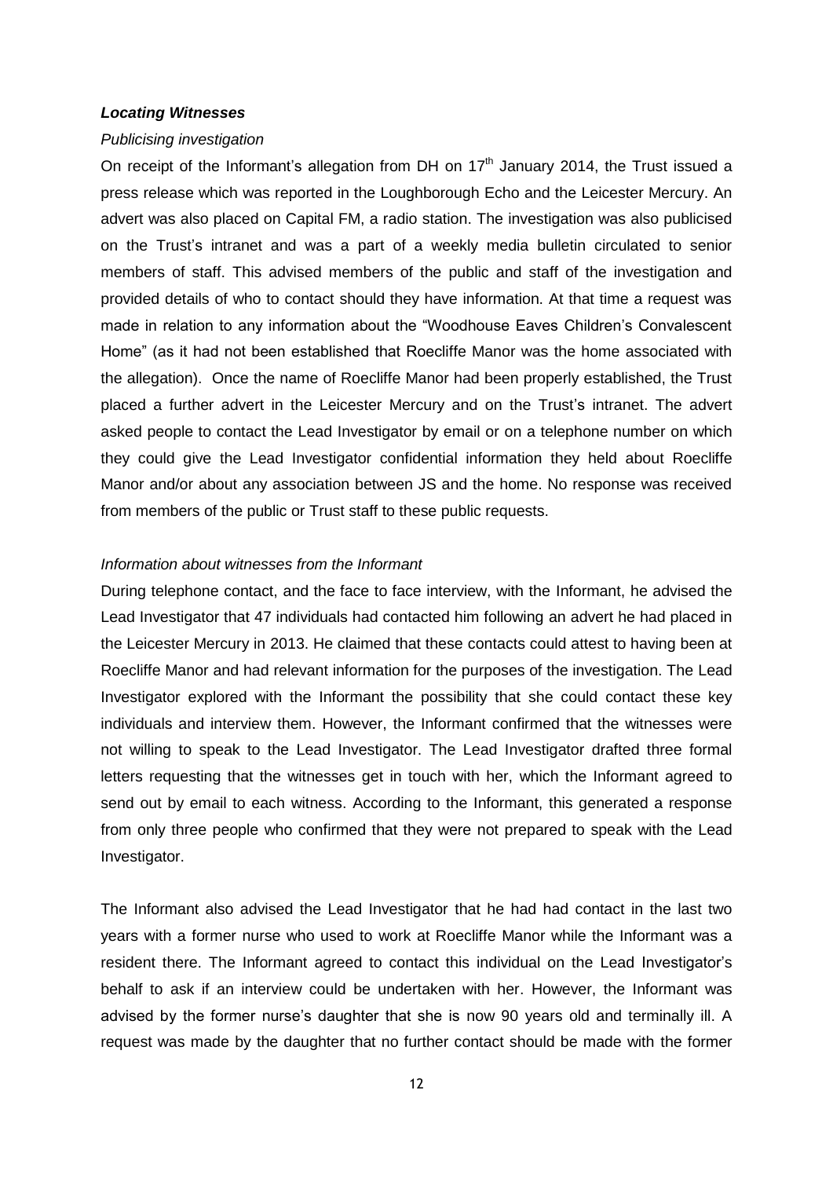***Locating Witnesses***

*Publicising investigation*

On receipt of the Informant's allegation from DH on 17th January 2014, the Trust issued a press release which was reported in the Loughborough Echo and the Leicester Mercury. An advert was also placed on Capital FM, a radio station. The investigation was also publicised on the Trust's intranet and was a part of a weekly media bulletin circulated to senior members of staff. This advised members of the public and staff of the investigation and provided details of who to contact should they have information. At that time a request was made in relation to any information about the "Woodhouse Eaves Children's Convalescent Home" (as it had not been established that Roecliffe Manor was the home associated with the allegation). Once the name of Roecliffe Manor had been properly established, the Trust placed a further advert in the Leicester Mercury and on the Trust's intranet. The advert asked people to contact the Lead Investigator by email or on a telephone number on which they could give the Lead Investigator confidential information they held about Roecliffe Manor and/or about any association between JS and the home. No response was received from members of the public or Trust staff to these public requests.

*Information about witnesses from the Informant*

During telephone contact, and the face to face interview, with the Informant, he advised the Lead Investigator that 47 individuals had contacted him following an advert he had placed in the Leicester Mercury in 2013. He claimed that these contacts could attest to having been at Roecliffe Manor and had relevant information for the purposes of the investigation. The Lead Investigator explored with the Informant the possibility that she could contact these key individuals and interview them. However, the Informant confirmed that the witnesses were not willing to speak to the Lead Investigator. The Lead Investigator drafted three formal letters requesting that the witnesses get in touch with her, which the Informant agreed to send out by email to each witness. According to the Informant, this generated a response from only three people who confirmed that they were not prepared to speak with the Lead Investigator.

The Informant also advised the Lead Investigator that he had had contact in the last two years with a former nurse who used to work at Roecliffe Manor while the Informant was a resident there. The Informant agreed to contact this individual on the Lead Investigator's behalf to ask if an interview could be undertaken with her. However, the Informant was advised by the former nurse's daughter that she is now 90 years old and terminally ill. A request was made by the daughter that no further contact should be made with the former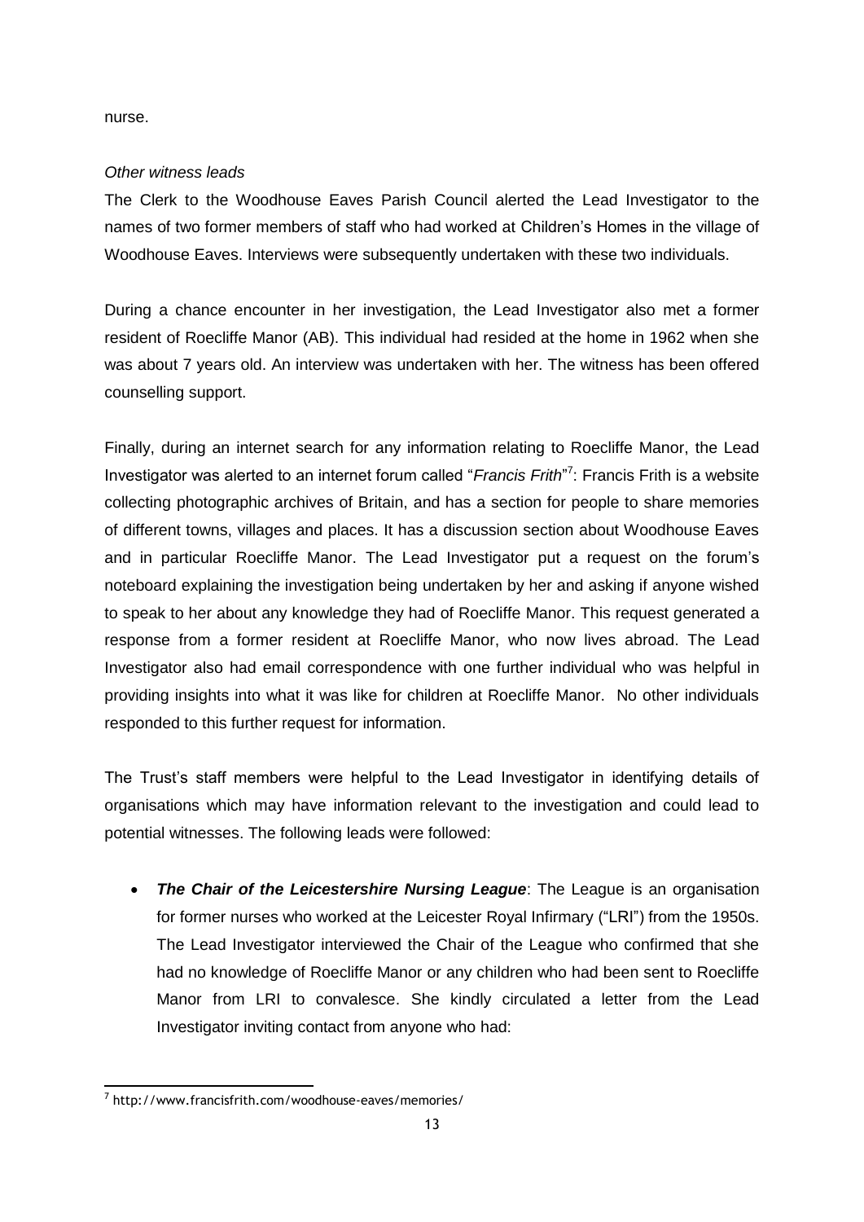nurse.

*Other witness leads*

The Clerk to the Woodhouse Eaves Parish Council alerted the Lead Investigator to the names of two former members of staff who had worked at Children's Homes in the village of Woodhouse Eaves. Interviews were subsequently undertaken with these two individuals.

During a chance encounter in her investigation, the Lead Investigator also met a former resident of Roecliffe Manor (AB). This individual had resided at the home in 1962 when she was about 7 years old. An interview was undertaken with her. The witness has been offered counselling support.

Finally, during an internet search for any information relating to Roecliffe Manor, the Lead Investigator was alerted to an internet forum called "*Francis Frith*"[7]: Francis Frith is a website collecting photographic archives of Britain, and has a section for people to share memories of different towns, villages and places. It has a discussion section about Woodhouse Eaves and in particular Roecliffe Manor. The Lead Investigator put a request on the forum's noteboard explaining the investigation being undertaken by her and asking if anyone wished to speak to her about any knowledge they had of Roecliffe Manor. This request generated a response from a former resident at Roecliffe Manor, who now lives abroad. The Lead Investigator also had email correspondence with one further individual who was helpful in providing insights into what it was like for children at Roecliffe Manor. No other individuals responded to this further request for information.

The Trust's staff members were helpful to the Lead Investigator in identifying details of organisations which may have information relevant to the investigation and could lead to potential witnesses. The following leads were followed:

- ***The Chair of the Leicestershire Nursing League***: The League is an organisation for former nurses who worked at the Leicester Royal Infirmary ("LRI") from the 1950s. The Lead Investigator interviewed the Chair of the League who confirmed that she had no knowledge of Roecliffe Manor or any children who had been sent to Roecliffe Manor from LRI to convalesce. She kindly circulated a letter from the Lead Investigator inviting contact from anyone who had:

[7] http://www.francisfrith.com/woodhouse-eaves/memories/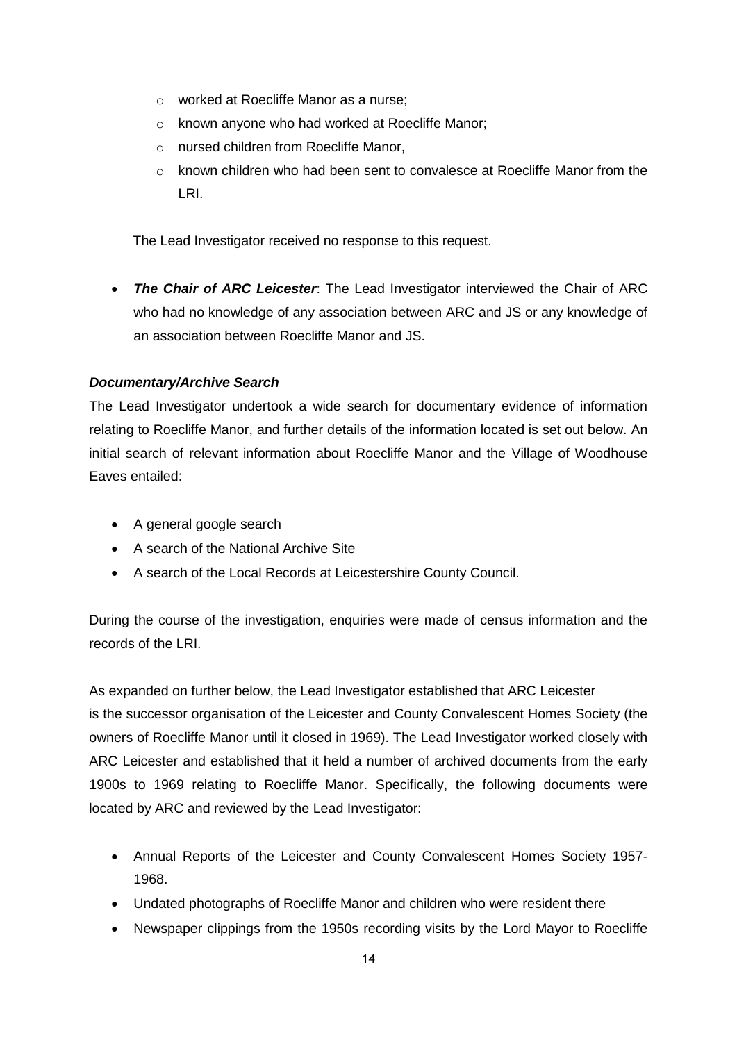- worked at Roecliffe Manor as a nurse;
  - known anyone who had worked at Roecliffe Manor;
  - nursed children from Roecliffe Manor,
  - known children who had been sent to convalesce at Roecliffe Manor from the LRI.

  The Lead Investigator received no response to this request.

- ***The Chair of ARC Leicester***: The Lead Investigator interviewed the Chair of ARC who had no knowledge of any association between ARC and JS or any knowledge of an association between Roecliffe Manor and JS.

***Documentary/Archive Search***

The Lead Investigator undertook a wide search for documentary evidence of information relating to Roecliffe Manor, and further details of the information located is set out below. An initial search of relevant information about Roecliffe Manor and the Village of Woodhouse Eaves entailed:

- A general google search
- A search of the National Archive Site
- A search of the Local Records at Leicestershire County Council.

During the course of the investigation, enquiries were made of census information and the records of the LRI.

As expanded on further below, the Lead Investigator established that ARC Leicester is the successor organisation of the Leicester and County Convalescent Homes Society (the owners of Roecliffe Manor until it closed in 1969). The Lead Investigator worked closely with ARC Leicester and established that it held a number of archived documents from the early 1900s to 1969 relating to Roecliffe Manor. Specifically, the following documents were located by ARC and reviewed by the Lead Investigator:

- Annual Reports of the Leicester and County Convalescent Homes Society 1957-1968.
- Undated photographs of Roecliffe Manor and children who were resident there
- Newspaper clippings from the 1950s recording visits by the Lord Mayor to Roecliffe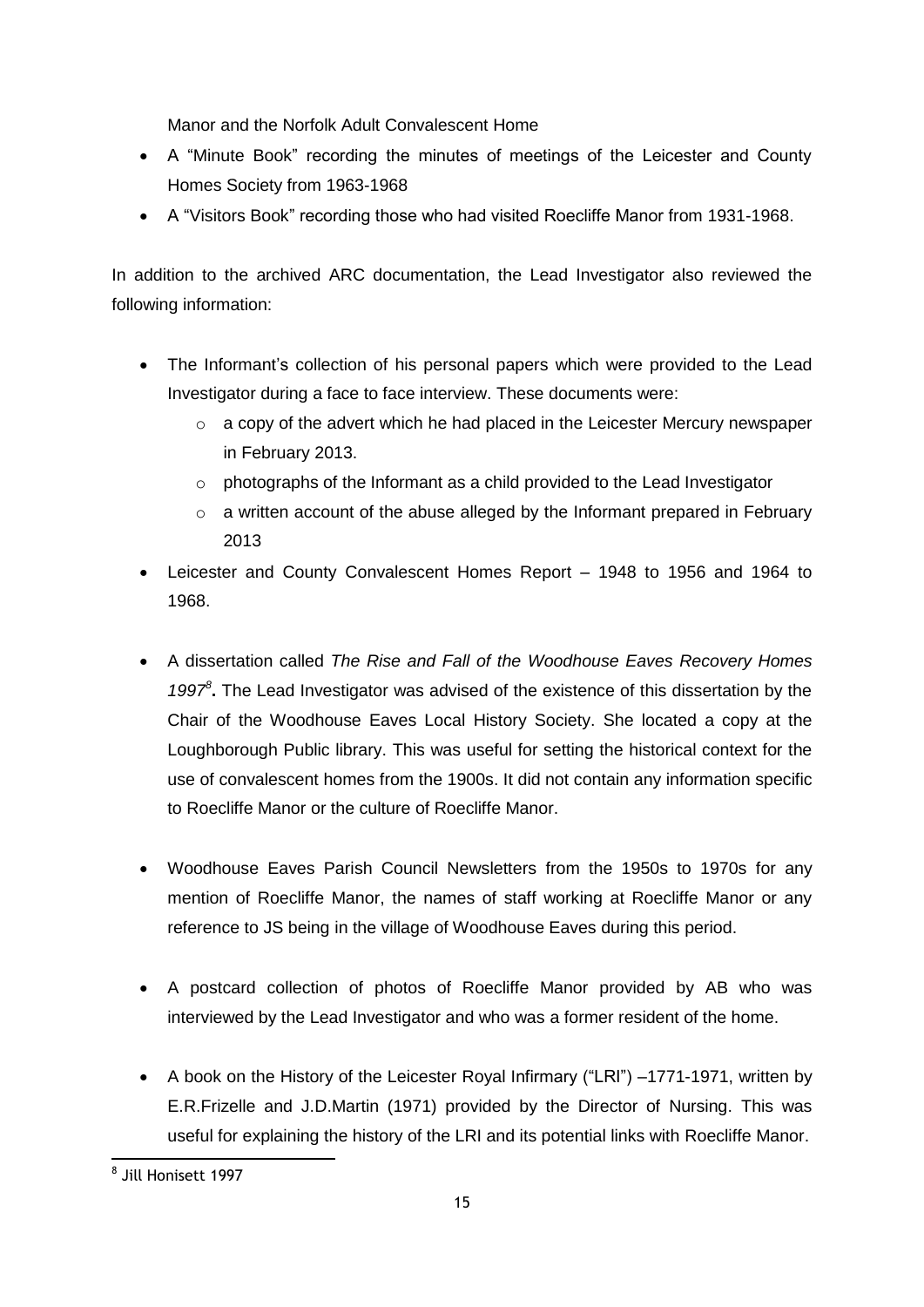Manor and the Norfolk Adult Convalescent Home

- A "Minute Book" recording the minutes of meetings of the Leicester and County Homes Society from 1963-1968
- A "Visitors Book" recording those who had visited Roecliffe Manor from 1931-1968.

In addition to the archived ARC documentation, the Lead Investigator also reviewed the following information:

- The Informant's collection of his personal papers which were provided to the Lead Investigator during a face to face interview. These documents were:
  - a copy of the advert which he had placed in the Leicester Mercury newspaper in February 2013.
  - photographs of the Informant as a child provided to the Lead Investigator
  - a written account of the abuse alleged by the Informant prepared in February 2013
- Leicester and County Convalescent Homes Report – 1948 to 1956 and 1964 to 1968.
- A dissertation called *The Rise and Fall of the Woodhouse Eaves Recovery Homes 1997*[8]**.** The Lead Investigator was advised of the existence of this dissertation by the Chair of the Woodhouse Eaves Local History Society. She located a copy at the Loughborough Public library. This was useful for setting the historical context for the use of convalescent homes from the 1900s. It did not contain any information specific to Roecliffe Manor or the culture of Roecliffe Manor.
- Woodhouse Eaves Parish Council Newsletters from the 1950s to 1970s for any mention of Roecliffe Manor, the names of staff working at Roecliffe Manor or any reference to JS being in the village of Woodhouse Eaves during this period.
- A postcard collection of photos of Roecliffe Manor provided by AB who was interviewed by the Lead Investigator and who was a former resident of the home.
- A book on the History of the Leicester Royal Infirmary ("LRI") –1771-1971, written by E.R.Frizelle and J.D.Martin (1971) provided by the Director of Nursing. This was useful for explaining the history of the LRI and its potential links with Roecliffe Manor.

[8] Jill Honisett 1997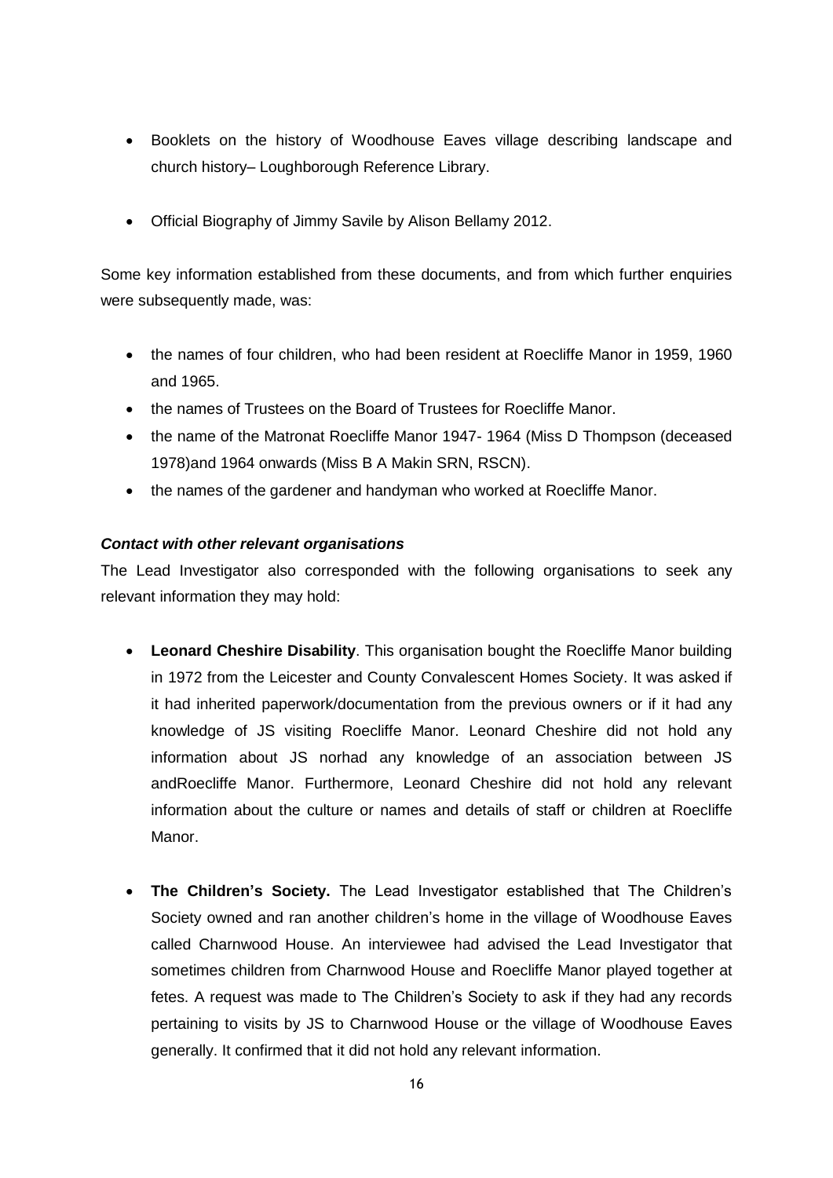- Booklets on the history of Woodhouse Eaves village describing landscape and church history– Loughborough Reference Library.

- Official Biography of Jimmy Savile by Alison Bellamy 2012.

Some key information established from these documents, and from which further enquiries were subsequently made, was:

- the names of four children, who had been resident at Roecliffe Manor in 1959, 1960 and 1965.
- the names of Trustees on the Board of Trustees for Roecliffe Manor.
- the name of the Matronat Roecliffe Manor 1947- 1964 (Miss D Thompson (deceased 1978)and 1964 onwards (Miss B A Makin SRN, RSCN).
- the names of the gardener and handyman who worked at Roecliffe Manor.

***Contact with other relevant organisations***

The Lead Investigator also corresponded with the following organisations to seek any relevant information they may hold:

- **Leonard Cheshire Disability**. This organisation bought the Roecliffe Manor building in 1972 from the Leicester and County Convalescent Homes Society. It was asked if it had inherited paperwork/documentation from the previous owners or if it had any knowledge of JS visiting Roecliffe Manor. Leonard Cheshire did not hold any information about JS norhad any knowledge of an association between JS andRoecliffe Manor. Furthermore, Leonard Cheshire did not hold any relevant information about the culture or names and details of staff or children at Roecliffe Manor.

- **The Children's Society.** The Lead Investigator established that The Children's Society owned and ran another children's home in the village of Woodhouse Eaves called Charnwood House. An interviewee had advised the Lead Investigator that sometimes children from Charnwood House and Roecliffe Manor played together at fetes. A request was made to The Children's Society to ask if they had any records pertaining to visits by JS to Charnwood House or the village of Woodhouse Eaves generally. It confirmed that it did not hold any relevant information.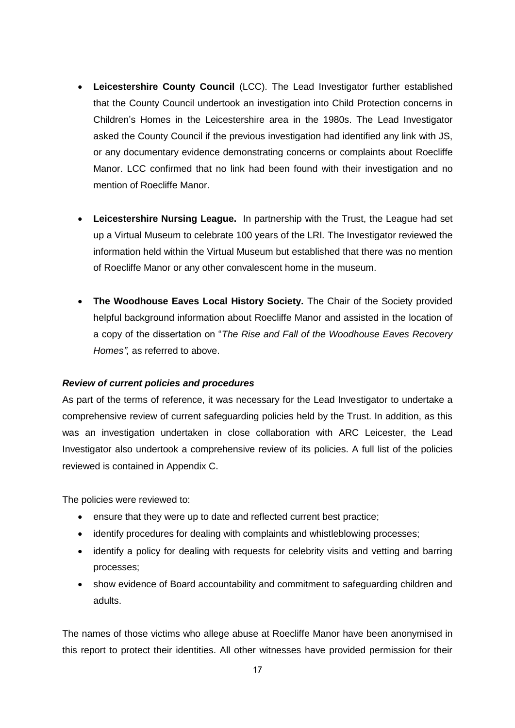- **Leicestershire County Council** (LCC). The Lead Investigator further established that the County Council undertook an investigation into Child Protection concerns in Children's Homes in the Leicestershire area in the 1980s. The Lead Investigator asked the County Council if the previous investigation had identified any link with JS, or any documentary evidence demonstrating concerns or complaints about Roecliffe Manor. LCC confirmed that no link had been found with their investigation and no mention of Roecliffe Manor.

- **Leicestershire Nursing League.** In partnership with the Trust, the League had set up a Virtual Museum to celebrate 100 years of the LRI. The Investigator reviewed the information held within the Virtual Museum but established that there was no mention of Roecliffe Manor or any other convalescent home in the museum.

- **The Woodhouse Eaves Local History Society.** The Chair of the Society provided helpful background information about Roecliffe Manor and assisted in the location of a copy of the dissertation on "*The Rise and Fall of the Woodhouse Eaves Recovery Homes",* as referred to above.

***Review of current policies and procedures***

As part of the terms of reference, it was necessary for the Lead Investigator to undertake a comprehensive review of current safeguarding policies held by the Trust. In addition, as this was an investigation undertaken in close collaboration with ARC Leicester, the Lead Investigator also undertook a comprehensive review of its policies. A full list of the policies reviewed is contained in Appendix C.

The policies were reviewed to:

- ensure that they were up to date and reflected current best practice;
- identify procedures for dealing with complaints and whistleblowing processes;
- identify a policy for dealing with requests for celebrity visits and vetting and barring processes;
- show evidence of Board accountability and commitment to safeguarding children and adults.

The names of those victims who allege abuse at Roecliffe Manor have been anonymised in this report to protect their identities. All other witnesses have provided permission for their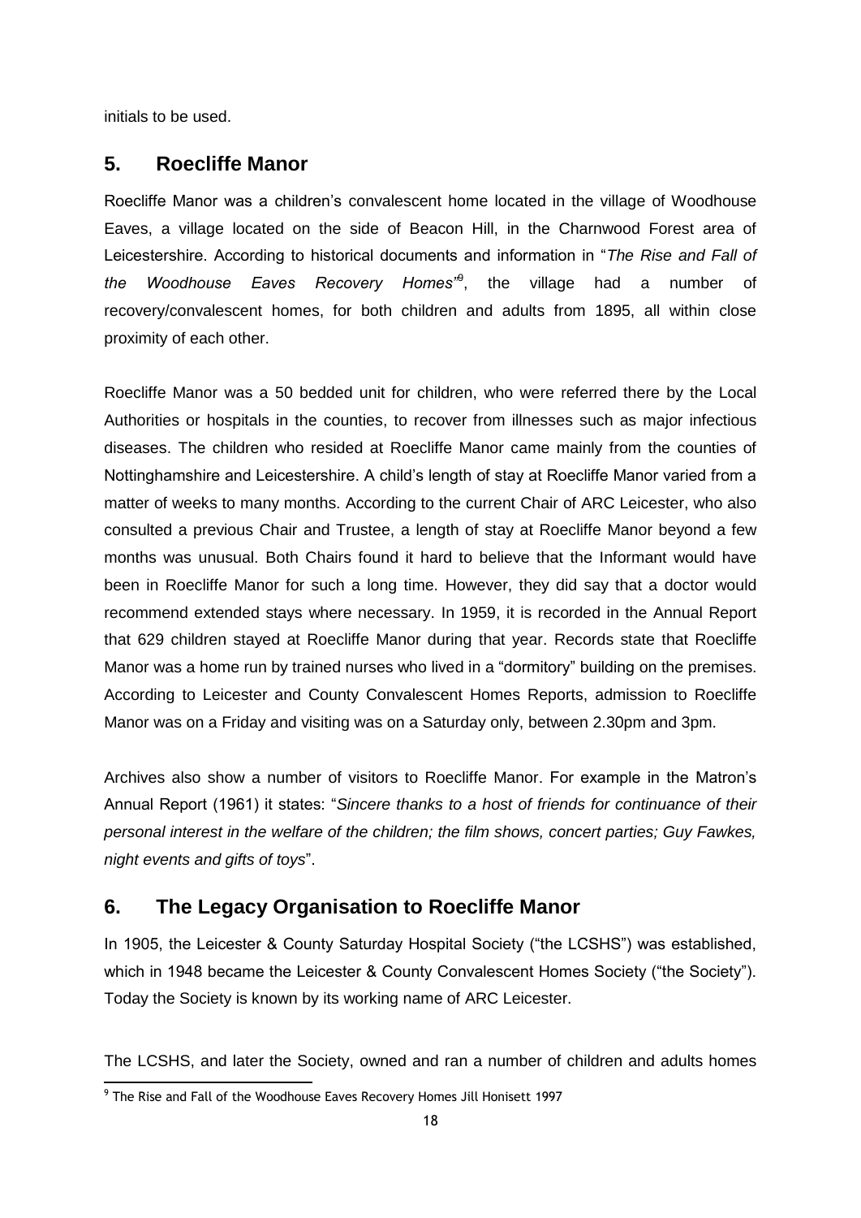initials to be used.

## 5. Roecliffe Manor

Roecliffe Manor was a children's convalescent home located in the village of Woodhouse Eaves, a village located on the side of Beacon Hill, in the Charnwood Forest area of Leicestershire. According to historical documents and information in "*The Rise and Fall of the Woodhouse Eaves Recovery Homes*"[9], the village had a number of recovery/convalescent homes, for both children and adults from 1895, all within close proximity of each other.

Roecliffe Manor was a 50 bedded unit for children, who were referred there by the Local Authorities or hospitals in the counties, to recover from illnesses such as major infectious diseases. The children who resided at Roecliffe Manor came mainly from the counties of Nottinghamshire and Leicestershire. A child's length of stay at Roecliffe Manor varied from a matter of weeks to many months. According to the current Chair of ARC Leicester, who also consulted a previous Chair and Trustee, a length of stay at Roecliffe Manor beyond a few months was unusual. Both Chairs found it hard to believe that the Informant would have been in Roecliffe Manor for such a long time. However, they did say that a doctor would recommend extended stays where necessary. In 1959, it is recorded in the Annual Report that 629 children stayed at Roecliffe Manor during that year. Records state that Roecliffe Manor was a home run by trained nurses who lived in a "dormitory" building on the premises. According to Leicester and County Convalescent Homes Reports, admission to Roecliffe Manor was on a Friday and visiting was on a Saturday only, between 2.30pm and 3pm.

Archives also show a number of visitors to Roecliffe Manor. For example in the Matron's Annual Report (1961) it states: "*Sincere thanks to a host of friends for continuance of their personal interest in the welfare of the children; the film shows, concert parties; Guy Fawkes, night events and gifts of toys*".

## 6. The Legacy Organisation to Roecliffe Manor

In 1905, the Leicester & County Saturday Hospital Society ("the LCSHS") was established, which in 1948 became the Leicester & County Convalescent Homes Society ("the Society"). Today the Society is known by its working name of ARC Leicester.

The LCSHS, and later the Society, owned and ran a number of children and adults homes

[9] The Rise and Fall of the Woodhouse Eaves Recovery Homes Jill Honisett 1997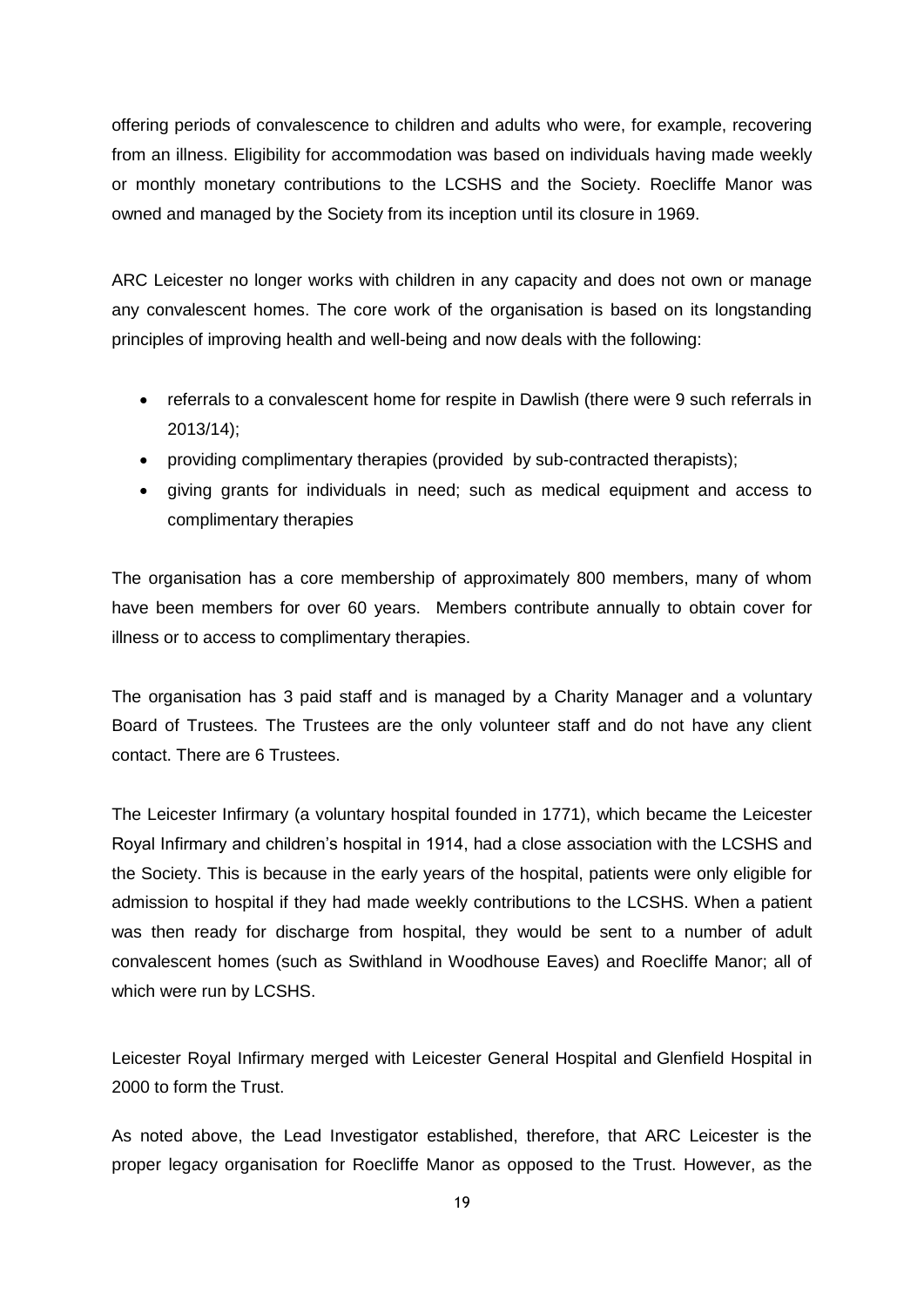offering periods of convalescence to children and adults who were, for example, recovering from an illness. Eligibility for accommodation was based on individuals having made weekly or monthly monetary contributions to the LCSHS and the Society. Roecliffe Manor was owned and managed by the Society from its inception until its closure in 1969.

ARC Leicester no longer works with children in any capacity and does not own or manage any convalescent homes. The core work of the organisation is based on its longstanding principles of improving health and well-being and now deals with the following:

- referrals to a convalescent home for respite in Dawlish (there were 9 such referrals in 2013/14);
- providing complimentary therapies (provided by sub-contracted therapists);
- giving grants for individuals in need; such as medical equipment and access to complimentary therapies

The organisation has a core membership of approximately 800 members, many of whom have been members for over 60 years. Members contribute annually to obtain cover for illness or to access to complimentary therapies.

The organisation has 3 paid staff and is managed by a Charity Manager and a voluntary Board of Trustees. The Trustees are the only volunteer staff and do not have any client contact. There are 6 Trustees.

The Leicester Infirmary (a voluntary hospital founded in 1771), which became the Leicester Royal Infirmary and children's hospital in 1914, had a close association with the LCSHS and the Society. This is because in the early years of the hospital, patients were only eligible for admission to hospital if they had made weekly contributions to the LCSHS. When a patient was then ready for discharge from hospital, they would be sent to a number of adult convalescent homes (such as Swithland in Woodhouse Eaves) and Roecliffe Manor; all of which were run by LCSHS.

Leicester Royal Infirmary merged with Leicester General Hospital and Glenfield Hospital in 2000 to form the Trust.

As noted above, the Lead Investigator established, therefore, that ARC Leicester is the proper legacy organisation for Roecliffe Manor as opposed to the Trust. However, as the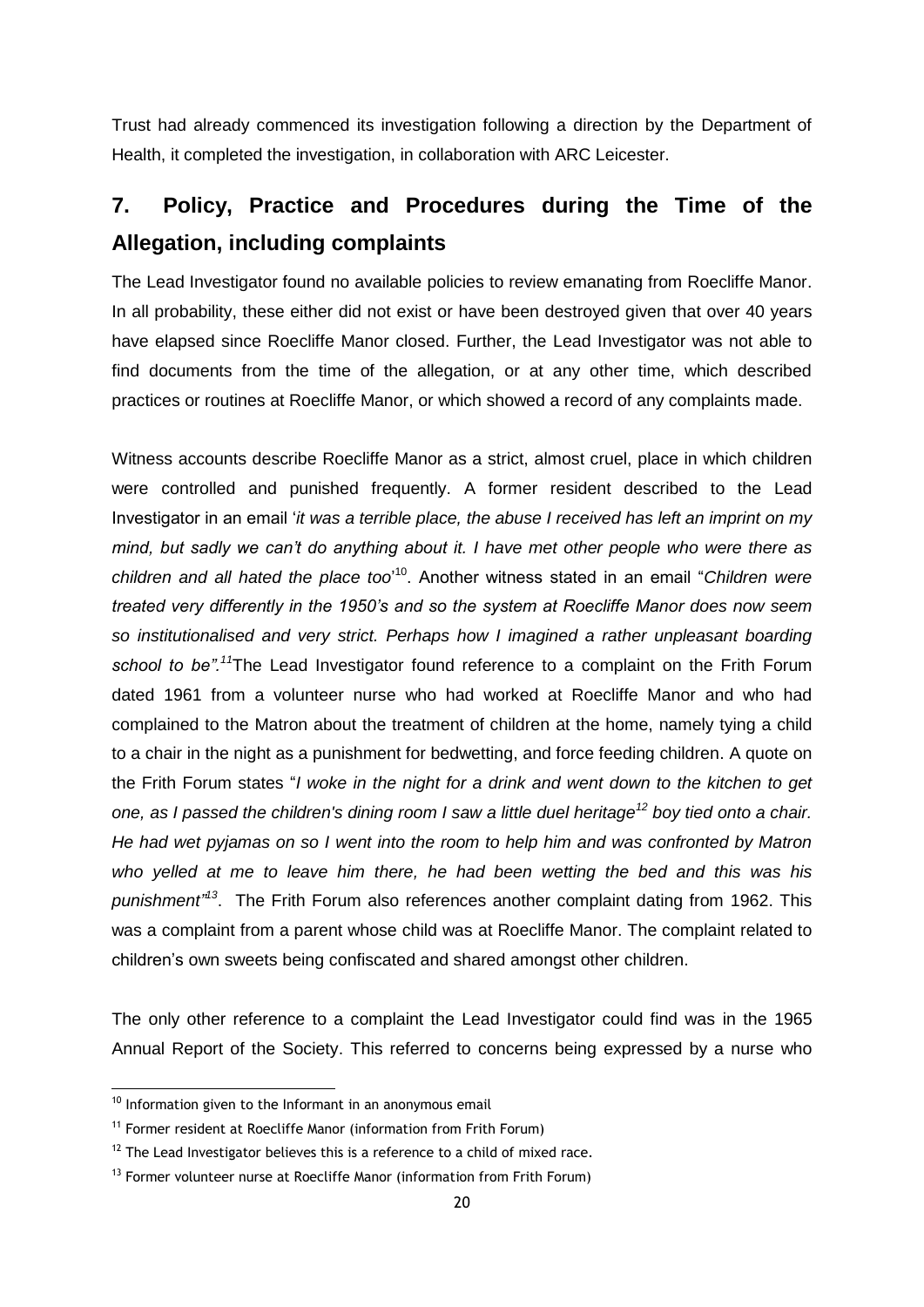Trust had already commenced its investigation following a direction by the Department of Health, it completed the investigation, in collaboration with ARC Leicester.

## 7. Policy, Practice and Procedures during the Time of the Allegation, including complaints

The Lead Investigator found no available policies to review emanating from Roecliffe Manor. In all probability, these either did not exist or have been destroyed given that over 40 years have elapsed since Roecliffe Manor closed. Further, the Lead Investigator was not able to find documents from the time of the allegation, or at any other time, which described practices or routines at Roecliffe Manor, or which showed a record of any complaints made.

Witness accounts describe Roecliffe Manor as a strict, almost cruel, place in which children were controlled and punished frequently. A former resident described to the Lead Investigator in an email '*it was a terrible place, the abuse I received has left an imprint on my mind, but sadly we can't do anything about it. I have met other people who were there as children and all hated the place too*'[10]. Another witness stated in an email "*Children were treated very differently in the 1950's and so the system at Roecliffe Manor does now seem so institutionalised and very strict. Perhaps how I imagined a rather unpleasant boarding school to be".*[11]The Lead Investigator found reference to a complaint on the Frith Forum dated 1961 from a volunteer nurse who had worked at Roecliffe Manor and who had complained to the Matron about the treatment of children at the home, namely tying a child to a chair in the night as a punishment for bedwetting, and force feeding children. A quote on the Frith Forum states "*I woke in the night for a drink and went down to the kitchen to get one, as I passed the children's dining room I saw a little duel heritage*[12] *boy tied onto a chair. He had wet pyjamas on so I went into the room to help him and was confronted by Matron who yelled at me to leave him there, he had been wetting the bed and this was his punishment"*[13]. The Frith Forum also references another complaint dating from 1962. This was a complaint from a parent whose child was at Roecliffe Manor. The complaint related to children's own sweets being confiscated and shared amongst other children.

The only other reference to a complaint the Lead Investigator could find was in the 1965 Annual Report of the Society. This referred to concerns being expressed by a nurse who

---

[10] Information given to the Informant in an anonymous email

[11] Former resident at Roecliffe Manor (information from Frith Forum)

[12] The Lead Investigator believes this is a reference to a child of mixed race.

[13] Former volunteer nurse at Roecliffe Manor (information from Frith Forum)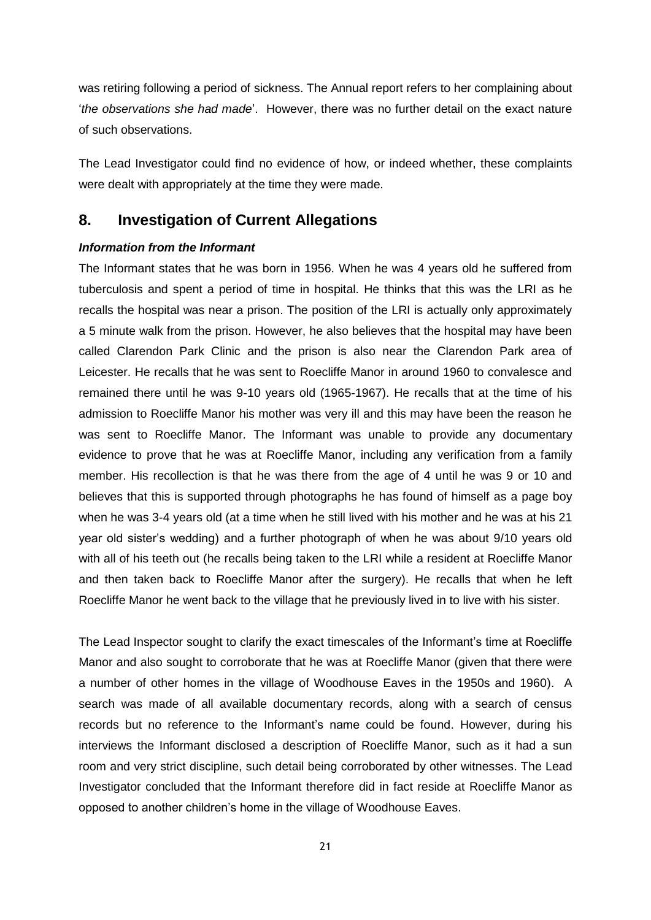was retiring following a period of sickness. The Annual report refers to her complaining about '*the observations she had made*'. However, there was no further detail on the exact nature of such observations.

The Lead Investigator could find no evidence of how, or indeed whether, these complaints were dealt with appropriately at the time they were made.

## 8. Investigation of Current Allegations

***Information from the Informant***

The Informant states that he was born in 1956. When he was 4 years old he suffered from tuberculosis and spent a period of time in hospital. He thinks that this was the LRI as he recalls the hospital was near a prison. The position of the LRI is actually only approximately a 5 minute walk from the prison. However, he also believes that the hospital may have been called Clarendon Park Clinic and the prison is also near the Clarendon Park area of Leicester. He recalls that he was sent to Roecliffe Manor in around 1960 to convalesce and remained there until he was 9-10 years old (1965-1967). He recalls that at the time of his admission to Roecliffe Manor his mother was very ill and this may have been the reason he was sent to Roecliffe Manor. The Informant was unable to provide any documentary evidence to prove that he was at Roecliffe Manor, including any verification from a family member. His recollection is that he was there from the age of 4 until he was 9 or 10 and believes that this is supported through photographs he has found of himself as a page boy when he was 3-4 years old (at a time when he still lived with his mother and he was at his 21 year old sister's wedding) and a further photograph of when he was about 9/10 years old with all of his teeth out (he recalls being taken to the LRI while a resident at Roecliffe Manor and then taken back to Roecliffe Manor after the surgery). He recalls that when he left Roecliffe Manor he went back to the village that he previously lived in to live with his sister.

The Lead Inspector sought to clarify the exact timescales of the Informant's time at Roecliffe Manor and also sought to corroborate that he was at Roecliffe Manor (given that there were a number of other homes in the village of Woodhouse Eaves in the 1950s and 1960). A search was made of all available documentary records, along with a search of census records but no reference to the Informant's name could be found. However, during his interviews the Informant disclosed a description of Roecliffe Manor, such as it had a sun room and very strict discipline, such detail being corroborated by other witnesses. The Lead Investigator concluded that the Informant therefore did in fact reside at Roecliffe Manor as opposed to another children's home in the village of Woodhouse Eaves.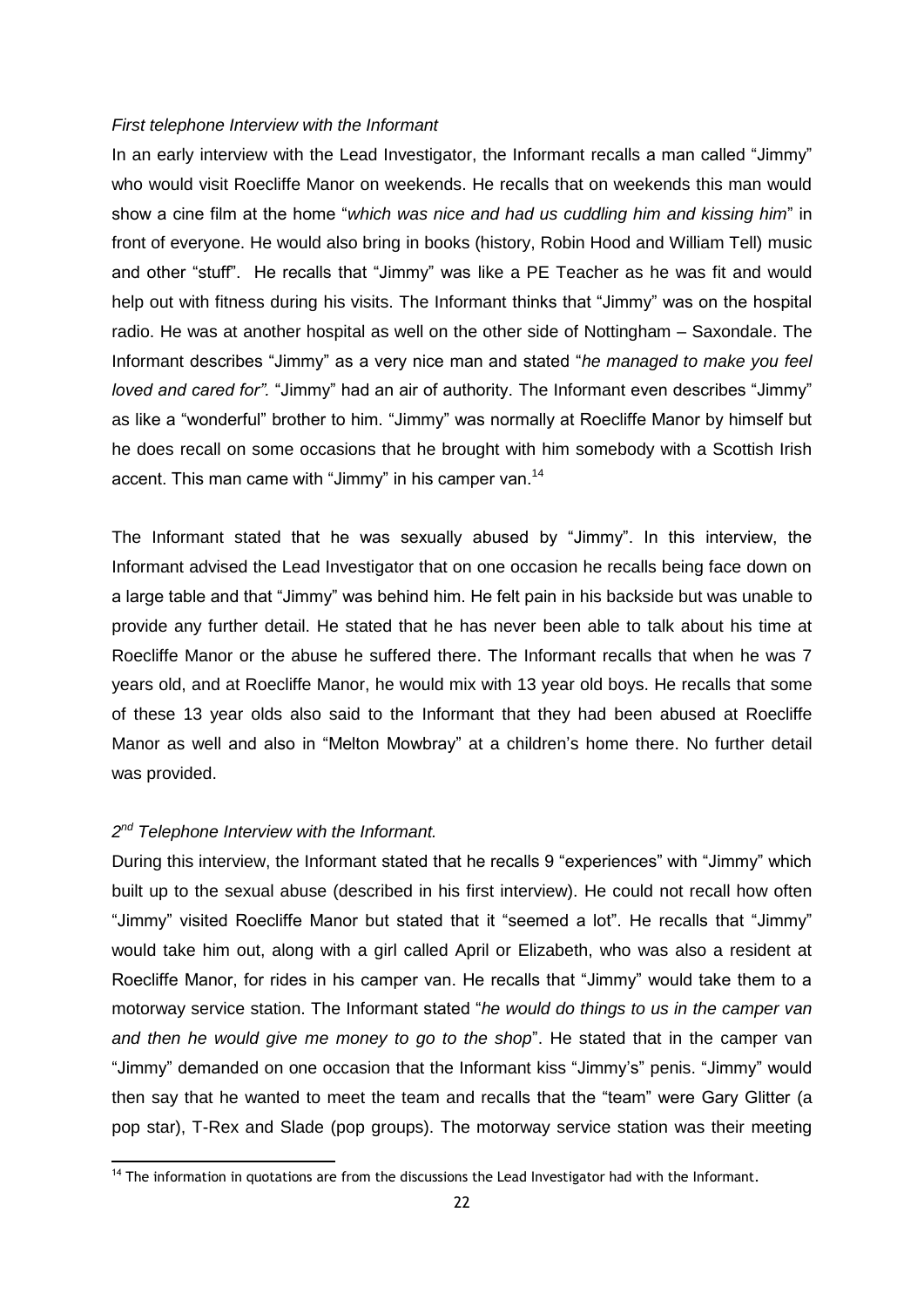*First telephone Interview with the Informant*

In an early interview with the Lead Investigator, the Informant recalls a man called "Jimmy" who would visit Roecliffe Manor on weekends. He recalls that on weekends this man would show a cine film at the home "*which was nice and had us cuddling him and kissing him*" in front of everyone. He would also bring in books (history, Robin Hood and William Tell) music and other "stuff". He recalls that "Jimmy" was like a PE Teacher as he was fit and would help out with fitness during his visits. The Informant thinks that "Jimmy" was on the hospital radio. He was at another hospital as well on the other side of Nottingham – Saxondale. The Informant describes "Jimmy" as a very nice man and stated "*he managed to make you feel loved and cared for".* "Jimmy" had an air of authority. The Informant even describes "Jimmy" as like a "wonderful" brother to him. "Jimmy" was normally at Roecliffe Manor by himself but he does recall on some occasions that he brought with him somebody with a Scottish Irish accent. This man came with "Jimmy" in his camper van.[14]

The Informant stated that he was sexually abused by "Jimmy". In this interview, the Informant advised the Lead Investigator that on one occasion he recalls being face down on a large table and that "Jimmy" was behind him. He felt pain in his backside but was unable to provide any further detail. He stated that he has never been able to talk about his time at Roecliffe Manor or the abuse he suffered there. The Informant recalls that when he was 7 years old, and at Roecliffe Manor, he would mix with 13 year old boys. He recalls that some of these 13 year olds also said to the Informant that they had been abused at Roecliffe Manor as well and also in "Melton Mowbray" at a children's home there. No further detail was provided.

*2nd Telephone Interview with the Informant.*

During this interview, the Informant stated that he recalls 9 "experiences" with "Jimmy" which built up to the sexual abuse (described in his first interview). He could not recall how often "Jimmy" visited Roecliffe Manor but stated that it "seemed a lot". He recalls that "Jimmy" would take him out, along with a girl called April or Elizabeth, who was also a resident at Roecliffe Manor, for rides in his camper van. He recalls that "Jimmy" would take them to a motorway service station. The Informant stated "*he would do things to us in the camper van and then he would give me money to go to the shop*". He stated that in the camper van "Jimmy" demanded on one occasion that the Informant kiss "Jimmy's" penis. "Jimmy" would then say that he wanted to meet the team and recalls that the "team" were Gary Glitter (a pop star), T-Rex and Slade (pop groups). The motorway service station was their meeting

[14] The information in quotations are from the discussions the Lead Investigator had with the Informant.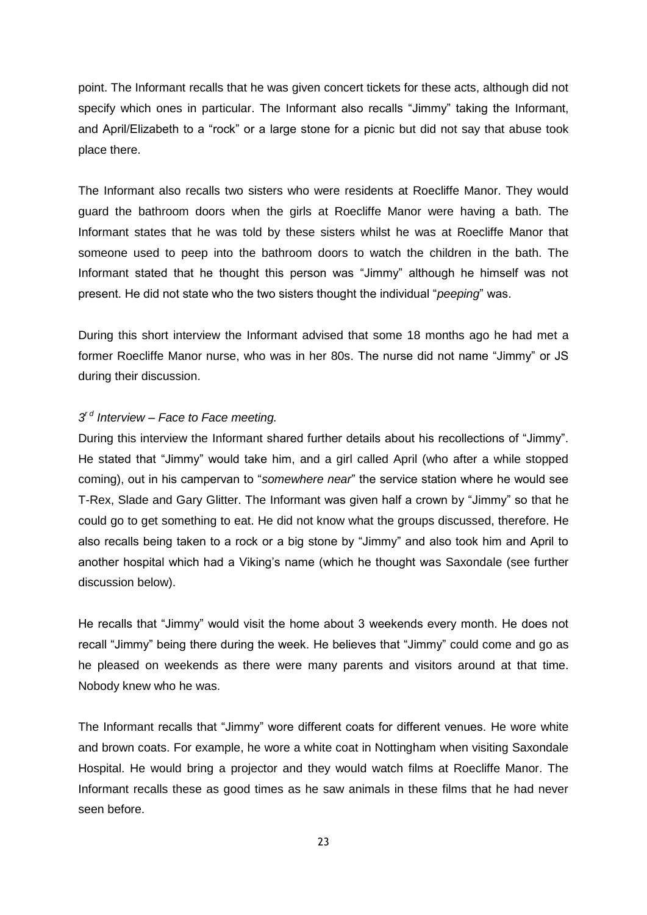point. The Informant recalls that he was given concert tickets for these acts, although did not specify which ones in particular. The Informant also recalls "Jimmy" taking the Informant, and April/Elizabeth to a "rock" or a large stone for a picnic but did not say that abuse took place there.

The Informant also recalls two sisters who were residents at Roecliffe Manor. They would guard the bathroom doors when the girls at Roecliffe Manor were having a bath. The Informant states that he was told by these sisters whilst he was at Roecliffe Manor that someone used to peep into the bathroom doors to watch the children in the bath. The Informant stated that he thought this person was "Jimmy" although he himself was not present. He did not state who the two sisters thought the individual "*peeping*" was.

During this short interview the Informant advised that some 18 months ago he had met a former Roecliffe Manor nurse, who was in her 80s. The nurse did not name "Jimmy" or JS during their discussion.

*3rd Interview – Face to Face meeting.*

During this interview the Informant shared further details about his recollections of "Jimmy". He stated that "Jimmy" would take him, and a girl called April (who after a while stopped coming), out in his campervan to "*somewhere near*" the service station where he would see T-Rex, Slade and Gary Glitter. The Informant was given half a crown by "Jimmy" so that he could go to get something to eat. He did not know what the groups discussed, therefore. He also recalls being taken to a rock or a big stone by "Jimmy" and also took him and April to another hospital which had a Viking's name (which he thought was Saxondale (see further discussion below).

He recalls that "Jimmy" would visit the home about 3 weekends every month. He does not recall "Jimmy" being there during the week. He believes that "Jimmy" could come and go as he pleased on weekends as there were many parents and visitors around at that time. Nobody knew who he was.

The Informant recalls that "Jimmy" wore different coats for different venues. He wore white and brown coats. For example, he wore a white coat in Nottingham when visiting Saxondale Hospital. He would bring a projector and they would watch films at Roecliffe Manor. The Informant recalls these as good times as he saw animals in these films that he had never seen before.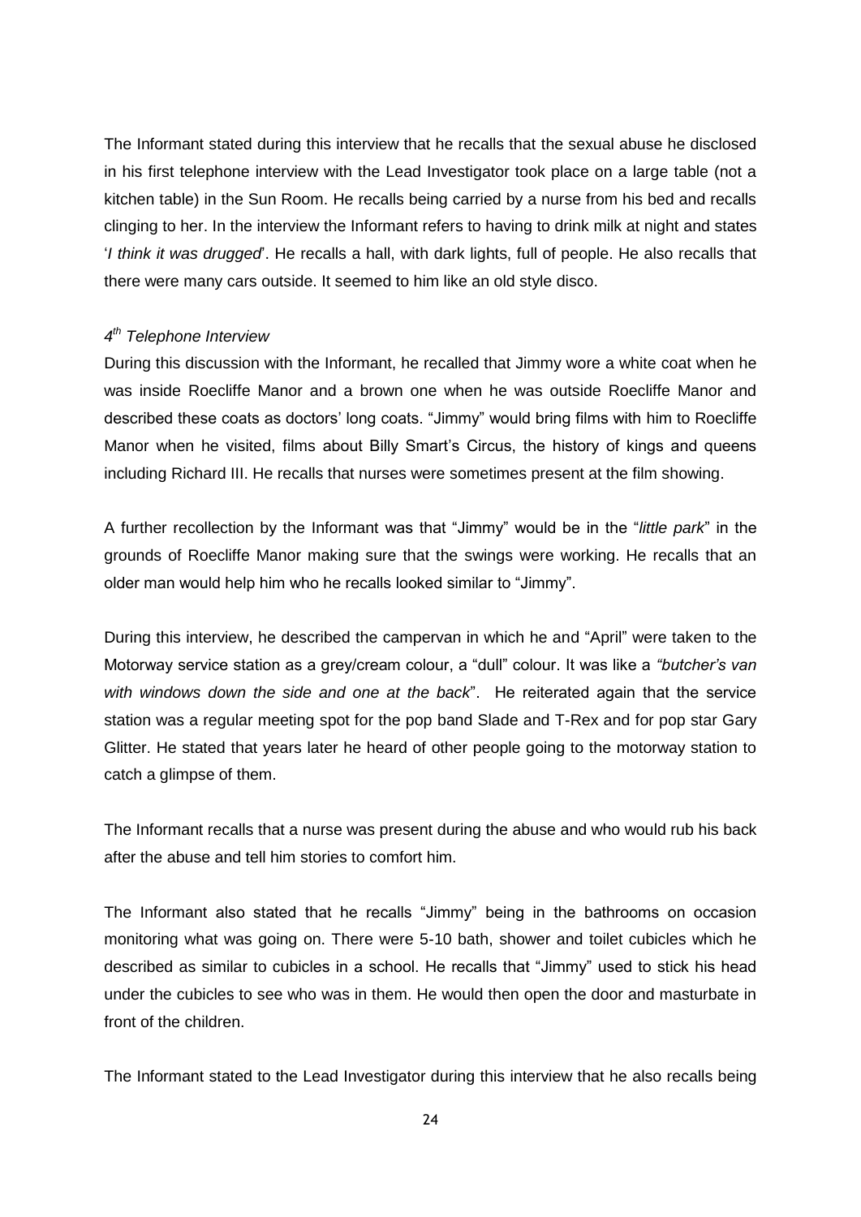The Informant stated during this interview that he recalls that the sexual abuse he disclosed in his first telephone interview with the Lead Investigator took place on a large table (not a kitchen table) in the Sun Room. He recalls being carried by a nurse from his bed and recalls clinging to her. In the interview the Informant refers to having to drink milk at night and states '*I think it was drugged*'. He recalls a hall, with dark lights, full of people. He also recalls that there were many cars outside. It seemed to him like an old style disco.

*4th Telephone Interview*

During this discussion with the Informant, he recalled that Jimmy wore a white coat when he was inside Roecliffe Manor and a brown one when he was outside Roecliffe Manor and described these coats as doctors' long coats. "Jimmy" would bring films with him to Roecliffe Manor when he visited, films about Billy Smart's Circus, the history of kings and queens including Richard III. He recalls that nurses were sometimes present at the film showing.

A further recollection by the Informant was that "Jimmy" would be in the "*little park*" in the grounds of Roecliffe Manor making sure that the swings were working. He recalls that an older man would help him who he recalls looked similar to "Jimmy".

During this interview, he described the campervan in which he and "April" were taken to the Motorway service station as a grey/cream colour, a "dull" colour. It was like a *"butcher's van with windows down the side and one at the back*". He reiterated again that the service station was a regular meeting spot for the pop band Slade and T-Rex and for pop star Gary Glitter. He stated that years later he heard of other people going to the motorway station to catch a glimpse of them.

The Informant recalls that a nurse was present during the abuse and who would rub his back after the abuse and tell him stories to comfort him.

The Informant also stated that he recalls "Jimmy" being in the bathrooms on occasion monitoring what was going on. There were 5-10 bath, shower and toilet cubicles which he described as similar to cubicles in a school. He recalls that "Jimmy" used to stick his head under the cubicles to see who was in them. He would then open the door and masturbate in front of the children.

The Informant stated to the Lead Investigator during this interview that he also recalls being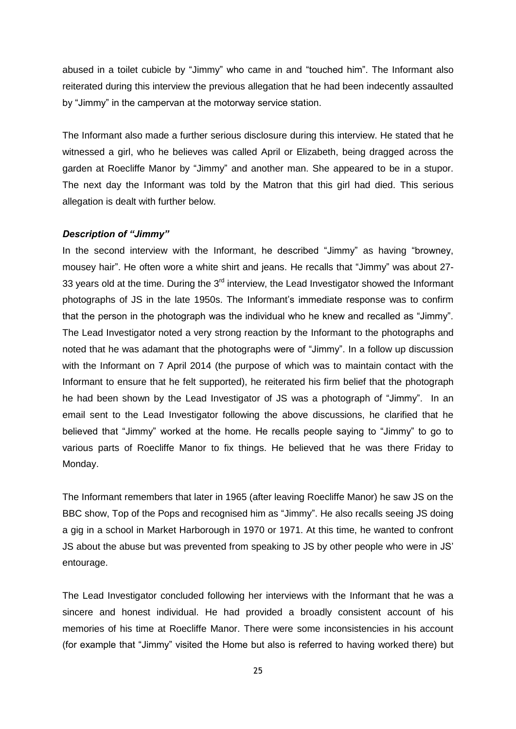abused in a toilet cubicle by "Jimmy" who came in and "touched him". The Informant also reiterated during this interview the previous allegation that he had been indecently assaulted by "Jimmy" in the campervan at the motorway service station.

The Informant also made a further serious disclosure during this interview. He stated that he witnessed a girl, who he believes was called April or Elizabeth, being dragged across the garden at Roecliffe Manor by "Jimmy" and another man. She appeared to be in a stupor. The next day the Informant was told by the Matron that this girl had died. This serious allegation is dealt with further below.

***Description of "Jimmy"***

In the second interview with the Informant, he described "Jimmy" as having "browney, mousey hair". He often wore a white shirt and jeans. He recalls that "Jimmy" was about 27-33 years old at the time. During the 3rd interview, the Lead Investigator showed the Informant photographs of JS in the late 1950s. The Informant's immediate response was to confirm that the person in the photograph was the individual who he knew and recalled as "Jimmy". The Lead Investigator noted a very strong reaction by the Informant to the photographs and noted that he was adamant that the photographs were of "Jimmy". In a follow up discussion with the Informant on 7 April 2014 (the purpose of which was to maintain contact with the Informant to ensure that he felt supported), he reiterated his firm belief that the photograph he had been shown by the Lead Investigator of JS was a photograph of "Jimmy". In an email sent to the Lead Investigator following the above discussions, he clarified that he believed that "Jimmy" worked at the home. He recalls people saying to "Jimmy" to go to various parts of Roecliffe Manor to fix things. He believed that he was there Friday to Monday.

The Informant remembers that later in 1965 (after leaving Roecliffe Manor) he saw JS on the BBC show, Top of the Pops and recognised him as "Jimmy". He also recalls seeing JS doing a gig in a school in Market Harborough in 1970 or 1971. At this time, he wanted to confront JS about the abuse but was prevented from speaking to JS by other people who were in JS' entourage.

The Lead Investigator concluded following her interviews with the Informant that he was a sincere and honest individual. He had provided a broadly consistent account of his memories of his time at Roecliffe Manor. There were some inconsistencies in his account (for example that "Jimmy" visited the Home but also is referred to having worked there) but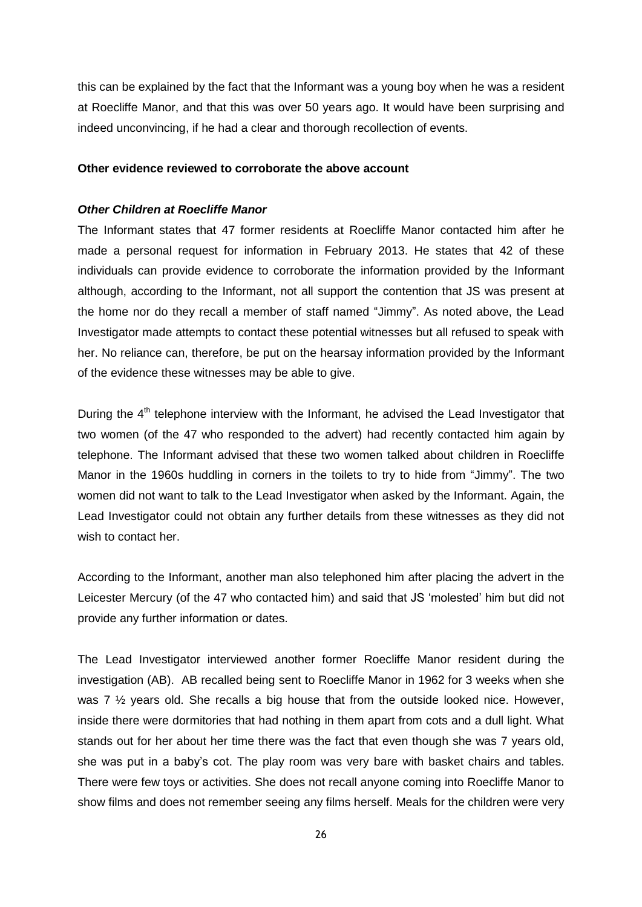this can be explained by the fact that the Informant was a young boy when he was a resident at Roecliffe Manor, and that this was over 50 years ago. It would have been surprising and indeed unconvincing, if he had a clear and thorough recollection of events.

**Other evidence reviewed to corroborate the above account**

***Other Children at Roecliffe Manor***

The Informant states that 47 former residents at Roecliffe Manor contacted him after he made a personal request for information in February 2013. He states that 42 of these individuals can provide evidence to corroborate the information provided by the Informant although, according to the Informant, not all support the contention that JS was present at the home nor do they recall a member of staff named "Jimmy". As noted above, the Lead Investigator made attempts to contact these potential witnesses but all refused to speak with her. No reliance can, therefore, be put on the hearsay information provided by the Informant of the evidence these witnesses may be able to give.

During the 4th telephone interview with the Informant, he advised the Lead Investigator that two women (of the 47 who responded to the advert) had recently contacted him again by telephone. The Informant advised that these two women talked about children in Roecliffe Manor in the 1960s huddling in corners in the toilets to try to hide from "Jimmy". The two women did not want to talk to the Lead Investigator when asked by the Informant. Again, the Lead Investigator could not obtain any further details from these witnesses as they did not wish to contact her.

According to the Informant, another man also telephoned him after placing the advert in the Leicester Mercury (of the 47 who contacted him) and said that JS 'molested' him but did not provide any further information or dates.

The Lead Investigator interviewed another former Roecliffe Manor resident during the investigation (AB). AB recalled being sent to Roecliffe Manor in 1962 for 3 weeks when she was 7 ½ years old. She recalls a big house that from the outside looked nice. However, inside there were dormitories that had nothing in them apart from cots and a dull light. What stands out for her about her time there was the fact that even though she was 7 years old, she was put in a baby's cot. The play room was very bare with basket chairs and tables. There were few toys or activities. She does not recall anyone coming into Roecliffe Manor to show films and does not remember seeing any films herself. Meals for the children were very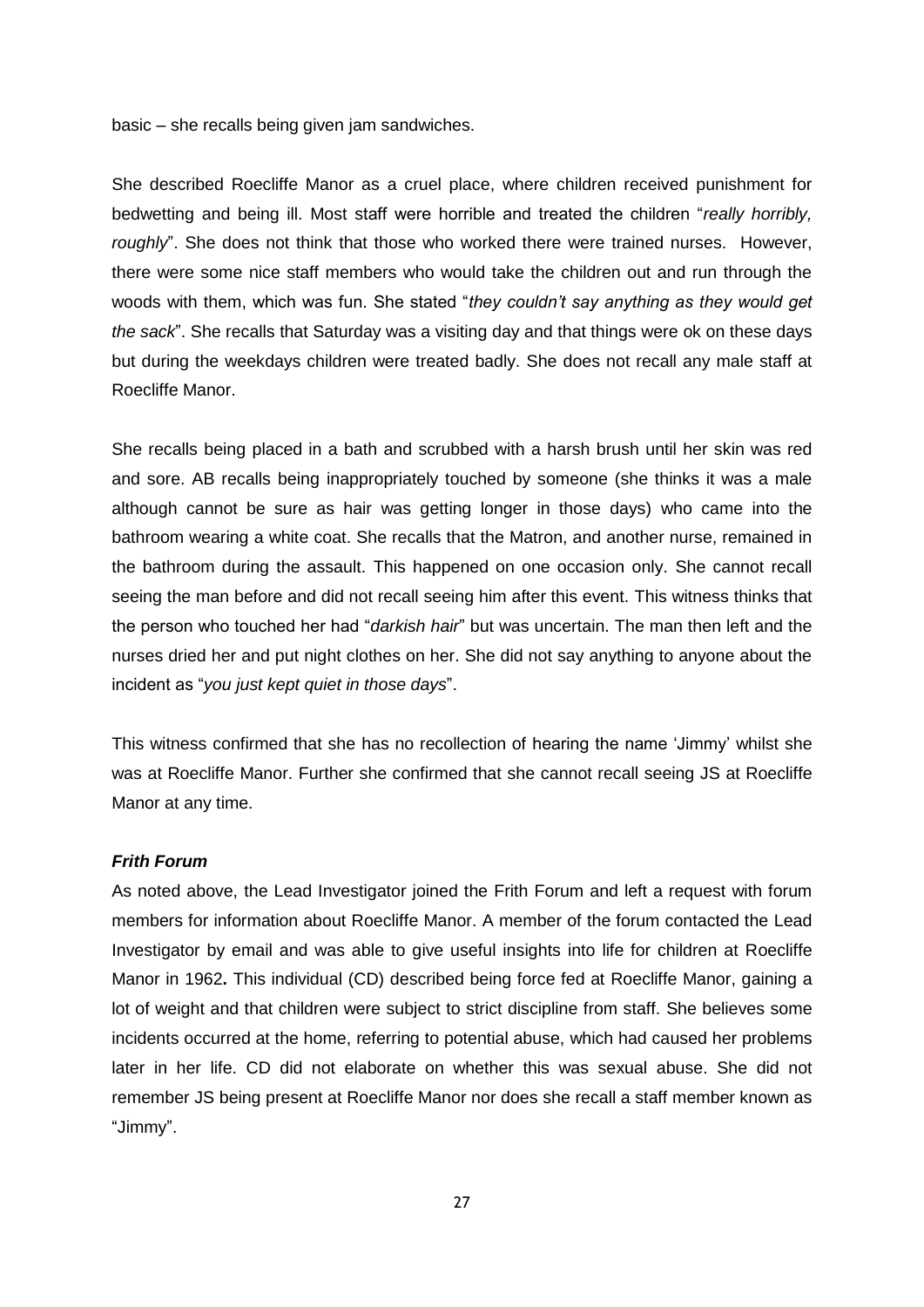basic – she recalls being given jam sandwiches.

She described Roecliffe Manor as a cruel place, where children received punishment for bedwetting and being ill. Most staff were horrible and treated the children "*really horribly, roughly*". She does not think that those who worked there were trained nurses. However, there were some nice staff members who would take the children out and run through the woods with them, which was fun. She stated "*they couldn't say anything as they would get the sack*". She recalls that Saturday was a visiting day and that things were ok on these days but during the weekdays children were treated badly. She does not recall any male staff at Roecliffe Manor.

She recalls being placed in a bath and scrubbed with a harsh brush until her skin was red and sore. AB recalls being inappropriately touched by someone (she thinks it was a male although cannot be sure as hair was getting longer in those days) who came into the bathroom wearing a white coat. She recalls that the Matron, and another nurse, remained in the bathroom during the assault. This happened on one occasion only. She cannot recall seeing the man before and did not recall seeing him after this event. This witness thinks that the person who touched her had "*darkish hair*" but was uncertain. The man then left and the nurses dried her and put night clothes on her. She did not say anything to anyone about the incident as "*you just kept quiet in those days*".

This witness confirmed that she has no recollection of hearing the name 'Jimmy' whilst she was at Roecliffe Manor. Further she confirmed that she cannot recall seeing JS at Roecliffe Manor at any time.

***Frith Forum***

As noted above, the Lead Investigator joined the Frith Forum and left a request with forum members for information about Roecliffe Manor. A member of the forum contacted the Lead Investigator by email and was able to give useful insights into life for children at Roecliffe Manor in 1962**.** This individual (CD) described being force fed at Roecliffe Manor, gaining a lot of weight and that children were subject to strict discipline from staff. She believes some incidents occurred at the home, referring to potential abuse, which had caused her problems later in her life. CD did not elaborate on whether this was sexual abuse. She did not remember JS being present at Roecliffe Manor nor does she recall a staff member known as "Jimmy".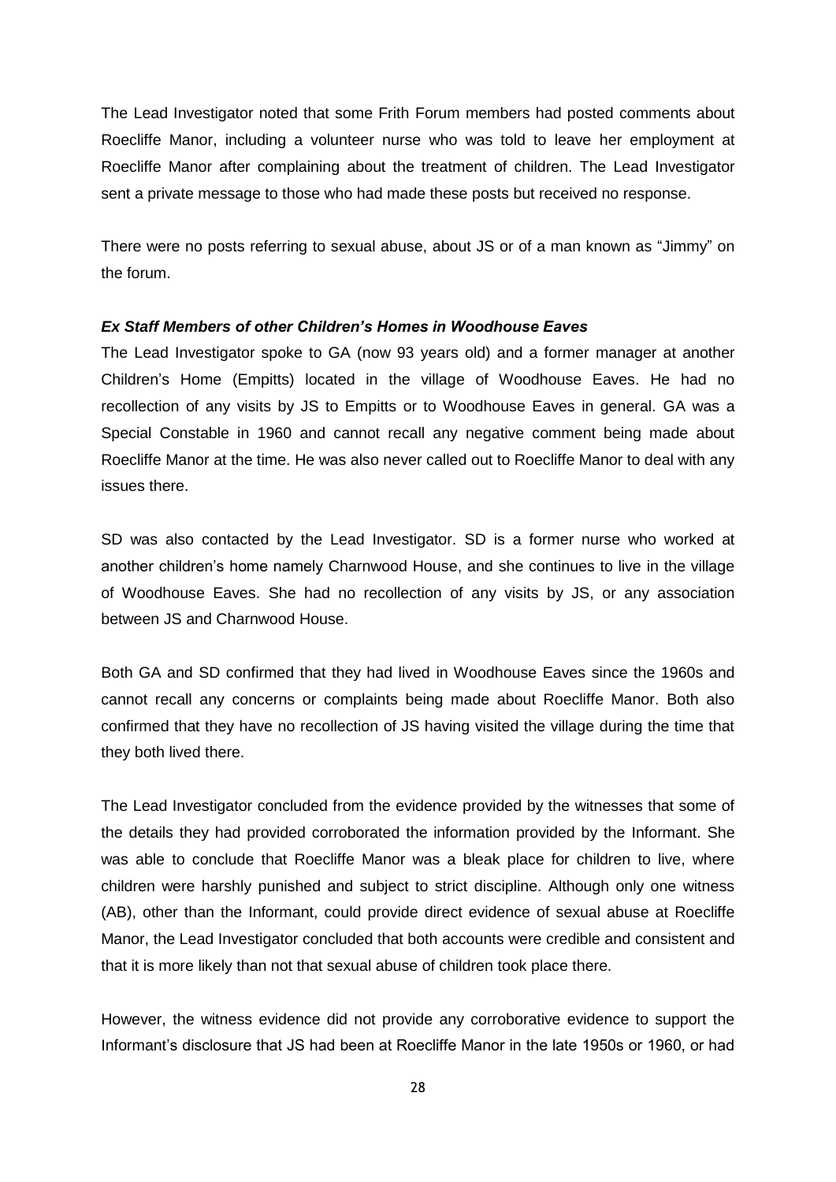The Lead Investigator noted that some Frith Forum members had posted comments about Roecliffe Manor, including a volunteer nurse who was told to leave her employment at Roecliffe Manor after complaining about the treatment of children. The Lead Investigator sent a private message to those who had made these posts but received no response.

There were no posts referring to sexual abuse, about JS or of a man known as "Jimmy" on the forum.

### *Ex Staff Members of other Children's Homes in Woodhouse Eaves*

The Lead Investigator spoke to GA (now 93 years old) and a former manager at another Children's Home (Empitts) located in the village of Woodhouse Eaves. He had no recollection of any visits by JS to Empitts or to Woodhouse Eaves in general. GA was a Special Constable in 1960 and cannot recall any negative comment being made about Roecliffe Manor at the time. He was also never called out to Roecliffe Manor to deal with any issues there.

SD was also contacted by the Lead Investigator. SD is a former nurse who worked at another children's home namely Charnwood House, and she continues to live in the village of Woodhouse Eaves. She had no recollection of any visits by JS, or any association between JS and Charnwood House.

Both GA and SD confirmed that they had lived in Woodhouse Eaves since the 1960s and cannot recall any concerns or complaints being made about Roecliffe Manor. Both also confirmed that they have no recollection of JS having visited the village during the time that they both lived there.

The Lead Investigator concluded from the evidence provided by the witnesses that some of the details they had provided corroborated the information provided by the Informant. She was able to conclude that Roecliffe Manor was a bleak place for children to live, where children were harshly punished and subject to strict discipline. Although only one witness (AB), other than the Informant, could provide direct evidence of sexual abuse at Roecliffe Manor, the Lead Investigator concluded that both accounts were credible and consistent and that it is more likely than not that sexual abuse of children took place there.

However, the witness evidence did not provide any corroborative evidence to support the Informant's disclosure that JS had been at Roecliffe Manor in the late 1950s or 1960, or had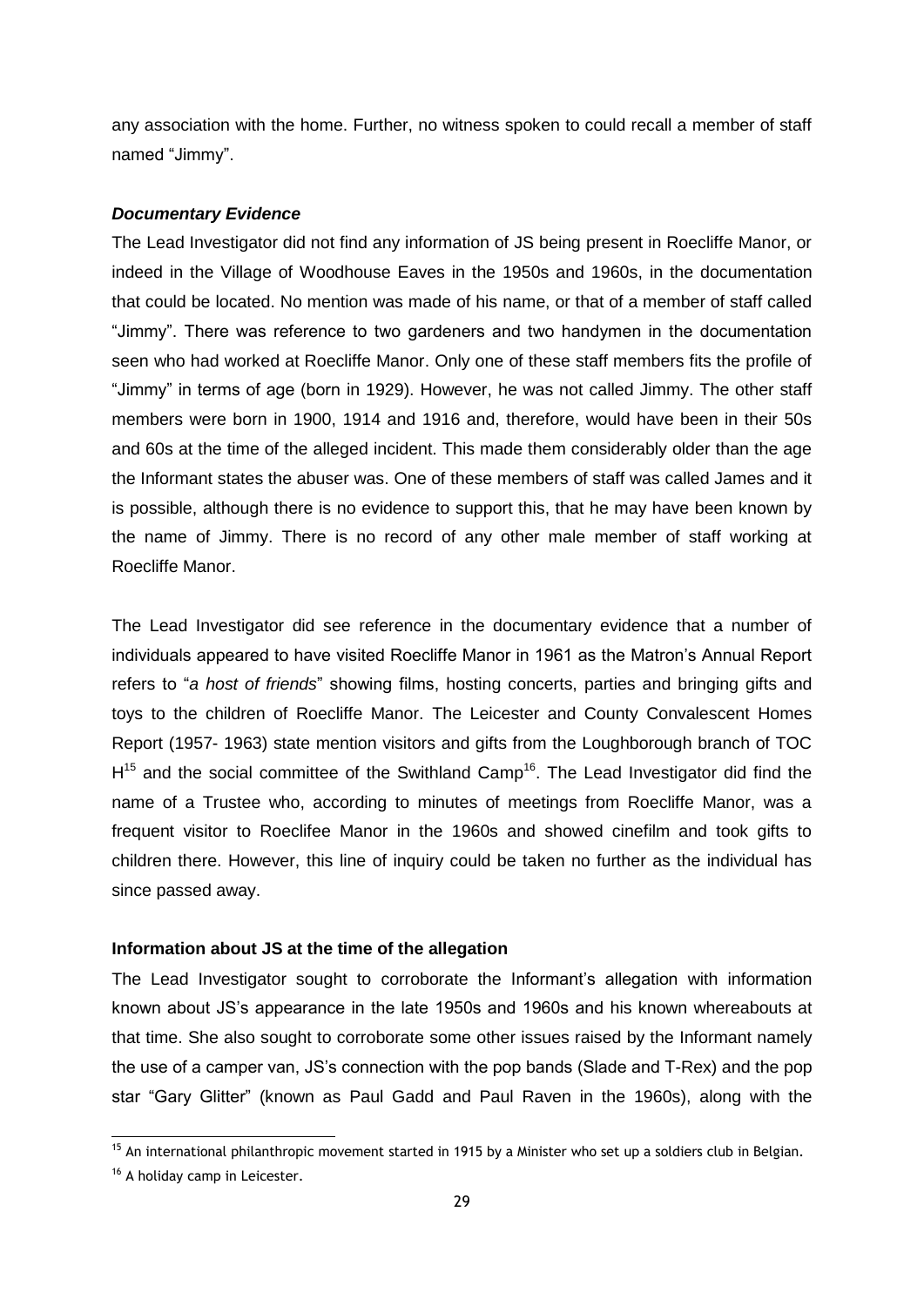any association with the home. Further, no witness spoken to could recall a member of staff named "Jimmy".

### ***Documentary Evidence***

The Lead Investigator did not find any information of JS being present in Roecliffe Manor, or indeed in the Village of Woodhouse Eaves in the 1950s and 1960s, in the documentation that could be located. No mention was made of his name, or that of a member of staff called "Jimmy". There was reference to two gardeners and two handymen in the documentation seen who had worked at Roecliffe Manor. Only one of these staff members fits the profile of "Jimmy" in terms of age (born in 1929). However, he was not called Jimmy. The other staff members were born in 1900, 1914 and 1916 and, therefore, would have been in their 50s and 60s at the time of the alleged incident. This made them considerably older than the age the Informant states the abuser was. One of these members of staff was called James and it is possible, although there is no evidence to support this, that he may have been known by the name of Jimmy. There is no record of any other male member of staff working at Roecliffe Manor.

The Lead Investigator did see reference in the documentary evidence that a number of individuals appeared to have visited Roecliffe Manor in 1961 as the Matron's Annual Report refers to "*a host of friends*" showing films, hosting concerts, parties and bringing gifts and toys to the children of Roecliffe Manor. The Leicester and County Convalescent Homes Report (1957- 1963) state mention visitors and gifts from the Loughborough branch of TOC H[15] and the social committee of the Swithland Camp[16]. The Lead Investigator did find the name of a Trustee who, according to minutes of meetings from Roecliffe Manor, was a frequent visitor to Roeclifee Manor in the 1960s and showed cinefilm and took gifts to children there. However, this line of inquiry could be taken no further as the individual has since passed away.

### **Information about JS at the time of the allegation**

The Lead Investigator sought to corroborate the Informant's allegation with information known about JS's appearance in the late 1950s and 1960s and his known whereabouts at that time. She also sought to corroborate some other issues raised by the Informant namely the use of a camper van, JS's connection with the pop bands (Slade and T-Rex) and the pop star "Gary Glitter" (known as Paul Gadd and Paul Raven in the 1960s), along with the

---

[15] An international philanthropic movement started in 1915 by a Minister who set up a soldiers club in Belgian.

[16] A holiday camp in Leicester.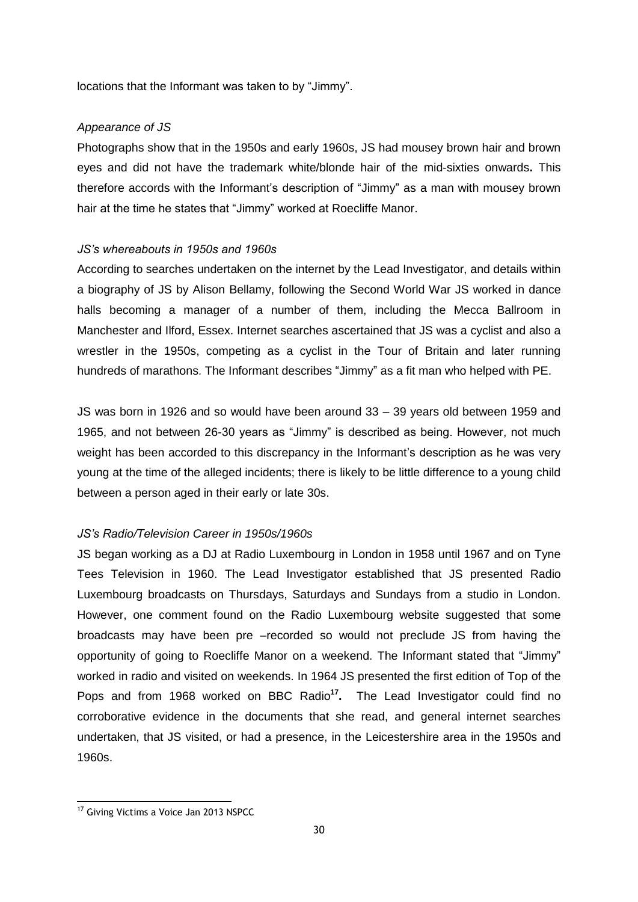locations that the Informant was taken to by "Jimmy".

*Appearance of JS*

Photographs show that in the 1950s and early 1960s, JS had mousey brown hair and brown eyes and did not have the trademark white/blonde hair of the mid-sixties onwards**.** This therefore accords with the Informant's description of "Jimmy" as a man with mousey brown hair at the time he states that "Jimmy" worked at Roecliffe Manor.

*JS's whereabouts in 1950s and 1960s*

According to searches undertaken on the internet by the Lead Investigator, and details within a biography of JS by Alison Bellamy, following the Second World War JS worked in dance halls becoming a manager of a number of them, including the Mecca Ballroom in Manchester and Ilford, Essex. Internet searches ascertained that JS was a cyclist and also a wrestler in the 1950s, competing as a cyclist in the Tour of Britain and later running hundreds of marathons. The Informant describes "Jimmy" as a fit man who helped with PE.

JS was born in 1926 and so would have been around 33 – 39 years old between 1959 and 1965, and not between 26-30 years as "Jimmy" is described as being. However, not much weight has been accorded to this discrepancy in the Informant's description as he was very young at the time of the alleged incidents; there is likely to be little difference to a young child between a person aged in their early or late 30s.

*JS's Radio/Television Career in 1950s/1960s*

JS began working as a DJ at Radio Luxembourg in London in 1958 until 1967 and on Tyne Tees Television in 1960. The Lead Investigator established that JS presented Radio Luxembourg broadcasts on Thursdays, Saturdays and Sundays from a studio in London. However, one comment found on the Radio Luxembourg website suggested that some broadcasts may have been pre –recorded so would not preclude JS from having the opportunity of going to Roecliffe Manor on a weekend. The Informant stated that "Jimmy" worked in radio and visited on weekends. In 1964 JS presented the first edition of Top of the Pops and from 1968 worked on BBC Radio[17]**.** The Lead Investigator could find no corroborative evidence in the documents that she read, and general internet searches undertaken, that JS visited, or had a presence, in the Leicestershire area in the 1950s and 1960s.

---

[17] Giving Victims a Voice Jan 2013 NSPCC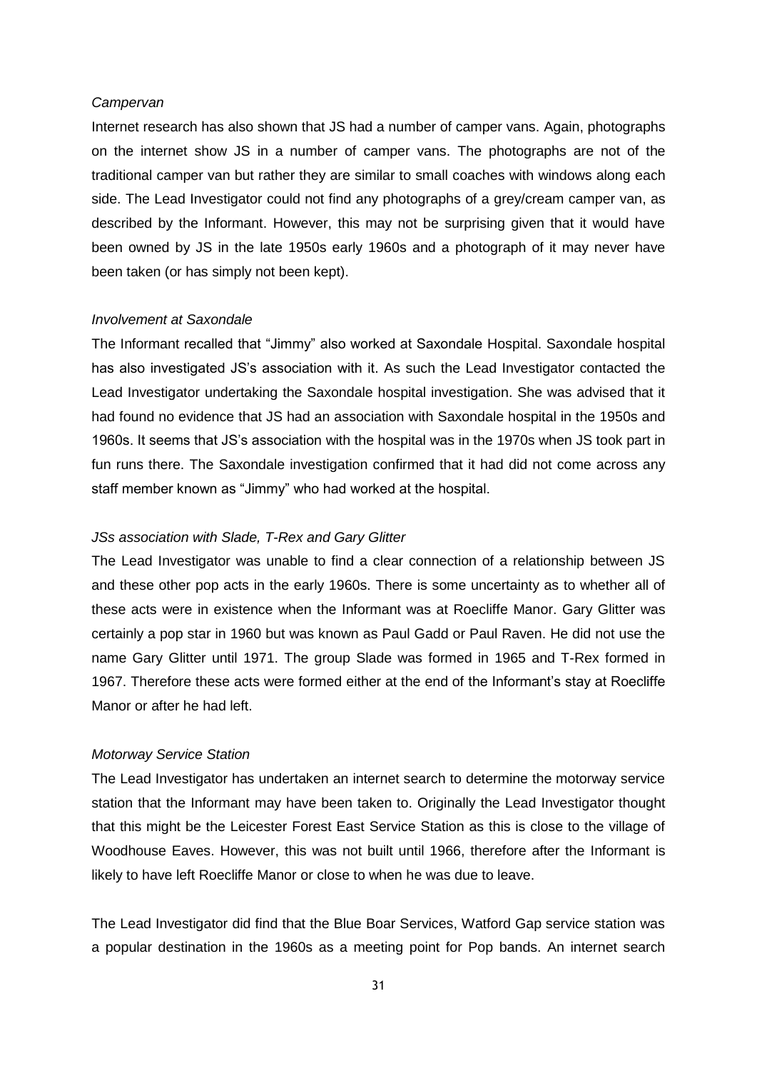*Campervan*

Internet research has also shown that JS had a number of camper vans. Again, photographs on the internet show JS in a number of camper vans. The photographs are not of the traditional camper van but rather they are similar to small coaches with windows along each side. The Lead Investigator could not find any photographs of a grey/cream camper van, as described by the Informant. However, this may not be surprising given that it would have been owned by JS in the late 1950s early 1960s and a photograph of it may never have been taken (or has simply not been kept).

*Involvement at Saxondale*

The Informant recalled that "Jimmy" also worked at Saxondale Hospital. Saxondale hospital has also investigated JS's association with it. As such the Lead Investigator contacted the Lead Investigator undertaking the Saxondale hospital investigation. She was advised that it had found no evidence that JS had an association with Saxondale hospital in the 1950s and 1960s. It seems that JS's association with the hospital was in the 1970s when JS took part in fun runs there. The Saxondale investigation confirmed that it had did not come across any staff member known as "Jimmy" who had worked at the hospital.

*JSs association with Slade, T-Rex and Gary Glitter*

The Lead Investigator was unable to find a clear connection of a relationship between JS and these other pop acts in the early 1960s. There is some uncertainty as to whether all of these acts were in existence when the Informant was at Roecliffe Manor. Gary Glitter was certainly a pop star in 1960 but was known as Paul Gadd or Paul Raven. He did not use the name Gary Glitter until 1971. The group Slade was formed in 1965 and T-Rex formed in 1967. Therefore these acts were formed either at the end of the Informant's stay at Roecliffe Manor or after he had left.

*Motorway Service Station*

The Lead Investigator has undertaken an internet search to determine the motorway service station that the Informant may have been taken to. Originally the Lead Investigator thought that this might be the Leicester Forest East Service Station as this is close to the village of Woodhouse Eaves. However, this was not built until 1966, therefore after the Informant is likely to have left Roecliffe Manor or close to when he was due to leave.

The Lead Investigator did find that the Blue Boar Services, Watford Gap service station was a popular destination in the 1960s as a meeting point for Pop bands. An internet search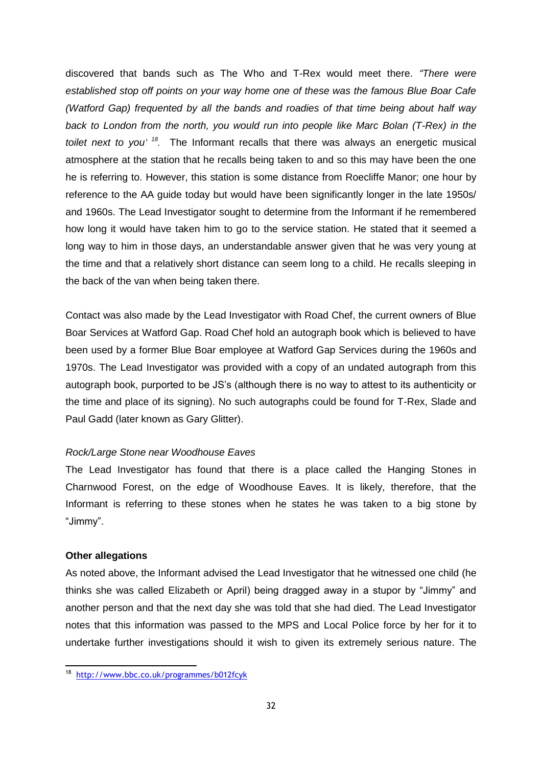discovered that bands such as The Who and T-Rex would meet there. *"There were established stop off points on your way home one of these was the famous Blue Boar Cafe (Watford Gap) frequented by all the bands and roadies of that time being about half way back to London from the north, you would run into people like Marc Bolan (T-Rex) in the toilet next to you'* [18]. The Informant recalls that there was always an energetic musical atmosphere at the station that he recalls being taken to and so this may have been the one he is referring to. However, this station is some distance from Roecliffe Manor; one hour by reference to the AA guide today but would have been significantly longer in the late 1950s/ and 1960s. The Lead Investigator sought to determine from the Informant if he remembered how long it would have taken him to go to the service station. He stated that it seemed a long way to him in those days, an understandable answer given that he was very young at the time and that a relatively short distance can seem long to a child. He recalls sleeping in the back of the van when being taken there.

Contact was also made by the Lead Investigator with Road Chef, the current owners of Blue Boar Services at Watford Gap. Road Chef hold an autograph book which is believed to have been used by a former Blue Boar employee at Watford Gap Services during the 1960s and 1970s. The Lead Investigator was provided with a copy of an undated autograph from this autograph book, purported to be JS's (although there is no way to attest to its authenticity or the time and place of its signing). No such autographs could be found for T-Rex, Slade and Paul Gadd (later known as Gary Glitter).

*Rock/Large Stone near Woodhouse Eaves*

The Lead Investigator has found that there is a place called the Hanging Stones in Charnwood Forest, on the edge of Woodhouse Eaves. It is likely, therefore, that the Informant is referring to these stones when he states he was taken to a big stone by "Jimmy".

**Other allegations**

As noted above, the Informant advised the Lead Investigator that he witnessed one child (he thinks she was called Elizabeth or April) being dragged away in a stupor by "Jimmy" and another person and that the next day she was told that she had died. The Lead Investigator notes that this information was passed to the MPS and Local Police force by her for it to undertake further investigations should it wish to given its extremely serious nature. The

[18] http://www.bbc.co.uk/programmes/b012fcyk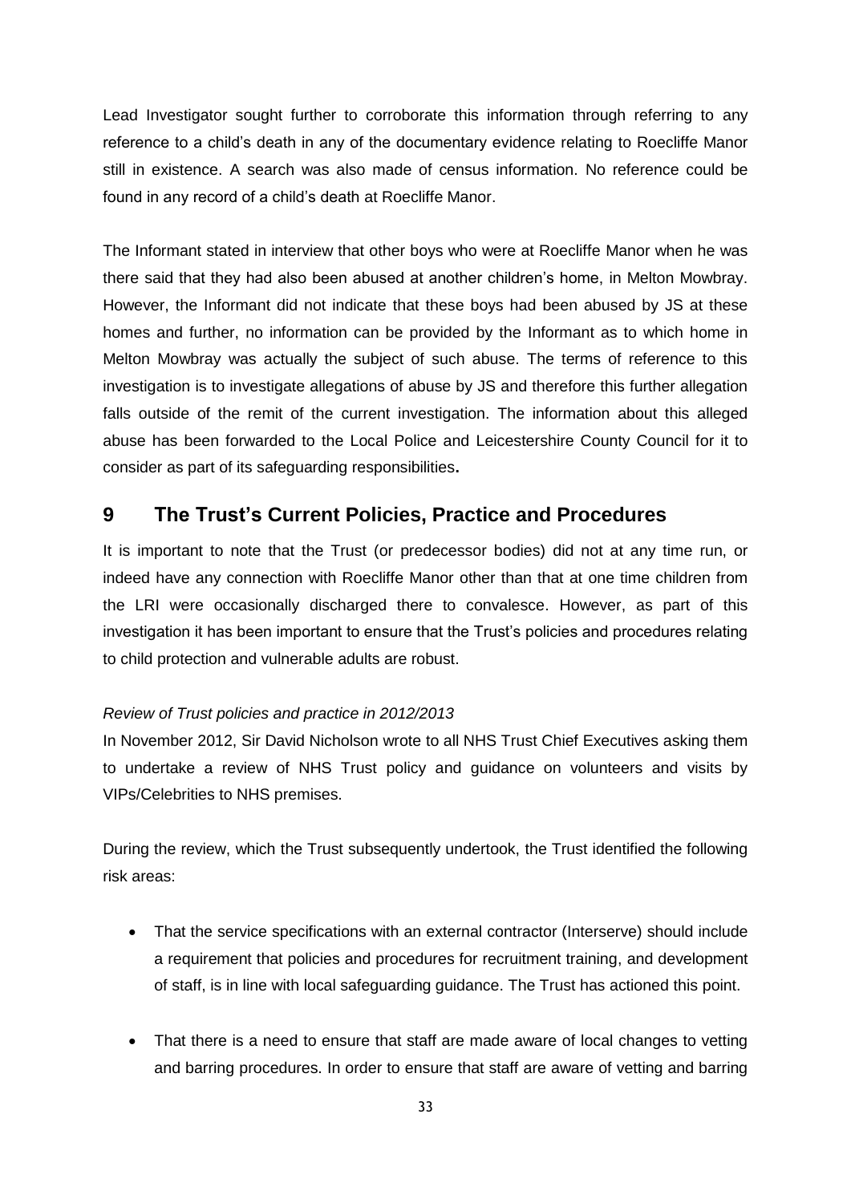Lead Investigator sought further to corroborate this information through referring to any reference to a child's death in any of the documentary evidence relating to Roecliffe Manor still in existence. A search was also made of census information. No reference could be found in any record of a child's death at Roecliffe Manor.

The Informant stated in interview that other boys who were at Roecliffe Manor when he was there said that they had also been abused at another children's home, in Melton Mowbray. However, the Informant did not indicate that these boys had been abused by JS at these homes and further, no information can be provided by the Informant as to which home in Melton Mowbray was actually the subject of such abuse. The terms of reference to this investigation is to investigate allegations of abuse by JS and therefore this further allegation falls outside of the remit of the current investigation. The information about this alleged abuse has been forwarded to the Local Police and Leicestershire County Council for it to consider as part of its safeguarding responsibilities**.**

# 9 The Trust's Current Policies, Practice and Procedures

It is important to note that the Trust (or predecessor bodies) did not at any time run, or indeed have any connection with Roecliffe Manor other than that at one time children from the LRI were occasionally discharged there to convalesce. However, as part of this investigation it has been important to ensure that the Trust's policies and procedures relating to child protection and vulnerable adults are robust.

*Review of Trust policies and practice in 2012/2013*

In November 2012, Sir David Nicholson wrote to all NHS Trust Chief Executives asking them to undertake a review of NHS Trust policy and guidance on volunteers and visits by VIPs/Celebrities to NHS premises.

During the review, which the Trust subsequently undertook, the Trust identified the following risk areas:

- That the service specifications with an external contractor (Interserve) should include a requirement that policies and procedures for recruitment training, and development of staff, is in line with local safeguarding guidance. The Trust has actioned this point.
- That there is a need to ensure that staff are made aware of local changes to vetting and barring procedures. In order to ensure that staff are aware of vetting and barring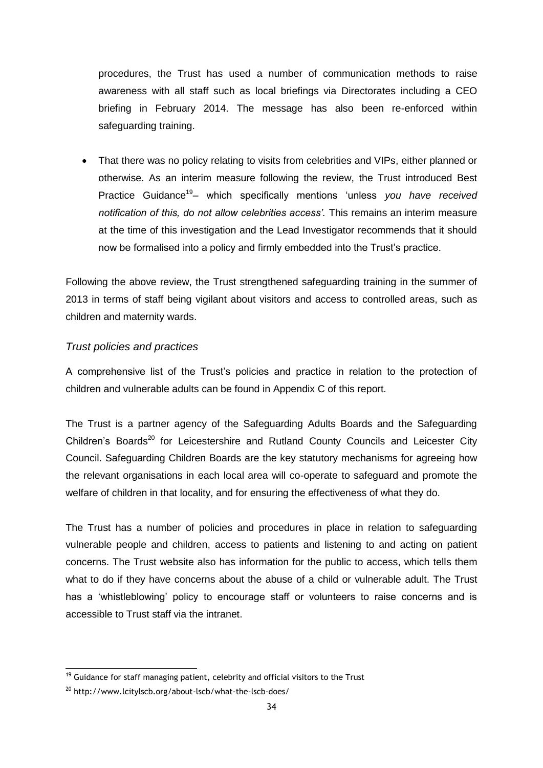procedures, the Trust has used a number of communication methods to raise awareness with all staff such as local briefings via Directorates including a CEO briefing in February 2014. The message has also been re-enforced within safeguarding training.

- That there was no policy relating to visits from celebrities and VIPs, either planned or otherwise. As an interim measure following the review, the Trust introduced Best Practice Guidance[19]– which specifically mentions 'unless *you have received notification of this, do not allow celebrities access'.* This remains an interim measure at the time of this investigation and the Lead Investigator recommends that it should now be formalised into a policy and firmly embedded into the Trust's practice.

Following the above review, the Trust strengthened safeguarding training in the summer of 2013 in terms of staff being vigilant about visitors and access to controlled areas, such as children and maternity wards.

*Trust policies and practices*

A comprehensive list of the Trust's policies and practice in relation to the protection of children and vulnerable adults can be found in Appendix C of this report.

The Trust is a partner agency of the Safeguarding Adults Boards and the Safeguarding Children's Boards[20] for Leicestershire and Rutland County Councils and Leicester City Council. Safeguarding Children Boards are the key statutory mechanisms for agreeing how the relevant organisations in each local area will co-operate to safeguard and promote the welfare of children in that locality, and for ensuring the effectiveness of what they do.

The Trust has a number of policies and procedures in place in relation to safeguarding vulnerable people and children, access to patients and listening to and acting on patient concerns. The Trust website also has information for the public to access, which tells them what to do if they have concerns about the abuse of a child or vulnerable adult. The Trust has a 'whistleblowing' policy to encourage staff or volunteers to raise concerns and is accessible to Trust staff via the intranet.

---

[19] Guidance for staff managing patient, celebrity and official visitors to the Trust

[20] http://www.lcitylscb.org/about-lscb/what-the-lscb-does/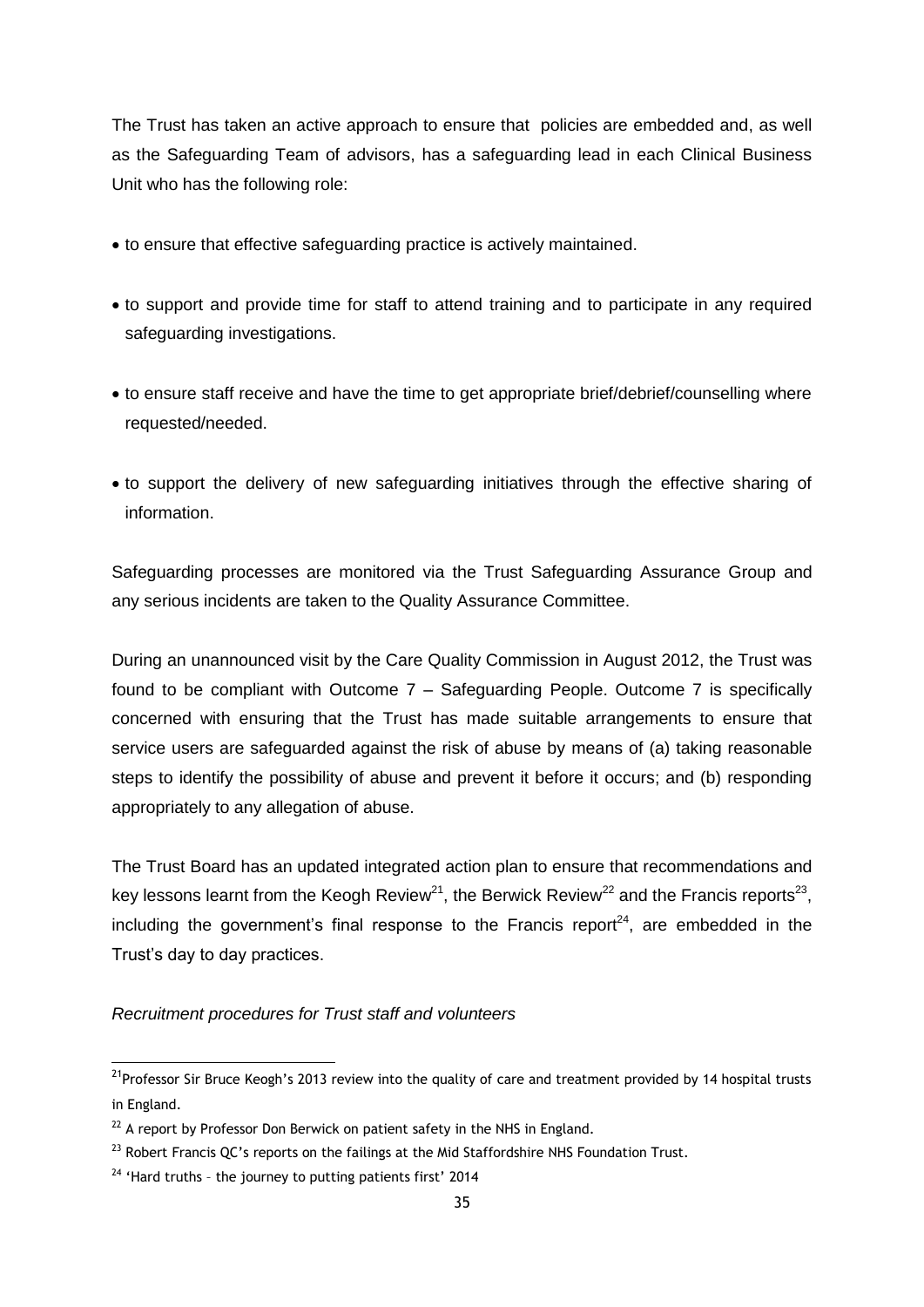The Trust has taken an active approach to ensure that policies are embedded and, as well as the Safeguarding Team of advisors, has a safeguarding lead in each Clinical Business Unit who has the following role:

- to ensure that effective safeguarding practice is actively maintained.
- to support and provide time for staff to attend training and to participate in any required safeguarding investigations.
- to ensure staff receive and have the time to get appropriate brief/debrief/counselling where requested/needed.
- to support the delivery of new safeguarding initiatives through the effective sharing of information.

Safeguarding processes are monitored via the Trust Safeguarding Assurance Group and any serious incidents are taken to the Quality Assurance Committee.

During an unannounced visit by the Care Quality Commission in August 2012, the Trust was found to be compliant with Outcome 7 – Safeguarding People. Outcome 7 is specifically concerned with ensuring that the Trust has made suitable arrangements to ensure that service users are safeguarded against the risk of abuse by means of (a) taking reasonable steps to identify the possibility of abuse and prevent it before it occurs; and (b) responding appropriately to any allegation of abuse.

The Trust Board has an updated integrated action plan to ensure that recommendations and key lessons learnt from the Keogh Review[21], the Berwick Review[22] and the Francis reports[23], including the government's final response to the Francis report[24], are embedded in the Trust's day to day practices.

*Recruitment procedures for Trust staff and volunteers*

---

[21] Professor Sir Bruce Keogh's 2013 review into the quality of care and treatment provided by 14 hospital trusts in England.

[22] A report by Professor Don Berwick on patient safety in the NHS in England.

[23] Robert Francis QC's reports on the failings at the Mid Staffordshire NHS Foundation Trust.

[24] 'Hard truths – the journey to putting patients first' 2014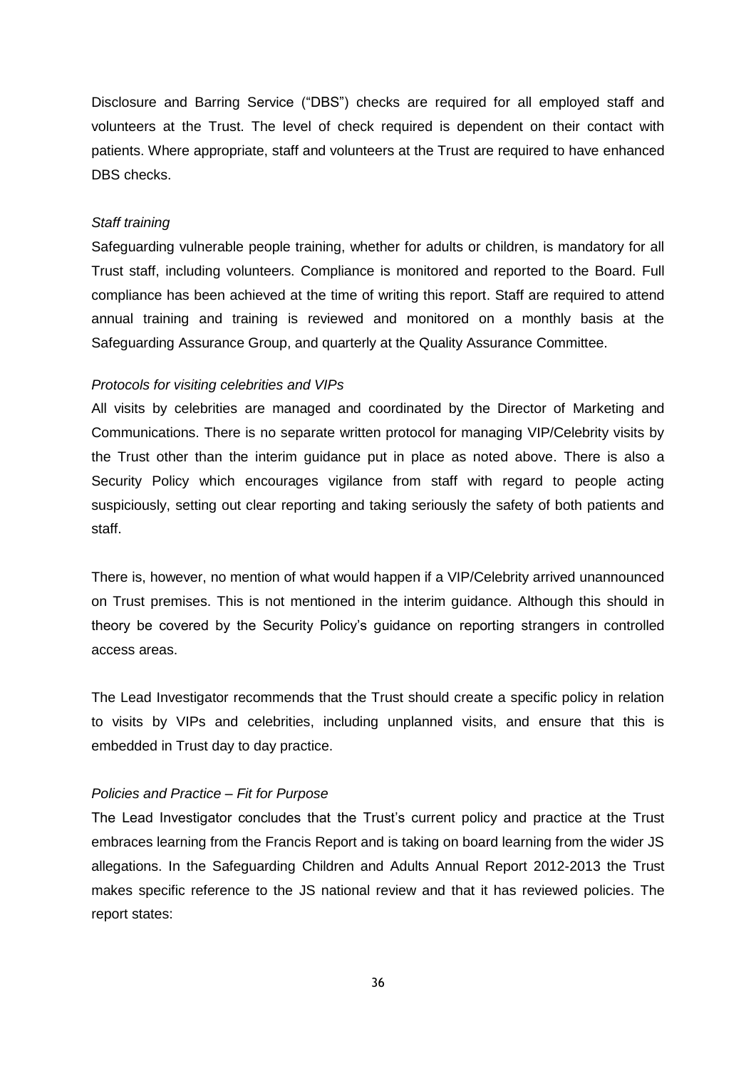Disclosure and Barring Service ("DBS") checks are required for all employed staff and volunteers at the Trust. The level of check required is dependent on their contact with patients. Where appropriate, staff and volunteers at the Trust are required to have enhanced DBS checks.

*Staff training*

Safeguarding vulnerable people training, whether for adults or children, is mandatory for all Trust staff, including volunteers. Compliance is monitored and reported to the Board. Full compliance has been achieved at the time of writing this report. Staff are required to attend annual training and training is reviewed and monitored on a monthly basis at the Safeguarding Assurance Group, and quarterly at the Quality Assurance Committee.

*Protocols for visiting celebrities and VIPs*

All visits by celebrities are managed and coordinated by the Director of Marketing and Communications. There is no separate written protocol for managing VIP/Celebrity visits by the Trust other than the interim guidance put in place as noted above. There is also a Security Policy which encourages vigilance from staff with regard to people acting suspiciously, setting out clear reporting and taking seriously the safety of both patients and staff.

There is, however, no mention of what would happen if a VIP/Celebrity arrived unannounced on Trust premises. This is not mentioned in the interim guidance. Although this should in theory be covered by the Security Policy's guidance on reporting strangers in controlled access areas.

The Lead Investigator recommends that the Trust should create a specific policy in relation to visits by VIPs and celebrities, including unplanned visits, and ensure that this is embedded in Trust day to day practice.

*Policies and Practice – Fit for Purpose*

The Lead Investigator concludes that the Trust's current policy and practice at the Trust embraces learning from the Francis Report and is taking on board learning from the wider JS allegations. In the Safeguarding Children and Adults Annual Report 2012-2013 the Trust makes specific reference to the JS national review and that it has reviewed policies. The report states: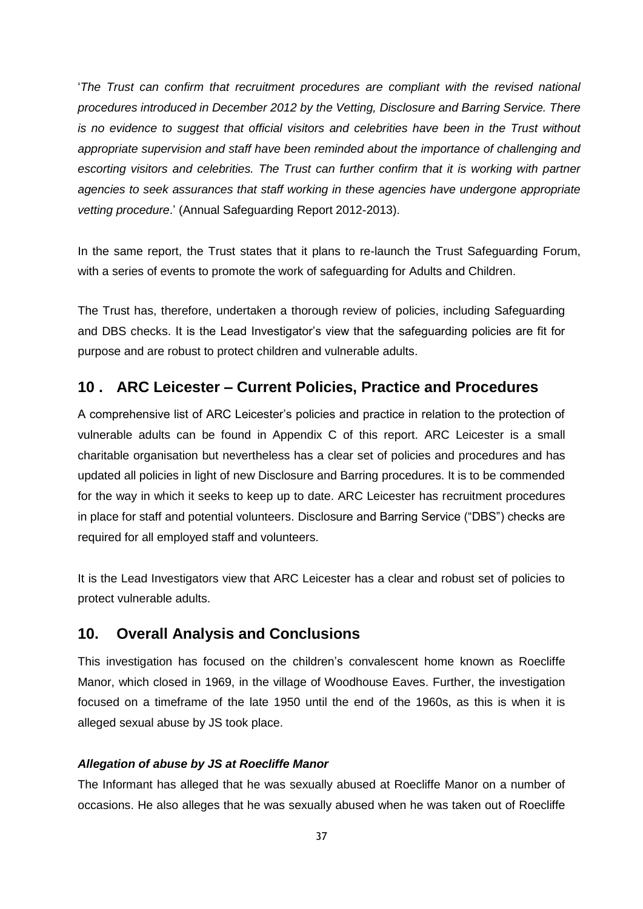'*The Trust can confirm that recruitment procedures are compliant with the revised national procedures introduced in December 2012 by the Vetting, Disclosure and Barring Service. There is no evidence to suggest that official visitors and celebrities have been in the Trust without appropriate supervision and staff have been reminded about the importance of challenging and escorting visitors and celebrities. The Trust can further confirm that it is working with partner agencies to seek assurances that staff working in these agencies have undergone appropriate vetting procedure*.' (Annual Safeguarding Report 2012-2013).

In the same report, the Trust states that it plans to re-launch the Trust Safeguarding Forum, with a series of events to promote the work of safeguarding for Adults and Children.

The Trust has, therefore, undertaken a thorough review of policies, including Safeguarding and DBS checks. It is the Lead Investigator's view that the safeguarding policies are fit for purpose and are robust to protect children and vulnerable adults.

## 10 . ARC Leicester – Current Policies, Practice and Procedures

A comprehensive list of ARC Leicester's policies and practice in relation to the protection of vulnerable adults can be found in Appendix C of this report. ARC Leicester is a small charitable organisation but nevertheless has a clear set of policies and procedures and has updated all policies in light of new Disclosure and Barring procedures. It is to be commended for the way in which it seeks to keep up to date. ARC Leicester has recruitment procedures in place for staff and potential volunteers. Disclosure and Barring Service ("DBS") checks are required for all employed staff and volunteers.

It is the Lead Investigators view that ARC Leicester has a clear and robust set of policies to protect vulnerable adults.

## 10. Overall Analysis and Conclusions

This investigation has focused on the children's convalescent home known as Roecliffe Manor, which closed in 1969, in the village of Woodhouse Eaves. Further, the investigation focused on a timeframe of the late 1950 until the end of the 1960s, as this is when it is alleged sexual abuse by JS took place.

***Allegation of abuse by JS at Roecliffe Manor***

The Informant has alleged that he was sexually abused at Roecliffe Manor on a number of occasions. He also alleges that he was sexually abused when he was taken out of Roecliffe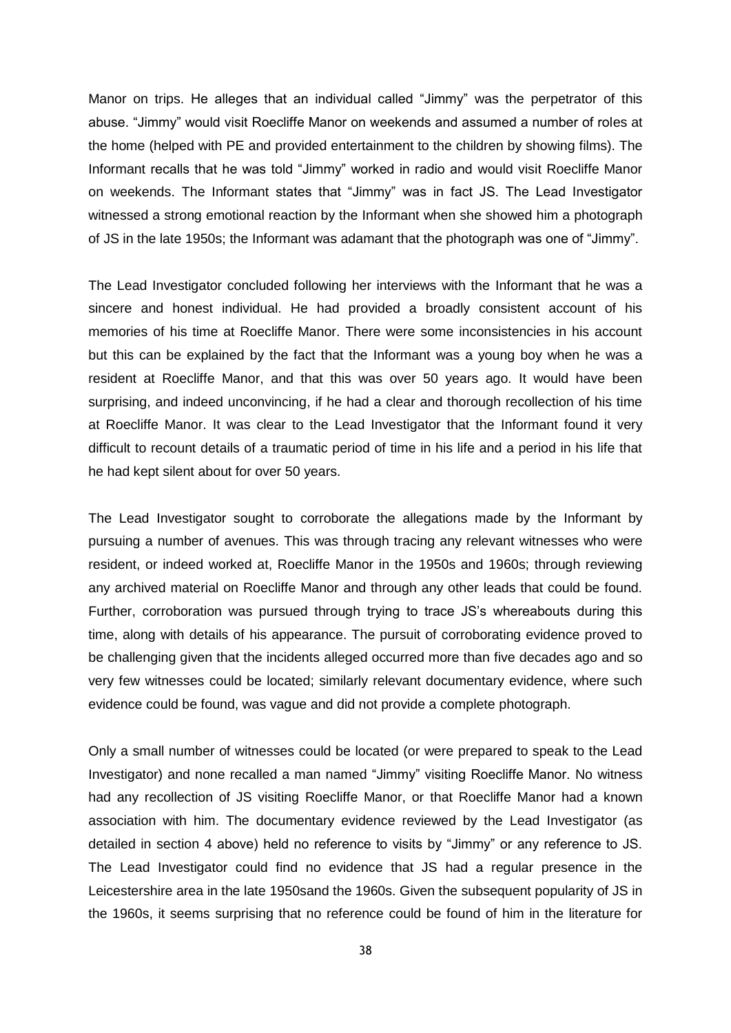Manor on trips. He alleges that an individual called "Jimmy" was the perpetrator of this abuse. "Jimmy" would visit Roecliffe Manor on weekends and assumed a number of roles at the home (helped with PE and provided entertainment to the children by showing films). The Informant recalls that he was told "Jimmy" worked in radio and would visit Roecliffe Manor on weekends. The Informant states that "Jimmy" was in fact JS. The Lead Investigator witnessed a strong emotional reaction by the Informant when she showed him a photograph of JS in the late 1950s; the Informant was adamant that the photograph was one of "Jimmy".

The Lead Investigator concluded following her interviews with the Informant that he was a sincere and honest individual. He had provided a broadly consistent account of his memories of his time at Roecliffe Manor. There were some inconsistencies in his account but this can be explained by the fact that the Informant was a young boy when he was a resident at Roecliffe Manor, and that this was over 50 years ago. It would have been surprising, and indeed unconvincing, if he had a clear and thorough recollection of his time at Roecliffe Manor. It was clear to the Lead Investigator that the Informant found it very difficult to recount details of a traumatic period of time in his life and a period in his life that he had kept silent about for over 50 years.

The Lead Investigator sought to corroborate the allegations made by the Informant by pursuing a number of avenues. This was through tracing any relevant witnesses who were resident, or indeed worked at, Roecliffe Manor in the 1950s and 1960s; through reviewing any archived material on Roecliffe Manor and through any other leads that could be found. Further, corroboration was pursued through trying to trace JS's whereabouts during this time, along with details of his appearance. The pursuit of corroborating evidence proved to be challenging given that the incidents alleged occurred more than five decades ago and so very few witnesses could be located; similarly relevant documentary evidence, where such evidence could be found, was vague and did not provide a complete photograph.

Only a small number of witnesses could be located (or were prepared to speak to the Lead Investigator) and none recalled a man named "Jimmy" visiting Roecliffe Manor. No witness had any recollection of JS visiting Roecliffe Manor, or that Roecliffe Manor had a known association with him. The documentary evidence reviewed by the Lead Investigator (as detailed in section 4 above) held no reference to visits by "Jimmy" or any reference to JS. The Lead Investigator could find no evidence that JS had a regular presence in the Leicestershire area in the late 1950sand the 1960s. Given the subsequent popularity of JS in the 1960s, it seems surprising that no reference could be found of him in the literature for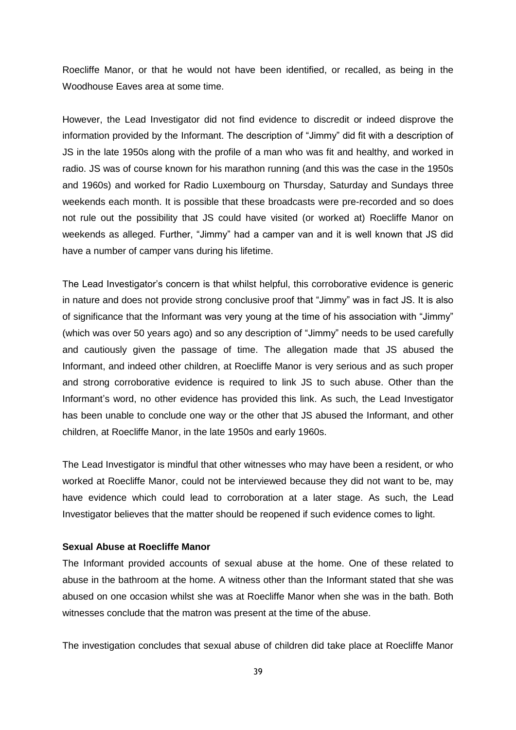Roecliffe Manor, or that he would not have been identified, or recalled, as being in the Woodhouse Eaves area at some time.

However, the Lead Investigator did not find evidence to discredit or indeed disprove the information provided by the Informant. The description of "Jimmy" did fit with a description of JS in the late 1950s along with the profile of a man who was fit and healthy, and worked in radio. JS was of course known for his marathon running (and this was the case in the 1950s and 1960s) and worked for Radio Luxembourg on Thursday, Saturday and Sundays three weekends each month. It is possible that these broadcasts were pre-recorded and so does not rule out the possibility that JS could have visited (or worked at) Roecliffe Manor on weekends as alleged. Further, "Jimmy" had a camper van and it is well known that JS did have a number of camper vans during his lifetime.

The Lead Investigator's concern is that whilst helpful, this corroborative evidence is generic in nature and does not provide strong conclusive proof that "Jimmy" was in fact JS. It is also of significance that the Informant was very young at the time of his association with "Jimmy" (which was over 50 years ago) and so any description of "Jimmy" needs to be used carefully and cautiously given the passage of time. The allegation made that JS abused the Informant, and indeed other children, at Roecliffe Manor is very serious and as such proper and strong corroborative evidence is required to link JS to such abuse. Other than the Informant's word, no other evidence has provided this link. As such, the Lead Investigator has been unable to conclude one way or the other that JS abused the Informant, and other children, at Roecliffe Manor, in the late 1950s and early 1960s.

The Lead Investigator is mindful that other witnesses who may have been a resident, or who worked at Roecliffe Manor, could not be interviewed because they did not want to be, may have evidence which could lead to corroboration at a later stage. As such, the Lead Investigator believes that the matter should be reopened if such evidence comes to light.

**Sexual Abuse at Roecliffe Manor**

The Informant provided accounts of sexual abuse at the home. One of these related to abuse in the bathroom at the home. A witness other than the Informant stated that she was abused on one occasion whilst she was at Roecliffe Manor when she was in the bath. Both witnesses conclude that the matron was present at the time of the abuse.

The investigation concludes that sexual abuse of children did take place at Roecliffe Manor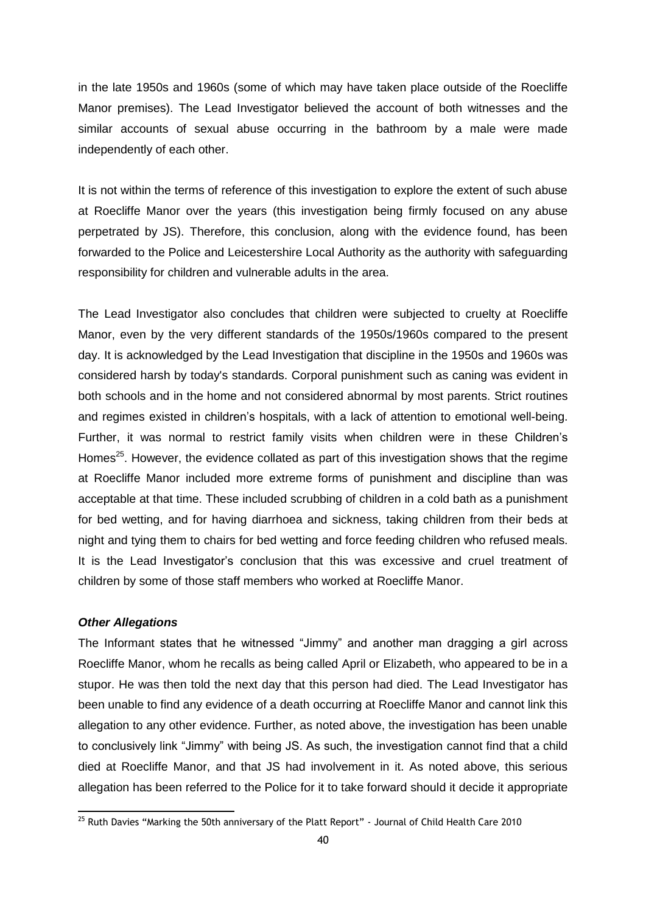in the late 1950s and 1960s (some of which may have taken place outside of the Roecliffe Manor premises). The Lead Investigator believed the account of both witnesses and the similar accounts of sexual abuse occurring in the bathroom by a male were made independently of each other.

It is not within the terms of reference of this investigation to explore the extent of such abuse at Roecliffe Manor over the years (this investigation being firmly focused on any abuse perpetrated by JS). Therefore, this conclusion, along with the evidence found, has been forwarded to the Police and Leicestershire Local Authority as the authority with safeguarding responsibility for children and vulnerable adults in the area.

The Lead Investigator also concludes that children were subjected to cruelty at Roecliffe Manor, even by the very different standards of the 1950s/1960s compared to the present day. It is acknowledged by the Lead Investigation that discipline in the 1950s and 1960s was considered harsh by today's standards. Corporal punishment such as caning was evident in both schools and in the home and not considered abnormal by most parents. Strict routines and regimes existed in children's hospitals, with a lack of attention to emotional well-being. Further, it was normal to restrict family visits when children were in these Children's Homes[25]. However, the evidence collated as part of this investigation shows that the regime at Roecliffe Manor included more extreme forms of punishment and discipline than was acceptable at that time. These included scrubbing of children in a cold bath as a punishment for bed wetting, and for having diarrhoea and sickness, taking children from their beds at night and tying them to chairs for bed wetting and force feeding children who refused meals. It is the Lead Investigator's conclusion that this was excessive and cruel treatment of children by some of those staff members who worked at Roecliffe Manor.

***Other Allegations***

The Informant states that he witnessed "Jimmy" and another man dragging a girl across Roecliffe Manor, whom he recalls as being called April or Elizabeth, who appeared to be in a stupor. He was then told the next day that this person had died. The Lead Investigator has been unable to find any evidence of a death occurring at Roecliffe Manor and cannot link this allegation to any other evidence. Further, as noted above, the investigation has been unable to conclusively link "Jimmy" with being JS. As such, the investigation cannot find that a child died at Roecliffe Manor, and that JS had involvement in it. As noted above, this serious allegation has been referred to the Police for it to take forward should it decide it appropriate

---

[25] Ruth Davies "Marking the 50th anniversary of the Platt Report" - Journal of Child Health Care 2010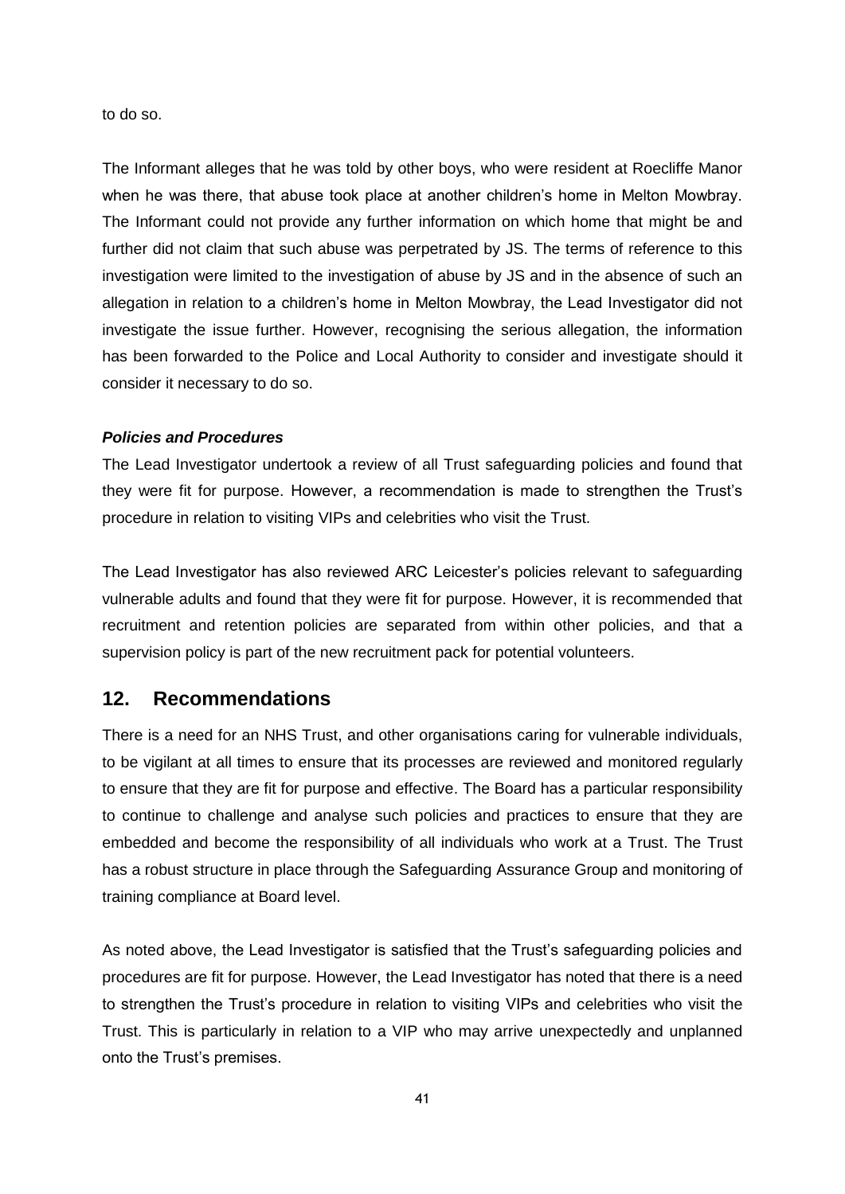to do so.

The Informant alleges that he was told by other boys, who were resident at Roecliffe Manor when he was there, that abuse took place at another children's home in Melton Mowbray. The Informant could not provide any further information on which home that might be and further did not claim that such abuse was perpetrated by JS. The terms of reference to this investigation were limited to the investigation of abuse by JS and in the absence of such an allegation in relation to a children's home in Melton Mowbray, the Lead Investigator did not investigate the issue further. However, recognising the serious allegation, the information has been forwarded to the Police and Local Authority to consider and investigate should it consider it necessary to do so.

***Policies and Procedures***

The Lead Investigator undertook a review of all Trust safeguarding policies and found that they were fit for purpose. However, a recommendation is made to strengthen the Trust's procedure in relation to visiting VIPs and celebrities who visit the Trust.

The Lead Investigator has also reviewed ARC Leicester's policies relevant to safeguarding vulnerable adults and found that they were fit for purpose. However, it is recommended that recruitment and retention policies are separated from within other policies, and that a supervision policy is part of the new recruitment pack for potential volunteers.

## 12. Recommendations

There is a need for an NHS Trust, and other organisations caring for vulnerable individuals, to be vigilant at all times to ensure that its processes are reviewed and monitored regularly to ensure that they are fit for purpose and effective. The Board has a particular responsibility to continue to challenge and analyse such policies and practices to ensure that they are embedded and become the responsibility of all individuals who work at a Trust. The Trust has a robust structure in place through the Safeguarding Assurance Group and monitoring of training compliance at Board level.

As noted above, the Lead Investigator is satisfied that the Trust's safeguarding policies and procedures are fit for purpose. However, the Lead Investigator has noted that there is a need to strengthen the Trust's procedure in relation to visiting VIPs and celebrities who visit the Trust. This is particularly in relation to a VIP who may arrive unexpectedly and unplanned onto the Trust's premises.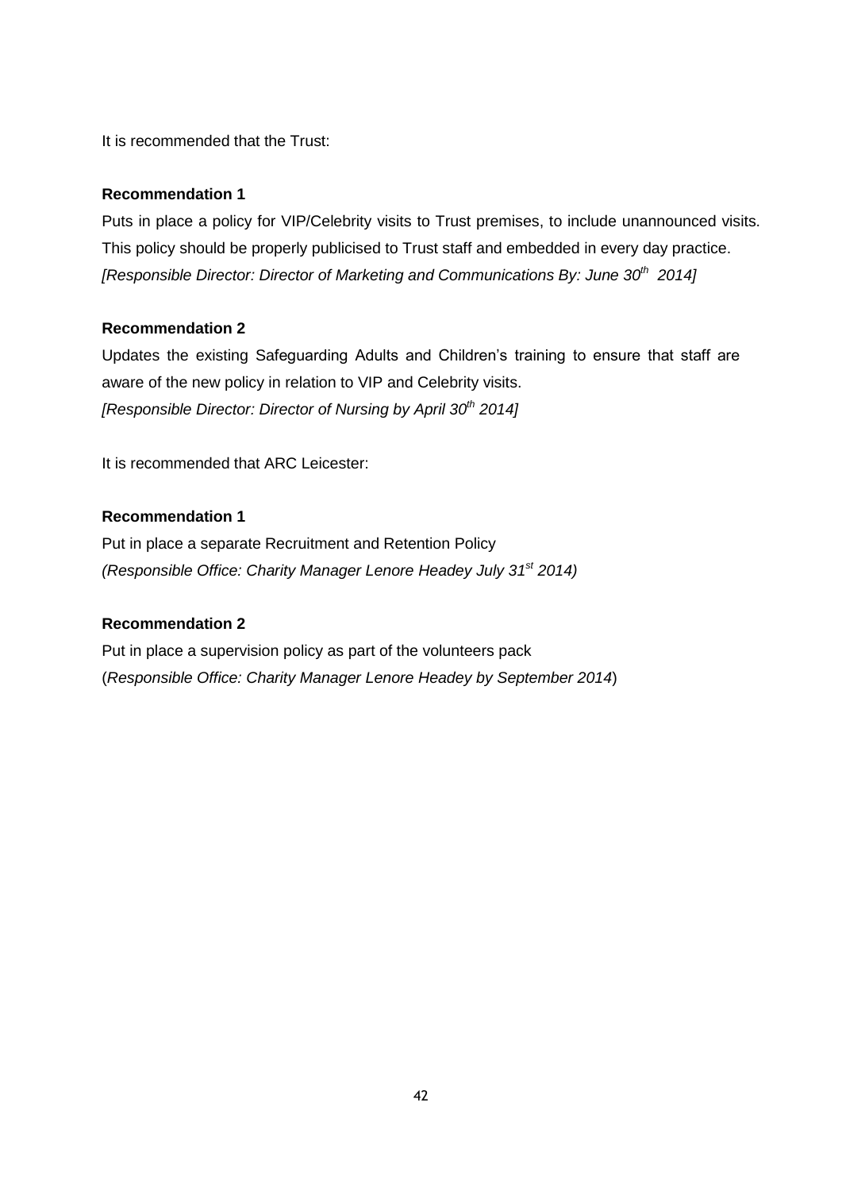It is recommended that the Trust:

**Recommendation 1**

Puts in place a policy for VIP/Celebrity visits to Trust premises, to include unannounced visits. This policy should be properly publicised to Trust staff and embedded in every day practice. *[Responsible Director: Director of Marketing and Communications By: June 30th 2014]*

**Recommendation 2**

Updates the existing Safeguarding Adults and Children's training to ensure that staff are aware of the new policy in relation to VIP and Celebrity visits. *[Responsible Director: Director of Nursing by April 30th 2014]*

It is recommended that ARC Leicester:

**Recommendation 1**

Put in place a separate Recruitment and Retention Policy *(Responsible Office: Charity Manager Lenore Headey July 31st 2014)*

**Recommendation 2**

Put in place a supervision policy as part of the volunteers pack (*Responsible Office: Charity Manager Lenore Headey by September 2014*)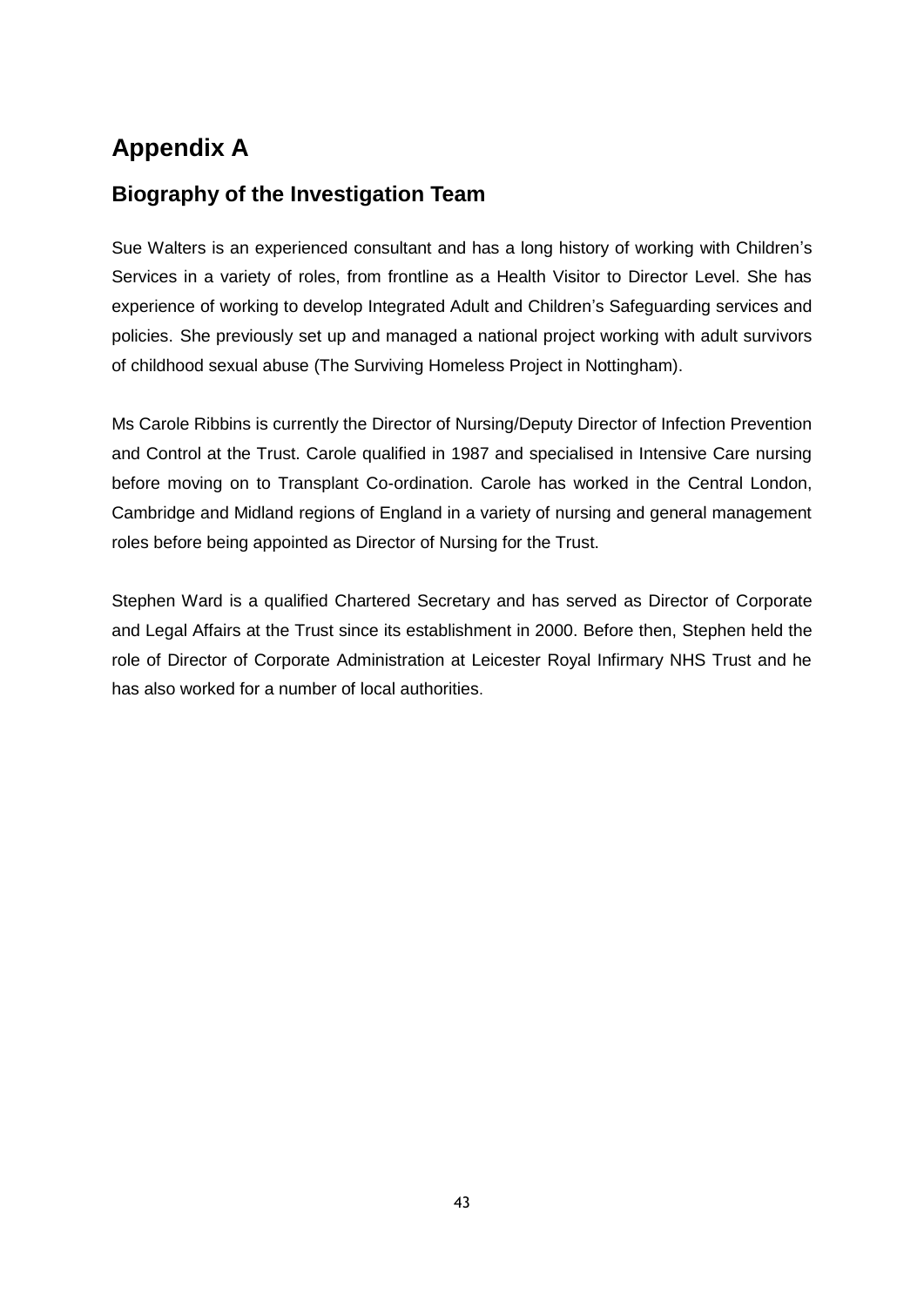# Appendix A

## Biography of the Investigation Team

Sue Walters is an experienced consultant and has a long history of working with Children's Services in a variety of roles, from frontline as a Health Visitor to Director Level. She has experience of working to develop Integrated Adult and Children's Safeguarding services and policies. She previously set up and managed a national project working with adult survivors of childhood sexual abuse (The Surviving Homeless Project in Nottingham).

Ms Carole Ribbins is currently the Director of Nursing/Deputy Director of Infection Prevention and Control at the Trust. Carole qualified in 1987 and specialised in Intensive Care nursing before moving on to Transplant Co-ordination. Carole has worked in the Central London, Cambridge and Midland regions of England in a variety of nursing and general management roles before being appointed as Director of Nursing for the Trust.

Stephen Ward is a qualified Chartered Secretary and has served as Director of Corporate and Legal Affairs at the Trust since its establishment in 2000. Before then, Stephen held the role of Director of Corporate Administration at Leicester Royal Infirmary NHS Trust and he has also worked for a number of local authorities.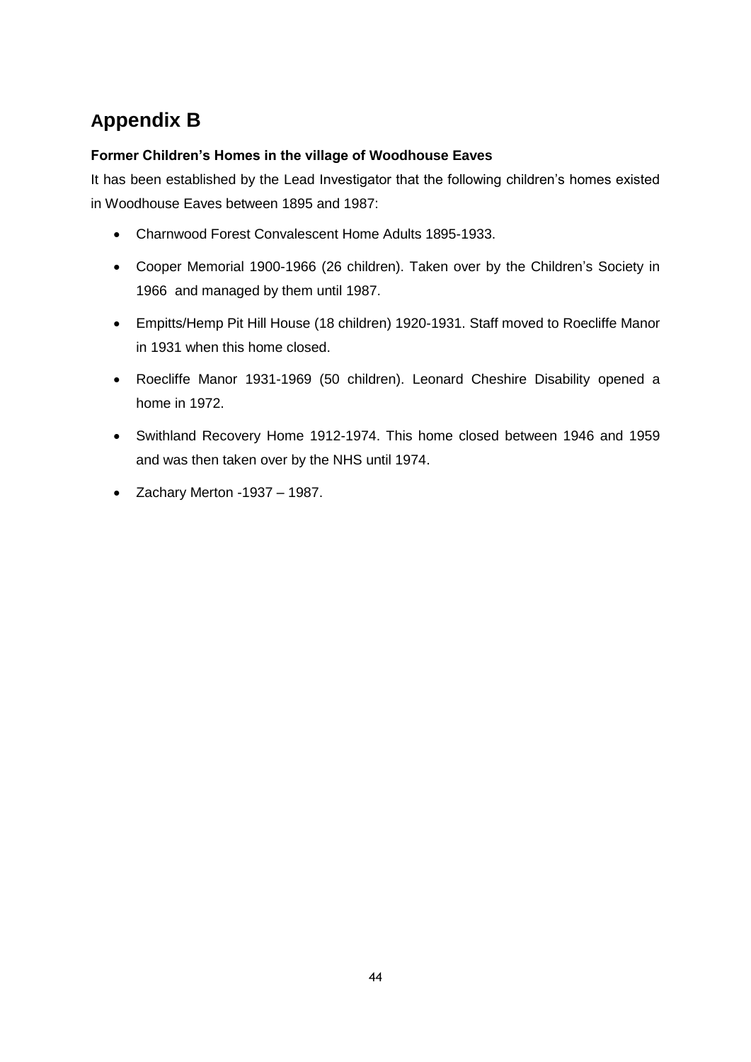# Appendix B

**Former Children's Homes in the village of Woodhouse Eaves**

It has been established by the Lead Investigator that the following children's homes existed in Woodhouse Eaves between 1895 and 1987:

- Charnwood Forest Convalescent Home Adults 1895-1933.
- Cooper Memorial 1900-1966 (26 children). Taken over by the Children's Society in 1966 and managed by them until 1987.
- Empitts/Hemp Pit Hill House (18 children) 1920-1931. Staff moved to Roecliffe Manor in 1931 when this home closed.
- Roecliffe Manor 1931-1969 (50 children). Leonard Cheshire Disability opened a home in 1972.
- Swithland Recovery Home 1912-1974. This home closed between 1946 and 1959 and was then taken over by the NHS until 1974.
- Zachary Merton -1937 – 1987.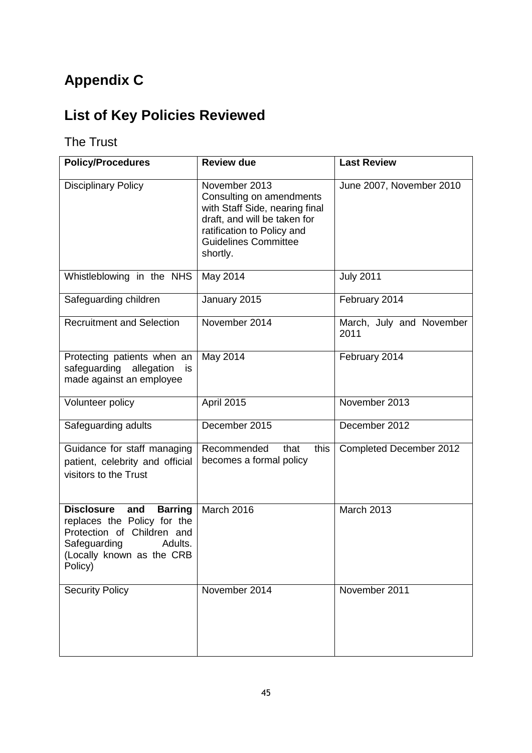# Appendix C

# List of Key Policies Reviewed

## The Trust

| Policy/Procedures | Review due | Last Review |
|---|---|---|
| Disciplinary Policy | November 2013 Consulting on amendments with Staff Side, nearing final draft, and will be taken for ratification to Policy and Guidelines Committee shortly. | June 2007, November 2010 |
| Whistleblowing in the NHS | May 2014 | July 2011 |
| Safeguarding children | January 2015 | February 2014 |
| Recruitment and Selection | November 2014 | March, July and November 2011 |
| Protecting patients when an safeguarding allegation is made against an employee | May 2014 | February 2014 |
| Volunteer policy | April 2015 | November 2013 |
| Safeguarding adults | December 2015 | December 2012 |
| Guidance for staff managing patient, celebrity and official visitors to the Trust | Recommended that this becomes a formal policy | Completed December 2012 |
| **Disclosure and Barring** replaces the Policy for the Protection of Children and Safeguarding Adults. (Locally known as the CRB Policy) | March 2016 | March 2013 |
| Security Policy | November 2014 | November 2011 |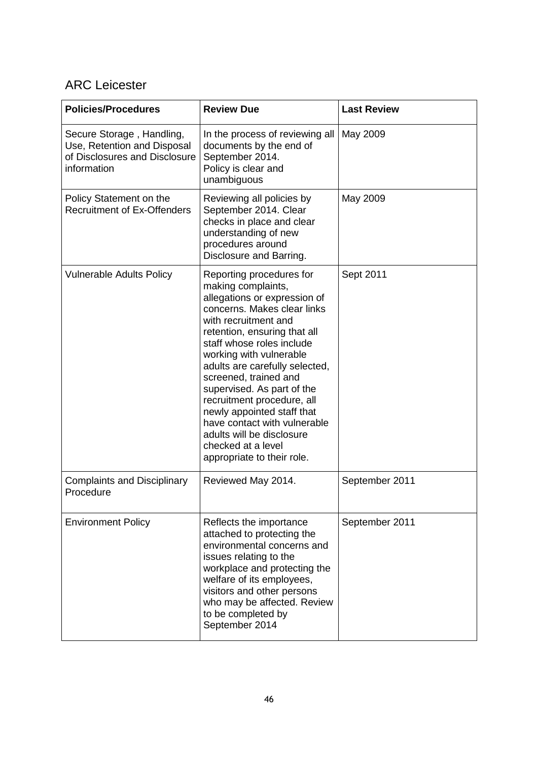## ARC Leicester

| Policies/Procedures | Review Due | Last Review |
|---|---|---|
| Secure Storage , Handling, Use, Retention and Disposal of Disclosures and Disclosure information | In the process of reviewing all documents by the end of September 2014. Policy is clear and unambiguous | May 2009 |
| Policy Statement on the Recruitment of Ex-Offenders | Reviewing all policies by September 2014. Clear checks in place and clear understanding of new procedures around Disclosure and Barring. | May 2009 |
| Vulnerable Adults Policy | Reporting procedures for making complaints, allegations or expression of concerns. Makes clear links with recruitment and retention, ensuring that all staff whose roles include working with vulnerable adults are carefully selected, screened, trained and supervised. As part of the recruitment procedure, all newly appointed staff that have contact with vulnerable adults will be disclosure checked at a level appropriate to their role. | Sept 2011 |
| Complaints and Disciplinary Procedure | Reviewed May 2014. | September 2011 |
| Environment Policy | Reflects the importance attached to protecting the environmental concerns and issues relating to the workplace and protecting the welfare of its employees, visitors and other persons who may be affected. Review to be completed by September 2014 | September 2011 |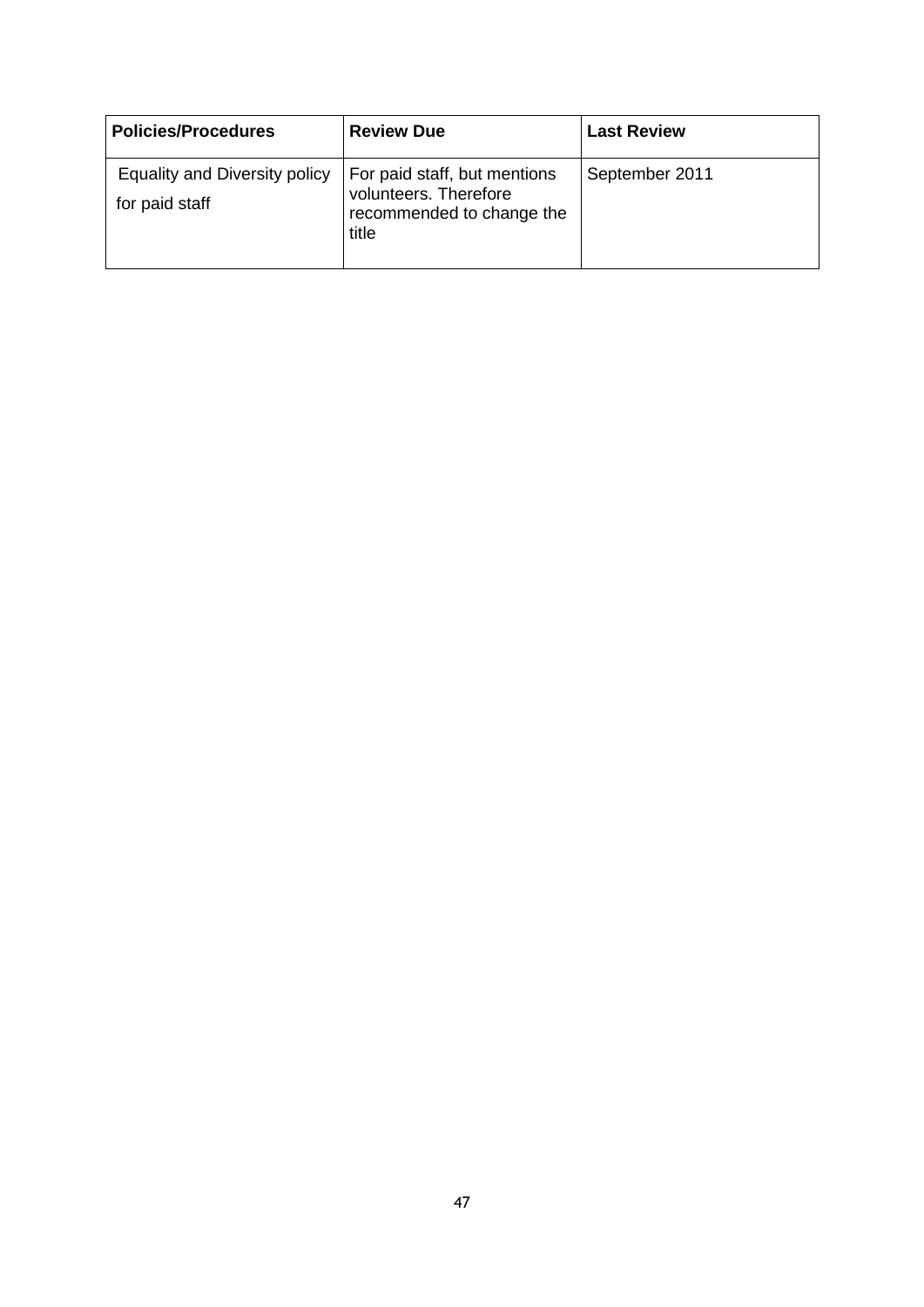| Policies/Procedures | Review Due | Last Review |
|---|---|---|
| Equality and Diversity policy for paid staff | For paid staff, but mentions volunteers. Therefore recommended to change the title | September 2011 |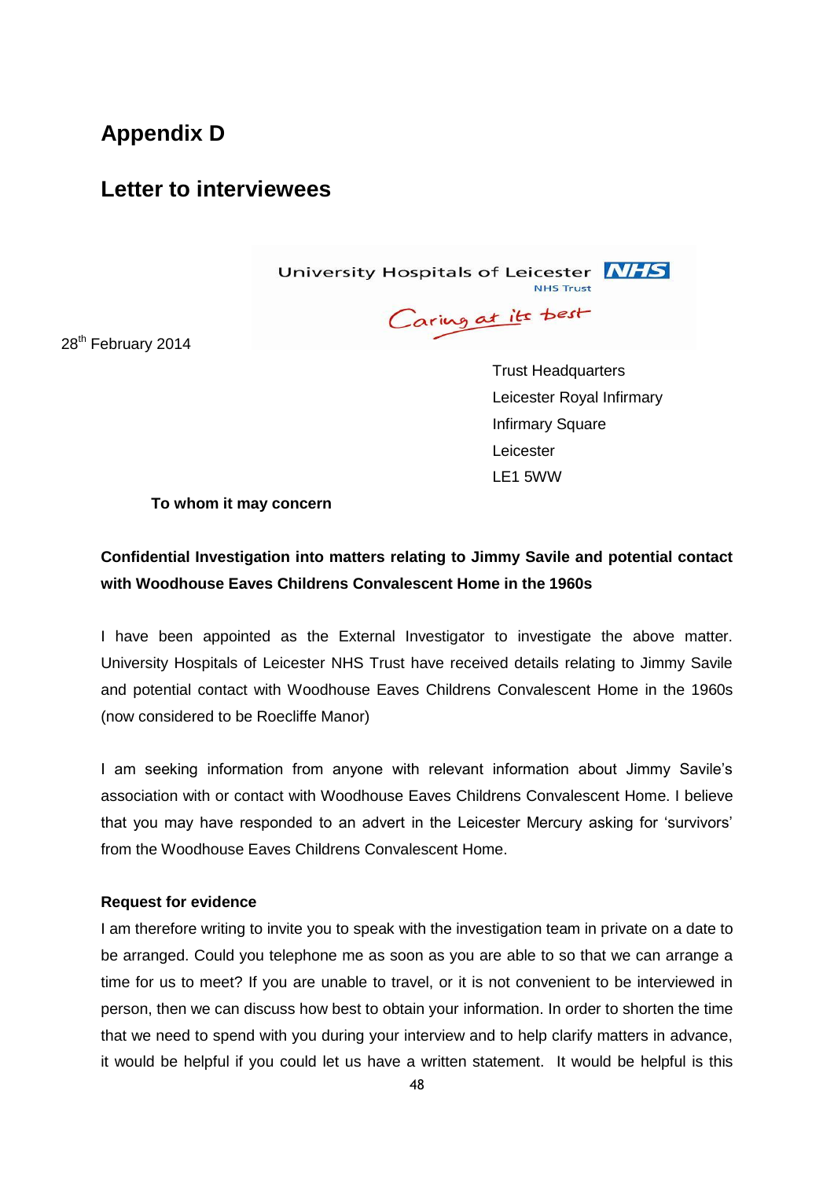## Appendix D

## Letter to interviewees

University Hospitals of Leicester NHS Trust

*Caring at its best*

28th February 2014

Trust Headquarters
Leicester Royal Infirmary
Infirmary Square
Leicester
LE1 5WW

**To whom it may concern**

**Confidential Investigation into matters relating to Jimmy Savile and potential contact with Woodhouse Eaves Childrens Convalescent Home in the 1960s**

I have been appointed as the External Investigator to investigate the above matter. University Hospitals of Leicester NHS Trust have received details relating to Jimmy Savile and potential contact with Woodhouse Eaves Childrens Convalescent Home in the 1960s (now considered to be Roecliffe Manor)

I am seeking information from anyone with relevant information about Jimmy Savile's association with or contact with Woodhouse Eaves Childrens Convalescent Home. I believe that you may have responded to an advert in the Leicester Mercury asking for 'survivors' from the Woodhouse Eaves Childrens Convalescent Home.

**Request for evidence**

I am therefore writing to invite you to speak with the investigation team in private on a date to be arranged. Could you telephone me as soon as you are able to so that we can arrange a time for us to meet? If you are unable to travel, or it is not convenient to be interviewed in person, then we can discuss how best to obtain your information. In order to shorten the time that we need to spend with you during your interview and to help clarify matters in advance, it would be helpful if you could let us have a written statement. It would be helpful is this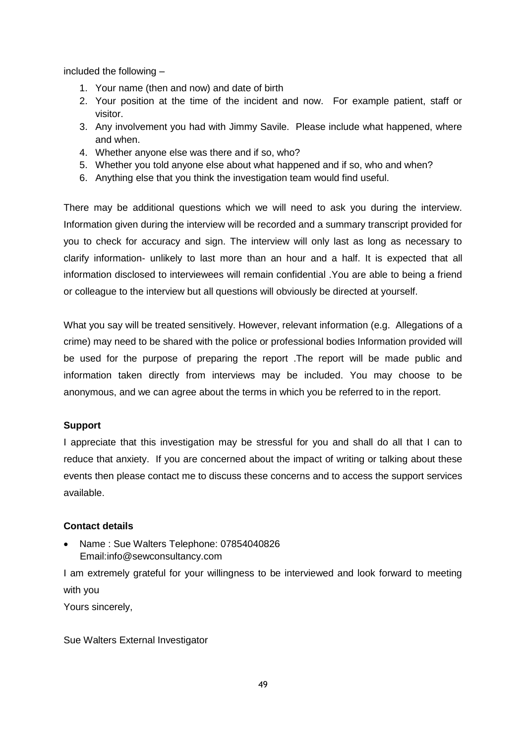included the following –

1. Your name (then and now) and date of birth
2. Your position at the time of the incident and now. For example patient, staff or visitor.
3. Any involvement you had with Jimmy Savile. Please include what happened, where and when.
4. Whether anyone else was there and if so, who?
5. Whether you told anyone else about what happened and if so, who and when?
6. Anything else that you think the investigation team would find useful.

There may be additional questions which we will need to ask you during the interview. Information given during the interview will be recorded and a summary transcript provided for you to check for accuracy and sign. The interview will only last as long as necessary to clarify information- unlikely to last more than an hour and a half. It is expected that all information disclosed to interviewees will remain confidential .You are able to being a friend or colleague to the interview but all questions will obviously be directed at yourself.

What you say will be treated sensitively. However, relevant information (e.g. Allegations of a crime) may need to be shared with the police or professional bodies Information provided will be used for the purpose of preparing the report .The report will be made public and information taken directly from interviews may be included. You may choose to be anonymous, and we can agree about the terms in which you be referred to in the report.

**Support**

I appreciate that this investigation may be stressful for you and shall do all that I can to reduce that anxiety. If you are concerned about the impact of writing or talking about these events then please contact me to discuss these concerns and to access the support services available.

**Contact details**

- Name : Sue Walters Telephone: 07854040826
  Email:info@sewconsultancy.com

I am extremely grateful for your willingness to be interviewed and look forward to meeting with you

Yours sincerely,

Sue Walters External Investigator